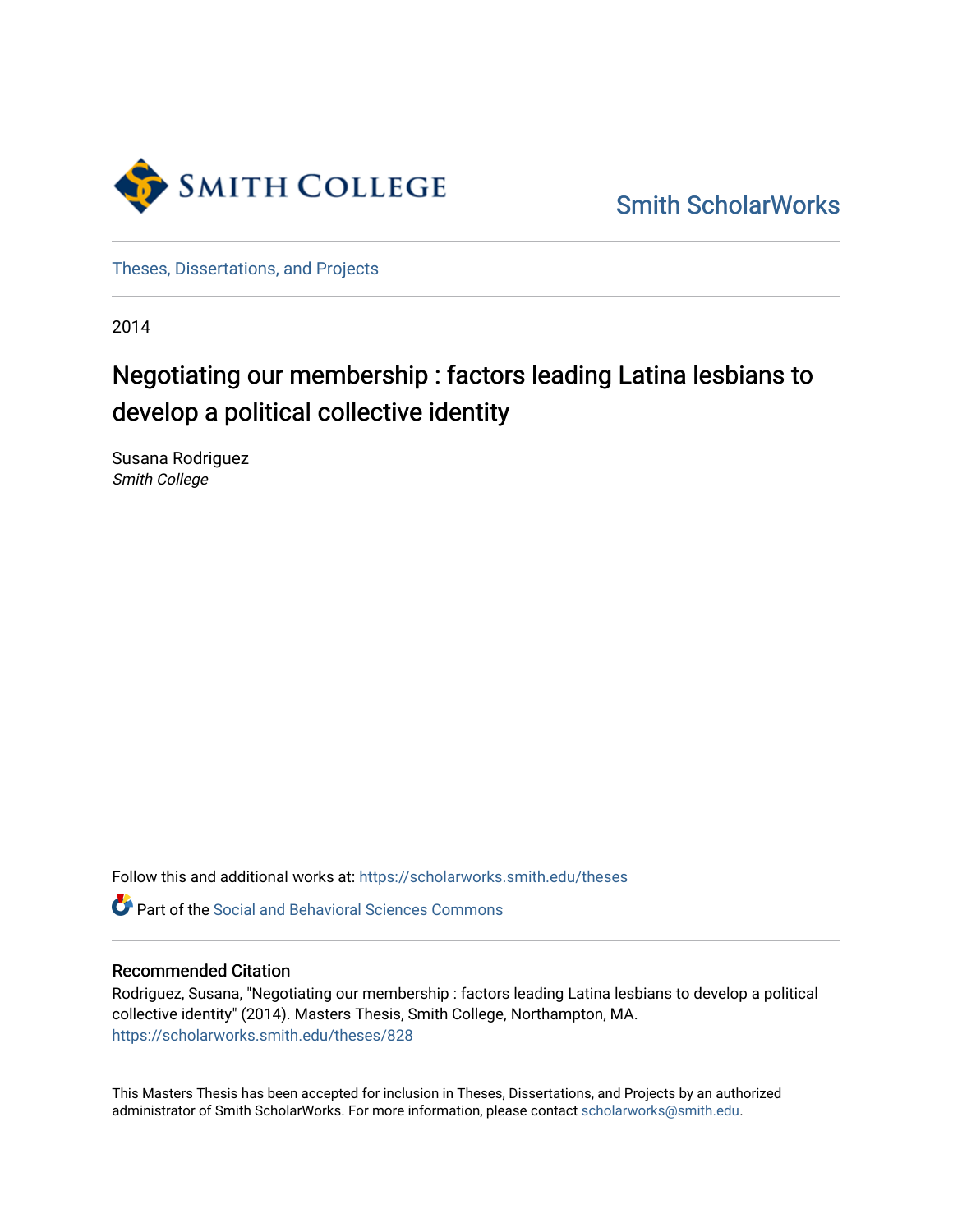Smith College

Smith ScholarWorks

Theses, Dissertations, and Projects

2014

# Negotiating our membership : factors leading Latina lesbians to develop a political collective identity

Susana Rodriguez
*Smith College*

Follow this and additional works at: https://scholarworks.smith.edu/theses

Part of the Social and Behavioral Sciences Commons

## Recommended Citation

Rodriguez, Susana, "Negotiating our membership : factors leading Latina lesbians to develop a political collective identity" (2014). Masters Thesis, Smith College, Northampton, MA.
https://scholarworks.smith.edu/theses/828

This Masters Thesis has been accepted for inclusion in Theses, Dissertations, and Projects by an authorized administrator of Smith ScholarWorks. For more information, please contact scholarworks@smith.edu.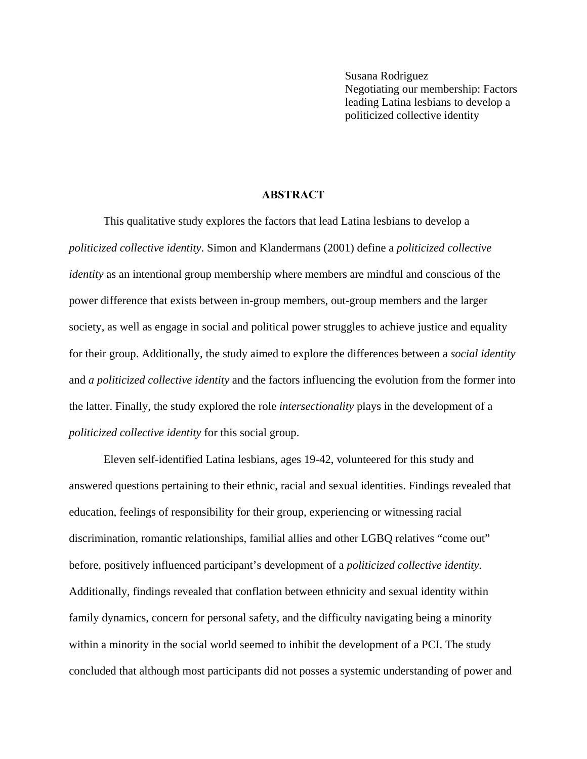Susana Rodriguez
Negotiating our membership: Factors leading Latina lesbians to develop a politicized collective identity

## ABSTRACT

This qualitative study explores the factors that lead Latina lesbians to develop a *politicized collective identity*. Simon and Klandermans (2001) define a *politicized collective identity* as an intentional group membership where members are mindful and conscious of the power difference that exists between in-group members, out-group members and the larger society, as well as engage in social and political power struggles to achieve justice and equality for their group. Additionally, the study aimed to explore the differences between a *social identity* and *a politicized collective identity* and the factors influencing the evolution from the former into the latter. Finally, the study explored the role *intersectionality* plays in the development of a *politicized collective identity* for this social group.

Eleven self-identified Latina lesbians, ages 19-42, volunteered for this study and answered questions pertaining to their ethnic, racial and sexual identities. Findings revealed that education, feelings of responsibility for their group, experiencing or witnessing racial discrimination, romantic relationships, familial allies and other LGBQ relatives "come out" before, positively influenced participant's development of a *politicized collective identity*. Additionally, findings revealed that conflation between ethnicity and sexual identity within family dynamics, concern for personal safety, and the difficulty navigating being a minority within a minority in the social world seemed to inhibit the development of a PCI. The study concluded that although most participants did not posses a systemic understanding of power and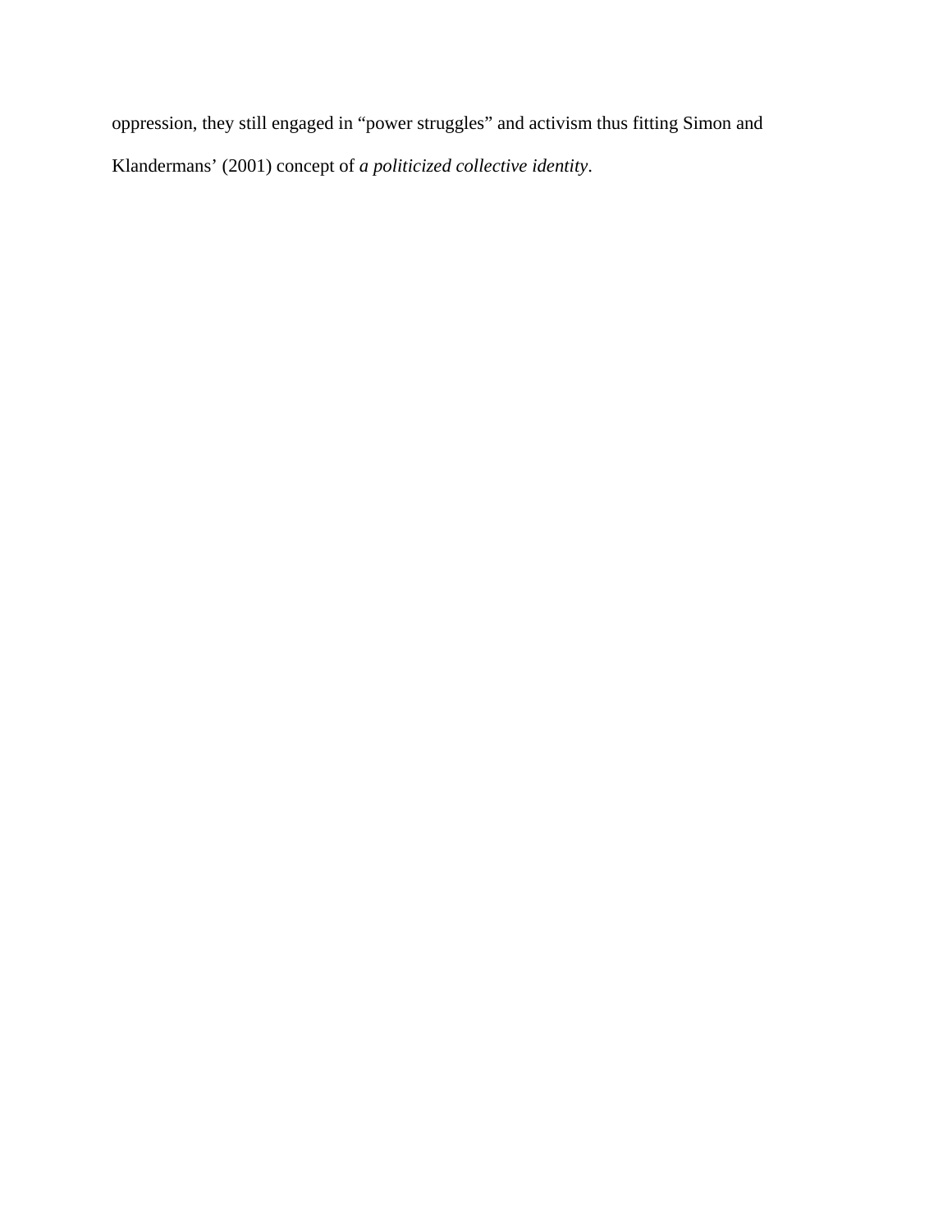oppression, they still engaged in "power struggles" and activism thus fitting Simon and Klandermans' (2001) concept of *a politicized collective identity*.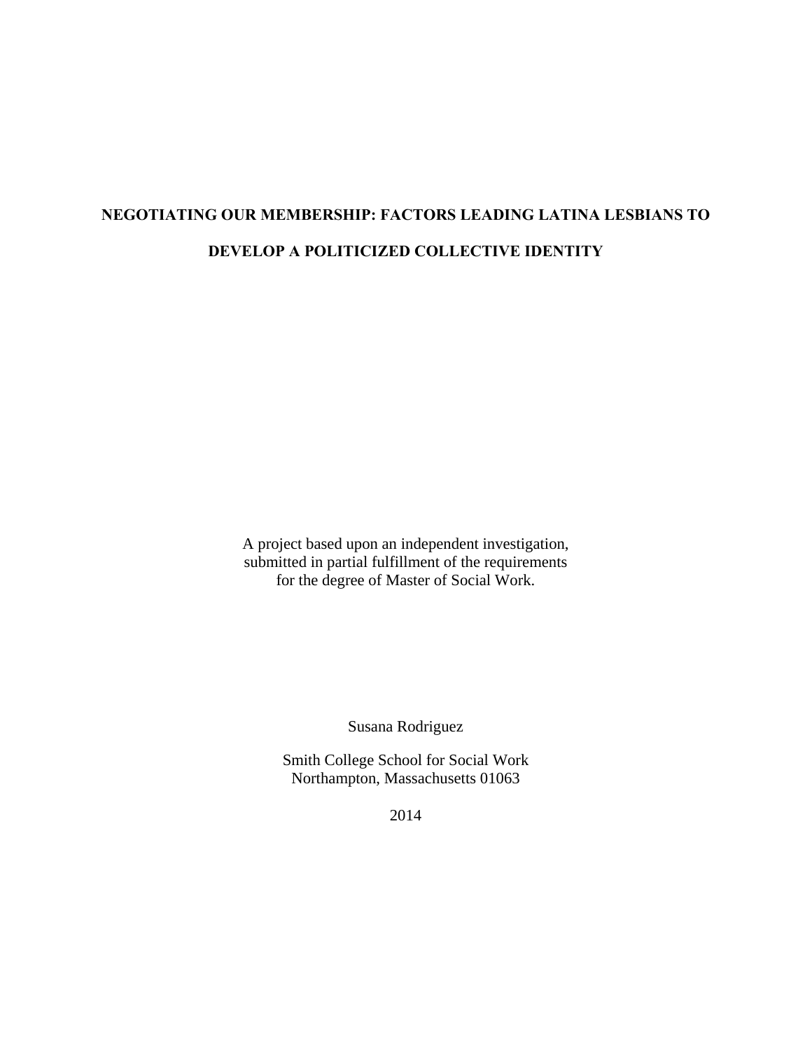# NEGOTIATING OUR MEMBERSHIP: FACTORS LEADING LATINA LESBIANS TO DEVELOP A POLITICIZED COLLECTIVE IDENTITY

A project based upon an independent investigation,
submitted in partial fulfillment of the requirements
for the degree of Master of Social Work.

Susana Rodriguez

Smith College School for Social Work
Northampton, Massachusetts 01063

2014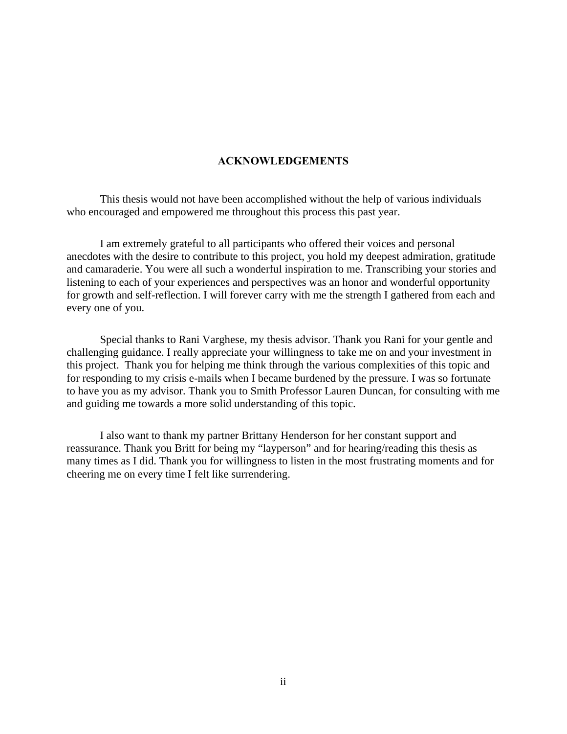## ACKNOWLEDGEMENTS

This thesis would not have been accomplished without the help of various individuals who encouraged and empowered me throughout this process this past year.

I am extremely grateful to all participants who offered their voices and personal anecdotes with the desire to contribute to this project, you hold my deepest admiration, gratitude and camaraderie. You were all such a wonderful inspiration to me. Transcribing your stories and listening to each of your experiences and perspectives was an honor and wonderful opportunity for growth and self-reflection. I will forever carry with me the strength I gathered from each and every one of you.

Special thanks to Rani Varghese, my thesis advisor. Thank you Rani for your gentle and challenging guidance. I really appreciate your willingness to take me on and your investment in this project. Thank you for helping me think through the various complexities of this topic and for responding to my crisis e-mails when I became burdened by the pressure. I was so fortunate to have you as my advisor. Thank you to Smith Professor Lauren Duncan, for consulting with me and guiding me towards a more solid understanding of this topic.

I also want to thank my partner Brittany Henderson for her constant support and reassurance. Thank you Britt for being my "layperson" and for hearing/reading this thesis as many times as I did. Thank you for willingness to listen in the most frustrating moments and for cheering me on every time I felt like surrendering.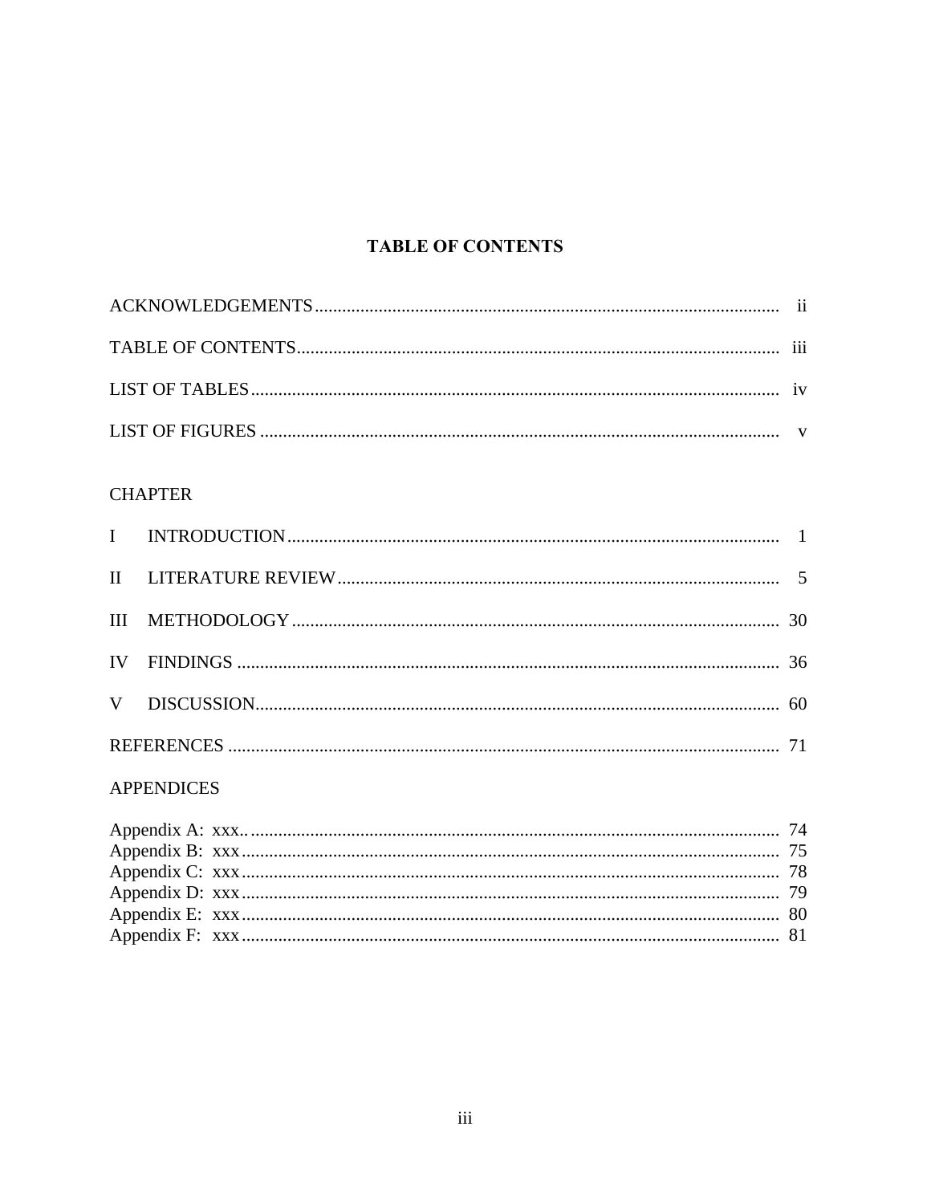# TABLE OF CONTENTS

ACKNOWLEDGEMENTS ........ ii

TABLE OF CONTENTS ........ iii

LIST OF TABLES ........ iv

LIST OF FIGURES ........ v

CHAPTER

I INTRODUCTION ........ 1

II LITERATURE REVIEW ........ 5

III METHODOLOGY ........ 30

IV FINDINGS ........ 36

V DISCUSSION ........ 60

REFERENCES ........ 71

APPENDICES

Appendix A: xxx.. ........ 74
Appendix B: xxx ........ 75
Appendix C: xxx ........ 78
Appendix D: xxx ........ 79
Appendix E: xxx ........ 80
Appendix F: xxx ........ 81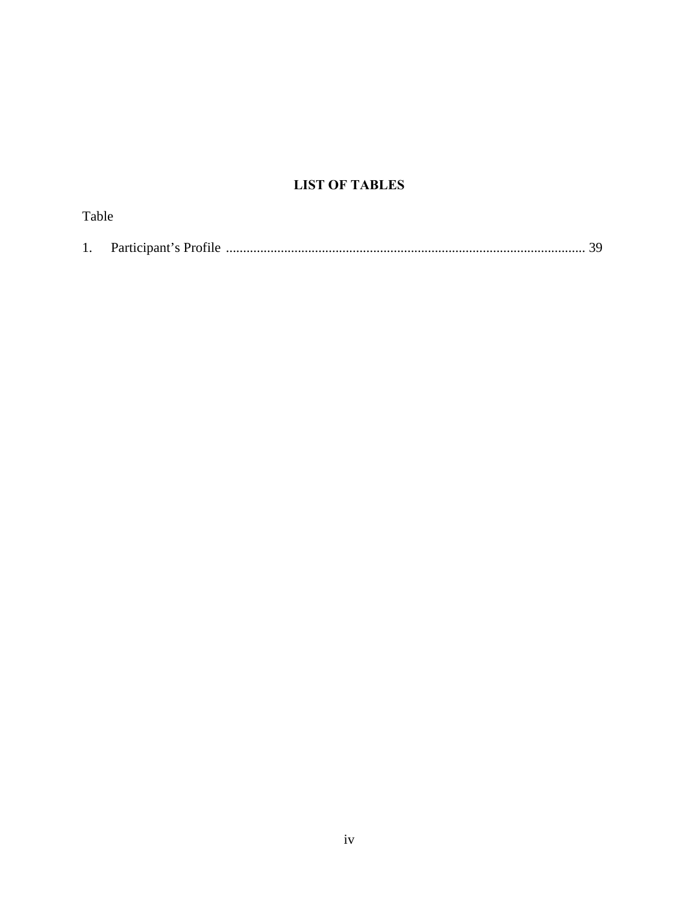# LIST OF TABLES

Table

1. Participant's Profile ........................................................................................................ 39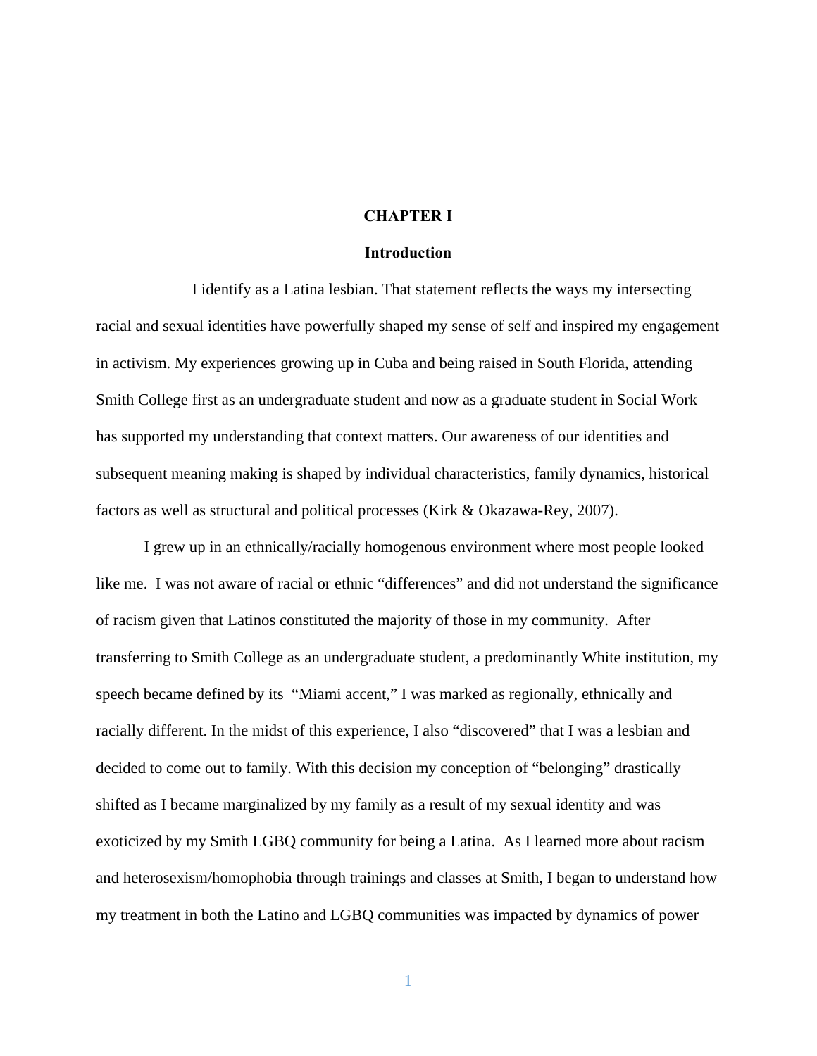# CHAPTER I

## Introduction

I identify as a Latina lesbian. That statement reflects the ways my intersecting racial and sexual identities have powerfully shaped my sense of self and inspired my engagement in activism. My experiences growing up in Cuba and being raised in South Florida, attending Smith College first as an undergraduate student and now as a graduate student in Social Work has supported my understanding that context matters. Our awareness of our identities and subsequent meaning making is shaped by individual characteristics, family dynamics, historical factors as well as structural and political processes (Kirk & Okazawa-Rey, 2007).

I grew up in an ethnically/racially homogenous environment where most people looked like me. I was not aware of racial or ethnic "differences" and did not understand the significance of racism given that Latinos constituted the majority of those in my community. After transferring to Smith College as an undergraduate student, a predominantly White institution, my speech became defined by its "Miami accent," I was marked as regionally, ethnically and racially different. In the midst of this experience, I also "discovered" that I was a lesbian and decided to come out to family. With this decision my conception of "belonging" drastically shifted as I became marginalized by my family as a result of my sexual identity and was exoticized by my Smith LGBQ community for being a Latina. As I learned more about racism and heterosexism/homophobia through trainings and classes at Smith, I began to understand how my treatment in both the Latino and LGBQ communities was impacted by dynamics of power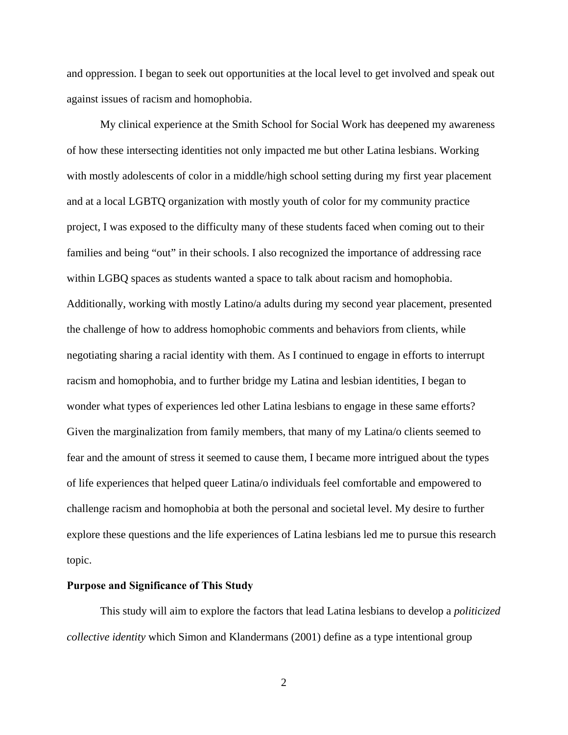and oppression. I began to seek out opportunities at the local level to get involved and speak out against issues of racism and homophobia.

My clinical experience at the Smith School for Social Work has deepened my awareness of how these intersecting identities not only impacted me but other Latina lesbians. Working with mostly adolescents of color in a middle/high school setting during my first year placement and at a local LGBTQ organization with mostly youth of color for my community practice project, I was exposed to the difficulty many of these students faced when coming out to their families and being "out" in their schools. I also recognized the importance of addressing race within LGBQ spaces as students wanted a space to talk about racism and homophobia. Additionally, working with mostly Latino/a adults during my second year placement, presented the challenge of how to address homophobic comments and behaviors from clients, while negotiating sharing a racial identity with them. As I continued to engage in efforts to interrupt racism and homophobia, and to further bridge my Latina and lesbian identities, I began to wonder what types of experiences led other Latina lesbians to engage in these same efforts? Given the marginalization from family members, that many of my Latina/o clients seemed to fear and the amount of stress it seemed to cause them, I became more intrigued about the types of life experiences that helped queer Latina/o individuals feel comfortable and empowered to challenge racism and homophobia at both the personal and societal level. My desire to further explore these questions and the life experiences of Latina lesbians led me to pursue this research topic.

### Purpose and Significance of This Study

This study will aim to explore the factors that lead Latina lesbians to develop a *politicized collective identity* which Simon and Klandermans (2001) define as a type intentional group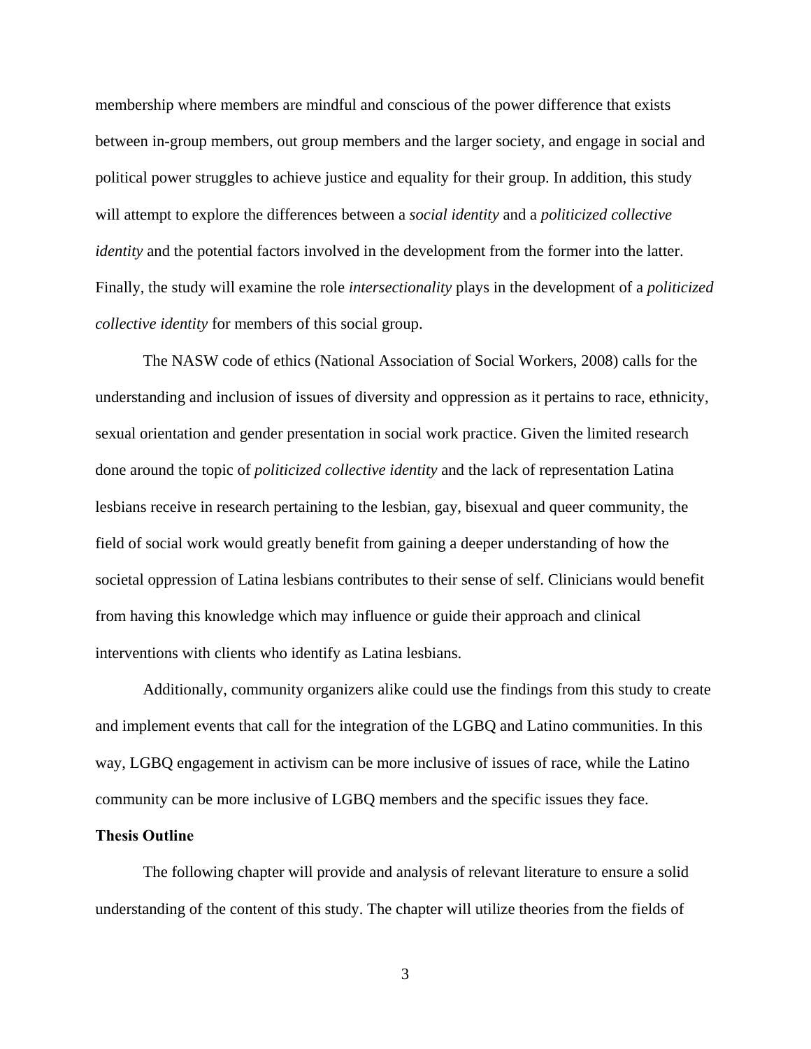membership where members are mindful and conscious of the power difference that exists between in-group members, out group members and the larger society, and engage in social and political power struggles to achieve justice and equality for their group. In addition, this study will attempt to explore the differences between a *social identity* and a *politicized collective identity* and the potential factors involved in the development from the former into the latter. Finally, the study will examine the role *intersectionality* plays in the development of a *politicized collective identity* for members of this social group.

The NASW code of ethics (National Association of Social Workers, 2008) calls for the understanding and inclusion of issues of diversity and oppression as it pertains to race, ethnicity, sexual orientation and gender presentation in social work practice. Given the limited research done around the topic of *politicized collective identity* and the lack of representation Latina lesbians receive in research pertaining to the lesbian, gay, bisexual and queer community, the field of social work would greatly benefit from gaining a deeper understanding of how the societal oppression of Latina lesbians contributes to their sense of self. Clinicians would benefit from having this knowledge which may influence or guide their approach and clinical interventions with clients who identify as Latina lesbians.

Additionally, community organizers alike could use the findings from this study to create and implement events that call for the integration of the LGBQ and Latino communities. In this way, LGBQ engagement in activism can be more inclusive of issues of race, while the Latino community can be more inclusive of LGBQ members and the specific issues they face.

**Thesis Outline**

The following chapter will provide and analysis of relevant literature to ensure a solid understanding of the content of this study. The chapter will utilize theories from the fields of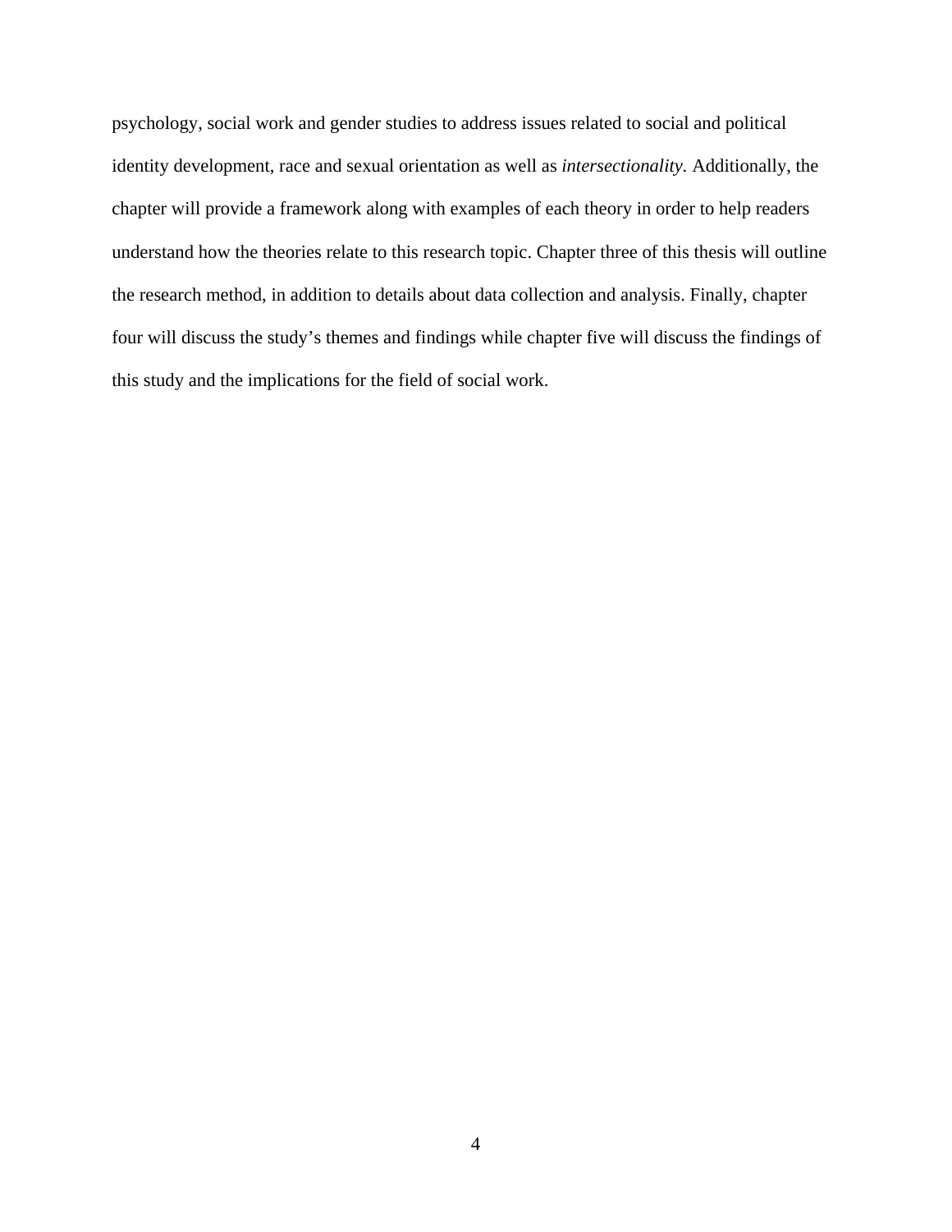psychology, social work and gender studies to address issues related to social and political identity development, race and sexual orientation as well as *intersectionality.* Additionally, the chapter will provide a framework along with examples of each theory in order to help readers understand how the theories relate to this research topic. Chapter three of this thesis will outline the research method, in addition to details about data collection and analysis. Finally, chapter four will discuss the study's themes and findings while chapter five will discuss the findings of this study and the implications for the field of social work.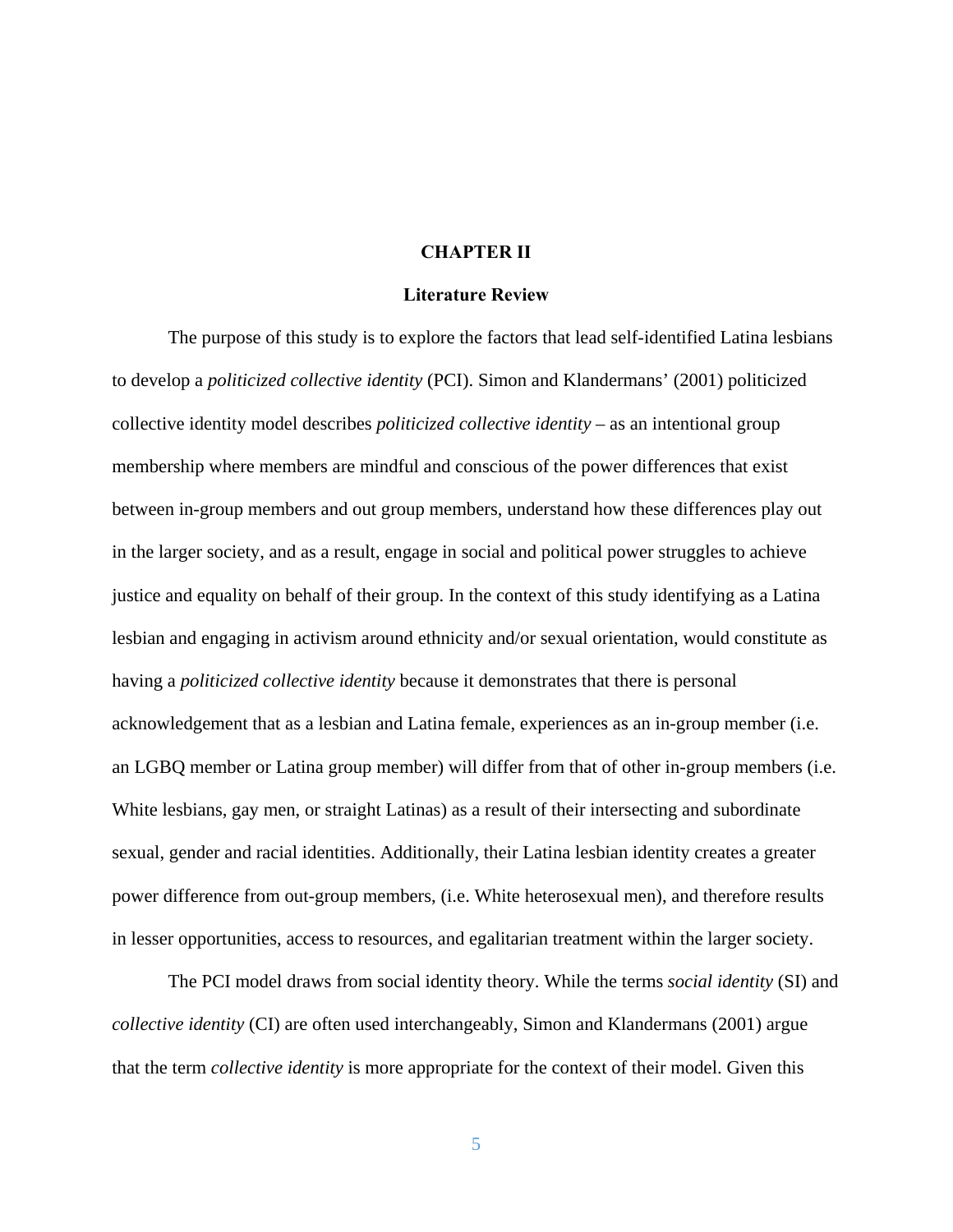# CHAPTER II

## Literature Review

The purpose of this study is to explore the factors that lead self-identified Latina lesbians to develop a *politicized collective identity* (PCI). Simon and Klandermans' (2001) politicized collective identity model describes *politicized collective identity* – as an intentional group membership where members are mindful and conscious of the power differences that exist between in-group members and out group members, understand how these differences play out in the larger society, and as a result, engage in social and political power struggles to achieve justice and equality on behalf of their group. In the context of this study identifying as a Latina lesbian and engaging in activism around ethnicity and/or sexual orientation, would constitute as having a *politicized collective identity* because it demonstrates that there is personal acknowledgement that as a lesbian and Latina female, experiences as an in-group member (i.e. an LGBQ member or Latina group member) will differ from that of other in-group members (i.e. White lesbians, gay men, or straight Latinas) as a result of their intersecting and subordinate sexual, gender and racial identities. Additionally, their Latina lesbian identity creates a greater power difference from out-group members, (i.e. White heterosexual men), and therefore results in lesser opportunities, access to resources, and egalitarian treatment within the larger society.

The PCI model draws from social identity theory. While the terms *social identity* (SI) and *collective identity* (CI) are often used interchangeably, Simon and Klandermans (2001) argue that the term *collective identity* is more appropriate for the context of their model. Given this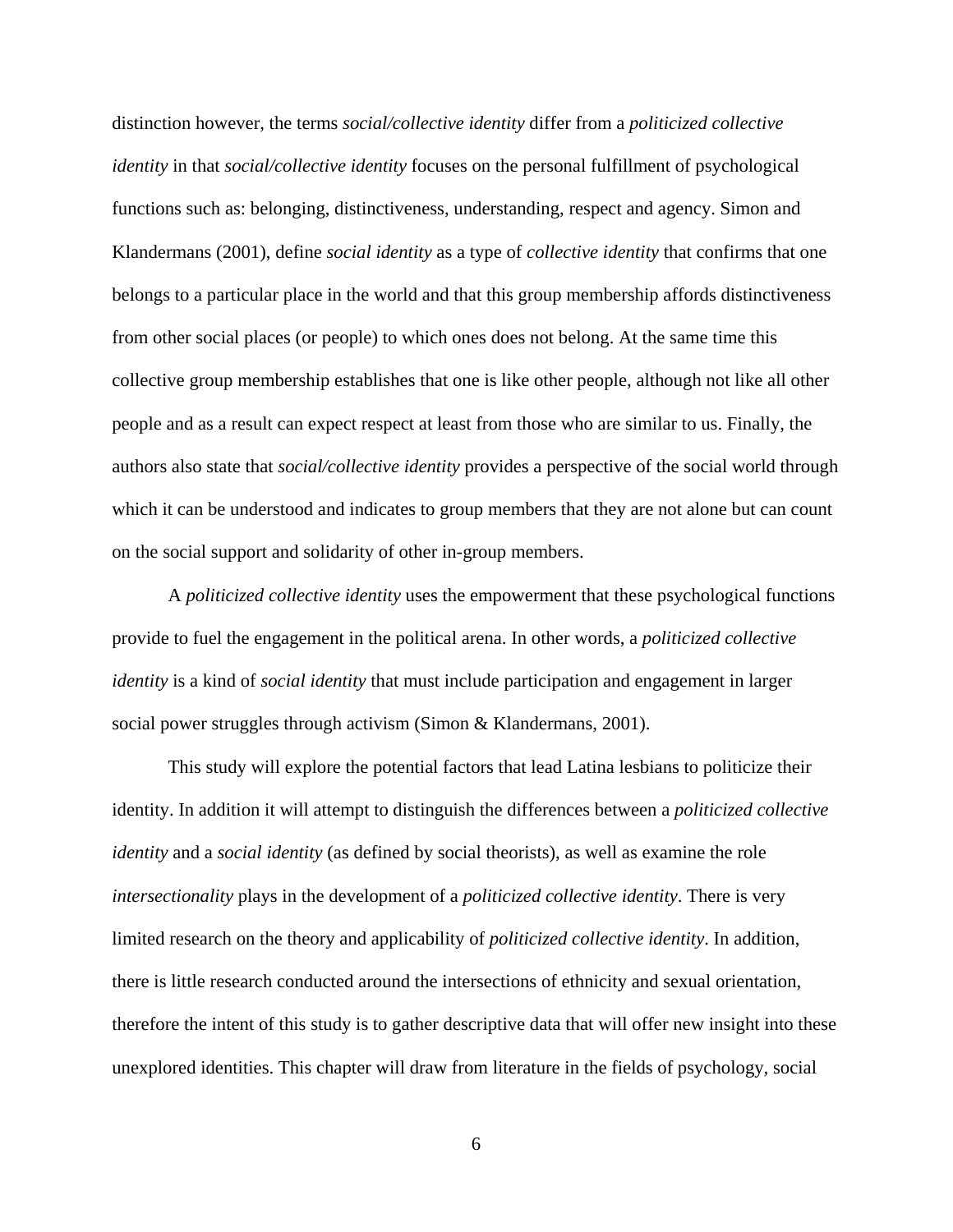distinction however, the terms *social/collective identity* differ from a *politicized collective identity* in that *social/collective identity* focuses on the personal fulfillment of psychological functions such as: belonging, distinctiveness, understanding, respect and agency. Simon and Klandermans (2001), define *social identity* as a type of *collective identity* that confirms that one belongs to a particular place in the world and that this group membership affords distinctiveness from other social places (or people) to which ones does not belong. At the same time this collective group membership establishes that one is like other people, although not like all other people and as a result can expect respect at least from those who are similar to us. Finally, the authors also state that *social/collective identity* provides a perspective of the social world through which it can be understood and indicates to group members that they are not alone but can count on the social support and solidarity of other in-group members.

A *politicized collective identity* uses the empowerment that these psychological functions provide to fuel the engagement in the political arena. In other words, a *politicized collective identity* is a kind of *social identity* that must include participation and engagement in larger social power struggles through activism (Simon & Klandermans, 2001).

This study will explore the potential factors that lead Latina lesbians to politicize their identity. In addition it will attempt to distinguish the differences between a *politicized collective identity* and a *social identity* (as defined by social theorists), as well as examine the role *intersectionality* plays in the development of a *politicized collective identity*. There is very limited research on the theory and applicability of *politicized collective identity*. In addition, there is little research conducted around the intersections of ethnicity and sexual orientation, therefore the intent of this study is to gather descriptive data that will offer new insight into these unexplored identities. This chapter will draw from literature in the fields of psychology, social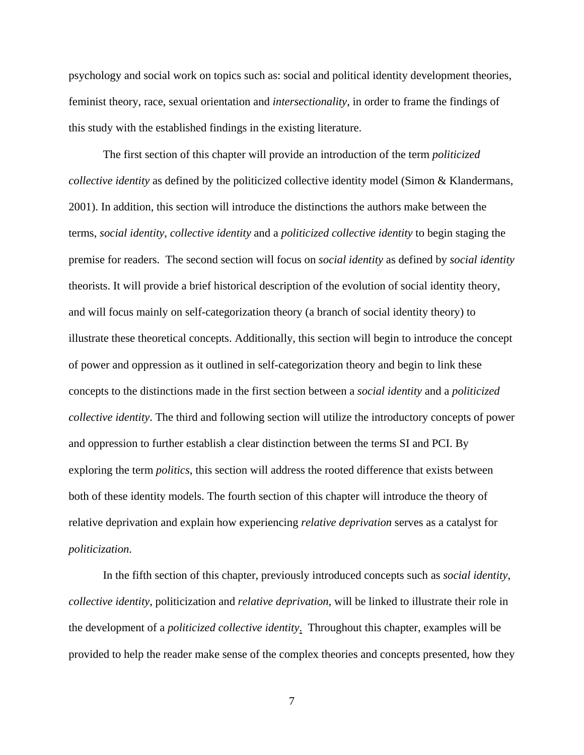psychology and social work on topics such as: social and political identity development theories, feminist theory, race, sexual orientation and *intersectionality*, in order to frame the findings of this study with the established findings in the existing literature.

The first section of this chapter will provide an introduction of the term *politicized collective identity* as defined by the politicized collective identity model (Simon & Klandermans, 2001). In addition, this section will introduce the distinctions the authors make between the terms, *social identity*, *collective identity* and a *politicized collective identity* to begin staging the premise for readers.  The second section will focus on *social identity* as defined by *social identity* theorists. It will provide a brief historical description of the evolution of social identity theory, and will focus mainly on self-categorization theory (a branch of social identity theory) to illustrate these theoretical concepts. Additionally, this section will begin to introduce the concept of power and oppression as it outlined in self-categorization theory and begin to link these concepts to the distinctions made in the first section between a *social identity* and a *politicized collective identity*. The third and following section will utilize the introductory concepts of power and oppression to further establish a clear distinction between the terms SI and PCI. By exploring the term *politics*, this section will address the rooted difference that exists between both of these identity models. The fourth section of this chapter will introduce the theory of relative deprivation and explain how experiencing *relative deprivation* serves as a catalyst for *politicization*.

In the fifth section of this chapter, previously introduced concepts such as *social identity*, *collective identity*, politicization and *relative deprivation*, will be linked to illustrate their role in the development of a *politicized collective identity*.  Throughout this chapter, examples will be provided to help the reader make sense of the complex theories and concepts presented, how they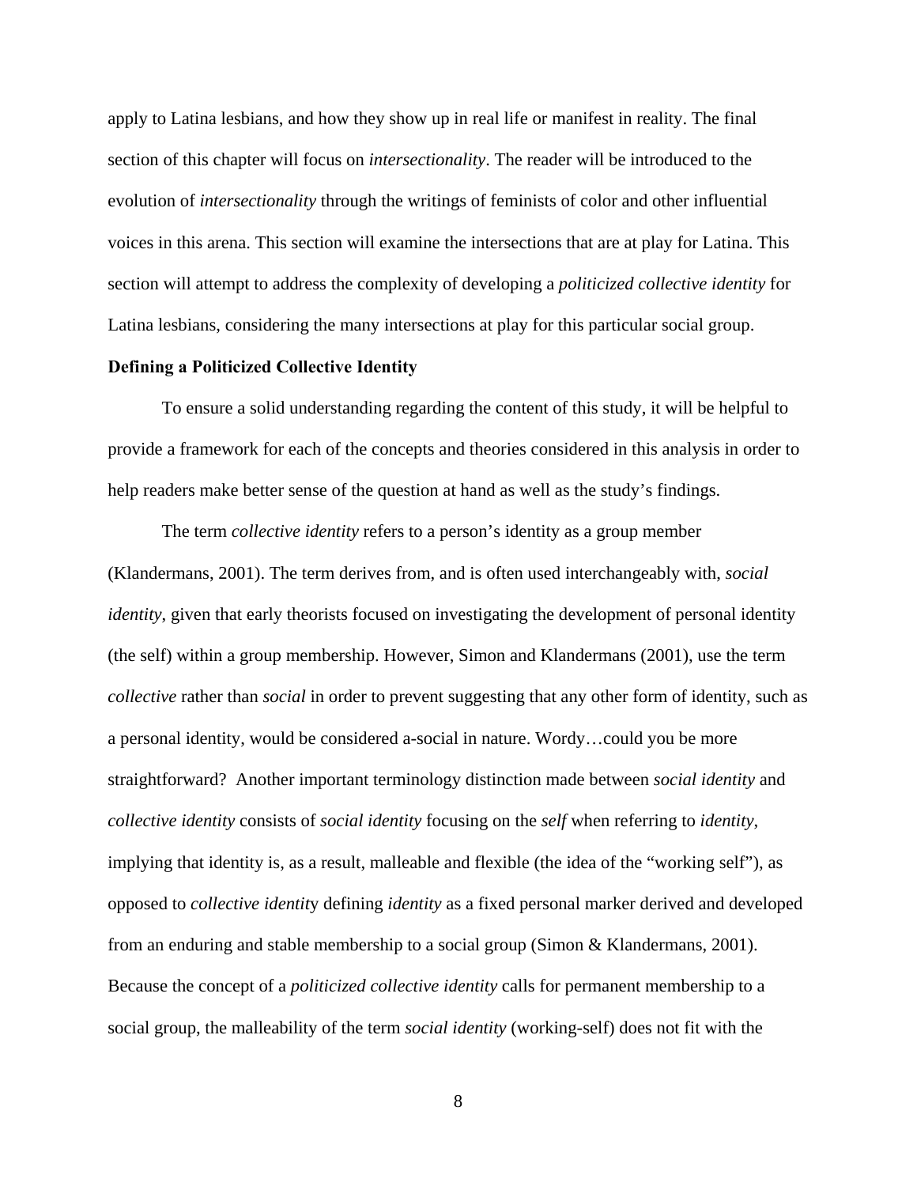apply to Latina lesbians, and how they show up in real life or manifest in reality. The final section of this chapter will focus on *intersectionality*. The reader will be introduced to the evolution of *intersectionality* through the writings of feminists of color and other influential voices in this arena. This section will examine the intersections that are at play for Latina. This section will attempt to address the complexity of developing a *politicized collective identity* for Latina lesbians, considering the many intersections at play for this particular social group.

**Defining a Politicized Collective Identity**

To ensure a solid understanding regarding the content of this study, it will be helpful to provide a framework for each of the concepts and theories considered in this analysis in order to help readers make better sense of the question at hand as well as the study's findings.

The term *collective identity* refers to a person's identity as a group member (Klandermans, 2001). The term derives from, and is often used interchangeably with, *social identity*, given that early theorists focused on investigating the development of personal identity (the self) within a group membership. However, Simon and Klandermans (2001), use the term *collective* rather than *social* in order to prevent suggesting that any other form of identity, such as a personal identity, would be considered a-social in nature. Wordy…could you be more straightforward? Another important terminology distinction made between *social identity* and *collective identity* consists of *social identity* focusing on the *self* when referring to *identity*, implying that identity is, as a result, malleable and flexible (the idea of the "working self"), as opposed to *collective identity* defining *identity* as a fixed personal marker derived and developed from an enduring and stable membership to a social group (Simon & Klandermans, 2001). Because the concept of a *politicized collective identity* calls for permanent membership to a social group, the malleability of the term *social identity* (working-self) does not fit with the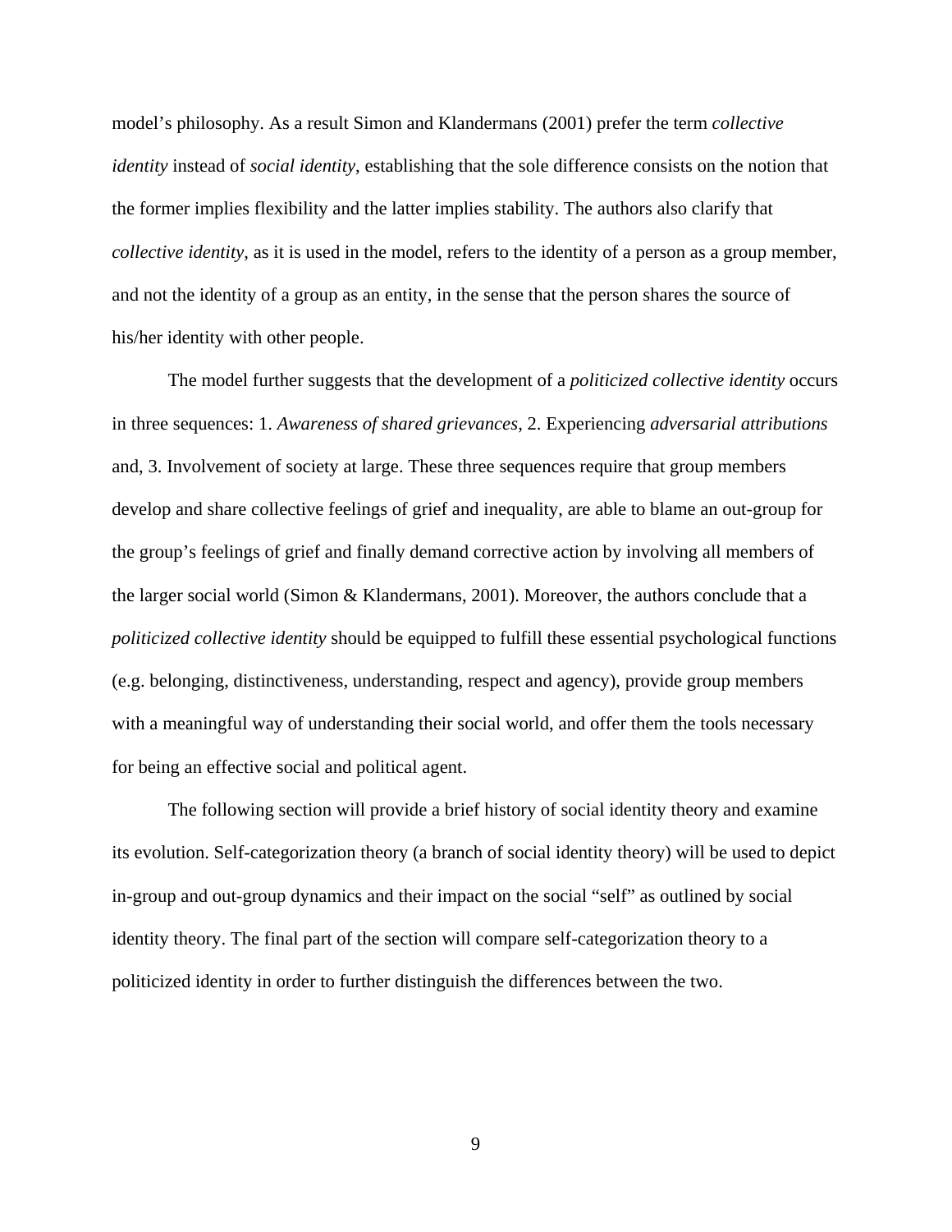model's philosophy. As a result Simon and Klandermans (2001) prefer the term *collective identity* instead of *social identity*, establishing that the sole difference consists on the notion that the former implies flexibility and the latter implies stability. The authors also clarify that *collective identity*, as it is used in the model, refers to the identity of a person as a group member, and not the identity of a group as an entity, in the sense that the person shares the source of his/her identity with other people.

The model further suggests that the development of a *politicized collective identity* occurs in three sequences: 1. *Awareness of shared grievances*, 2. Experiencing *adversarial attributions* and, 3. Involvement of society at large. These three sequences require that group members develop and share collective feelings of grief and inequality, are able to blame an out-group for the group's feelings of grief and finally demand corrective action by involving all members of the larger social world (Simon & Klandermans, 2001). Moreover, the authors conclude that a *politicized collective identity* should be equipped to fulfill these essential psychological functions (e.g. belonging, distinctiveness, understanding, respect and agency), provide group members with a meaningful way of understanding their social world, and offer them the tools necessary for being an effective social and political agent.

The following section will provide a brief history of social identity theory and examine its evolution. Self-categorization theory (a branch of social identity theory) will be used to depict in-group and out-group dynamics and their impact on the social "self" as outlined by social identity theory. The final part of the section will compare self-categorization theory to a politicized identity in order to further distinguish the differences between the two.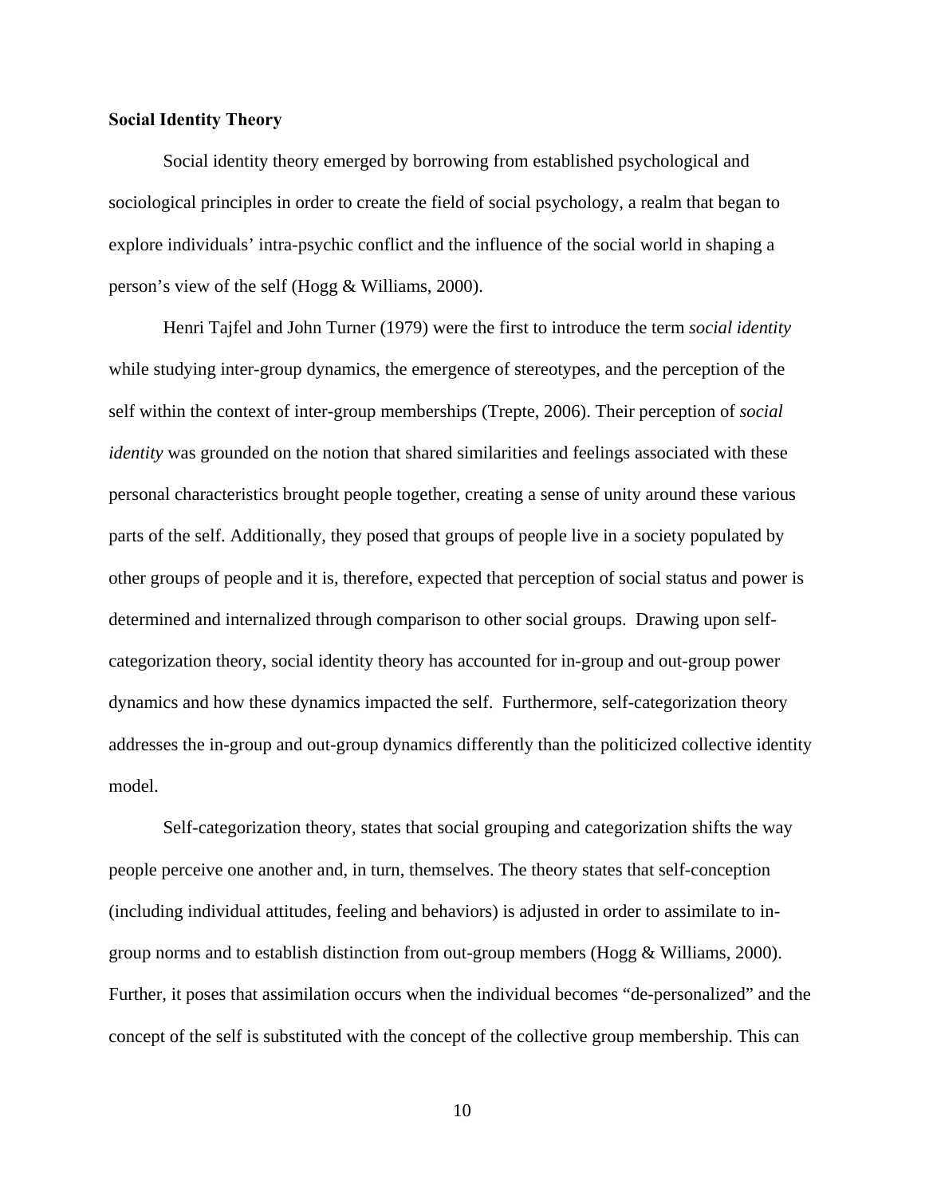**Social Identity Theory**

Social identity theory emerged by borrowing from established psychological and sociological principles in order to create the field of social psychology, a realm that began to explore individuals' intra-psychic conflict and the influence of the social world in shaping a person's view of the self (Hogg & Williams, 2000).

Henri Tajfel and John Turner (1979) were the first to introduce the term *social identity* while studying inter-group dynamics, the emergence of stereotypes, and the perception of the self within the context of inter-group memberships (Trepte, 2006). Their perception of *social identity* was grounded on the notion that shared similarities and feelings associated with these personal characteristics brought people together, creating a sense of unity around these various parts of the self. Additionally, they posed that groups of people live in a society populated by other groups of people and it is, therefore, expected that perception of social status and power is determined and internalized through comparison to other social groups. Drawing upon self-categorization theory, social identity theory has accounted for in-group and out-group power dynamics and how these dynamics impacted the self. Furthermore, self-categorization theory addresses the in-group and out-group dynamics differently than the politicized collective identity model.

Self-categorization theory, states that social grouping and categorization shifts the way people perceive one another and, in turn, themselves. The theory states that self-conception (including individual attitudes, feeling and behaviors) is adjusted in order to assimilate to in-group norms and to establish distinction from out-group members (Hogg & Williams, 2000). Further, it poses that assimilation occurs when the individual becomes "de-personalized" and the concept of the self is substituted with the concept of the collective group membership. This can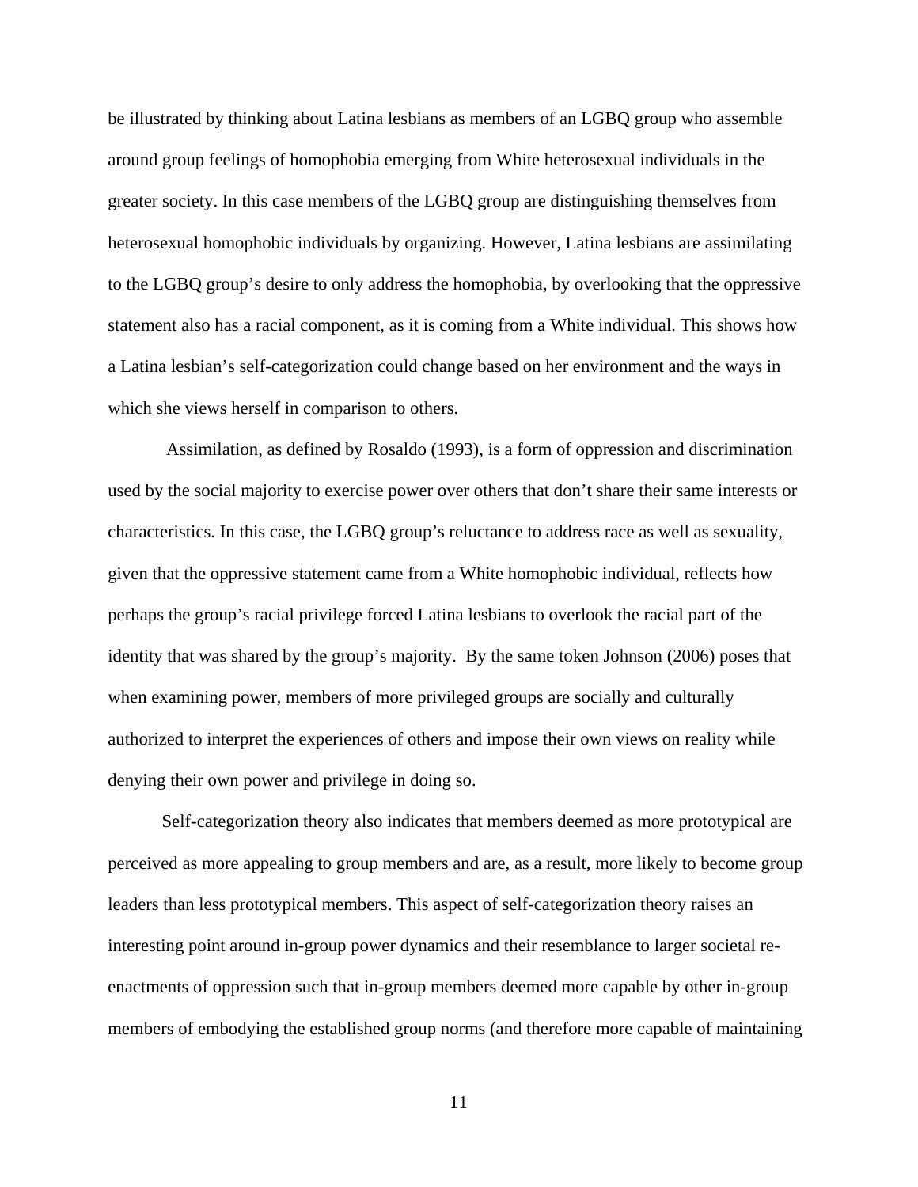be illustrated by thinking about Latina lesbians as members of an LGBQ group who assemble around group feelings of homophobia emerging from White heterosexual individuals in the greater society. In this case members of the LGBQ group are distinguishing themselves from heterosexual homophobic individuals by organizing. However, Latina lesbians are assimilating to the LGBQ group's desire to only address the homophobia, by overlooking that the oppressive statement also has a racial component, as it is coming from a White individual. This shows how a Latina lesbian's self-categorization could change based on her environment and the ways in which she views herself in comparison to others.

Assimilation, as defined by Rosaldo (1993), is a form of oppression and discrimination used by the social majority to exercise power over others that don't share their same interests or characteristics. In this case, the LGBQ group's reluctance to address race as well as sexuality, given that the oppressive statement came from a White homophobic individual, reflects how perhaps the group's racial privilege forced Latina lesbians to overlook the racial part of the identity that was shared by the group's majority. By the same token Johnson (2006) poses that when examining power, members of more privileged groups are socially and culturally authorized to interpret the experiences of others and impose their own views on reality while denying their own power and privilege in doing so.

Self-categorization theory also indicates that members deemed as more prototypical are perceived as more appealing to group members and are, as a result, more likely to become group leaders than less prototypical members. This aspect of self-categorization theory raises an interesting point around in-group power dynamics and their resemblance to larger societal re-enactments of oppression such that in-group members deemed more capable by other in-group members of embodying the established group norms (and therefore more capable of maintaining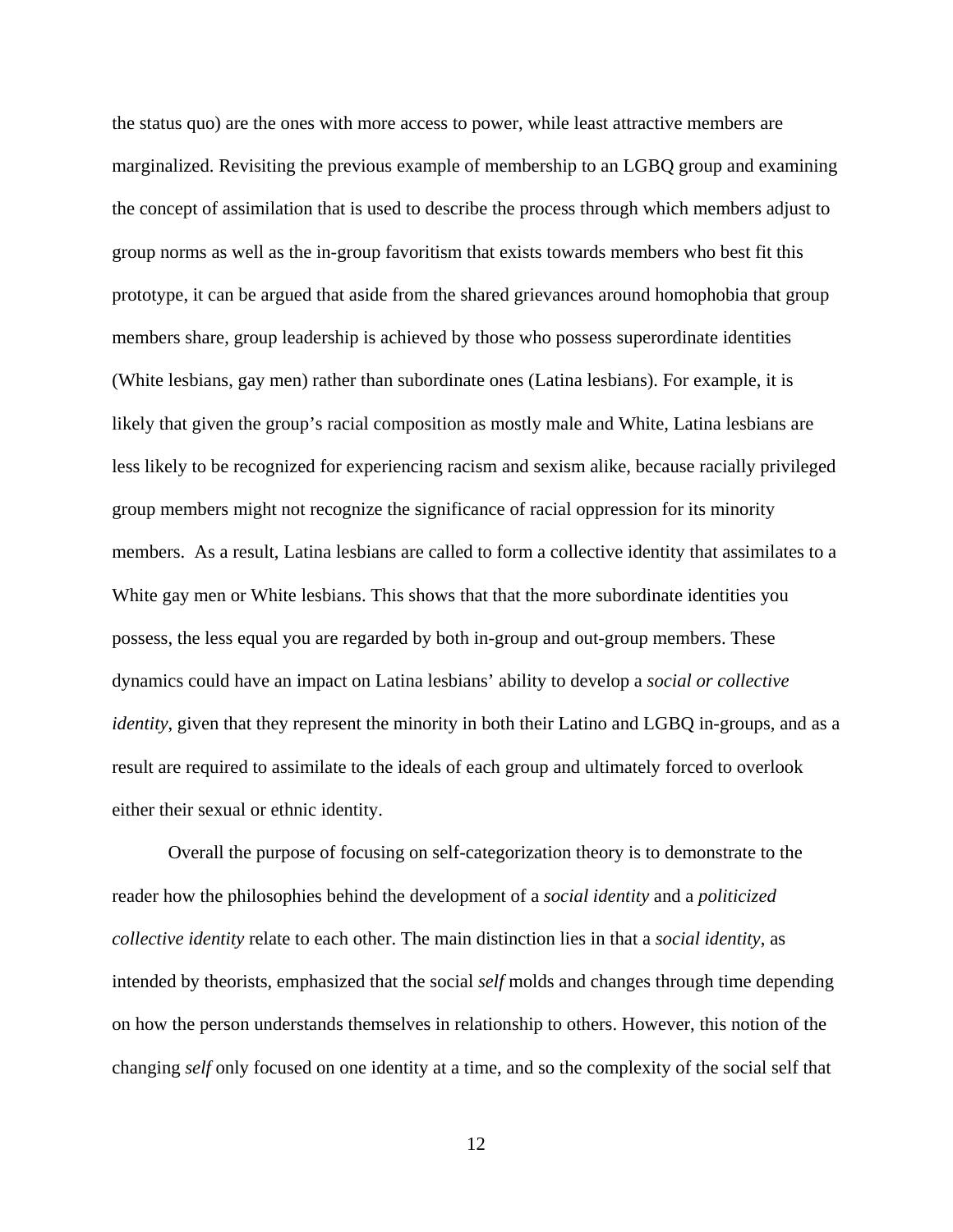the status quo) are the ones with more access to power, while least attractive members are marginalized. Revisiting the previous example of membership to an LGBQ group and examining the concept of assimilation that is used to describe the process through which members adjust to group norms as well as the in-group favoritism that exists towards members who best fit this prototype, it can be argued that aside from the shared grievances around homophobia that group members share, group leadership is achieved by those who possess superordinate identities (White lesbians, gay men) rather than subordinate ones (Latina lesbians). For example, it is likely that given the group's racial composition as mostly male and White, Latina lesbians are less likely to be recognized for experiencing racism and sexism alike, because racially privileged group members might not recognize the significance of racial oppression for its minority members. As a result, Latina lesbians are called to form a collective identity that assimilates to a White gay men or White lesbians. This shows that that the more subordinate identities you possess, the less equal you are regarded by both in-group and out-group members. These dynamics could have an impact on Latina lesbians' ability to develop a *social or collective identity*, given that they represent the minority in both their Latino and LGBQ in-groups, and as a result are required to assimilate to the ideals of each group and ultimately forced to overlook either their sexual or ethnic identity.

Overall the purpose of focusing on self-categorization theory is to demonstrate to the reader how the philosophies behind the development of a *social identity* and a *politicized collective identity* relate to each other. The main distinction lies in that a *social identity*, as intended by theorists, emphasized that the social *self* molds and changes through time depending on how the person understands themselves in relationship to others. However, this notion of the changing *self* only focused on one identity at a time, and so the complexity of the social self that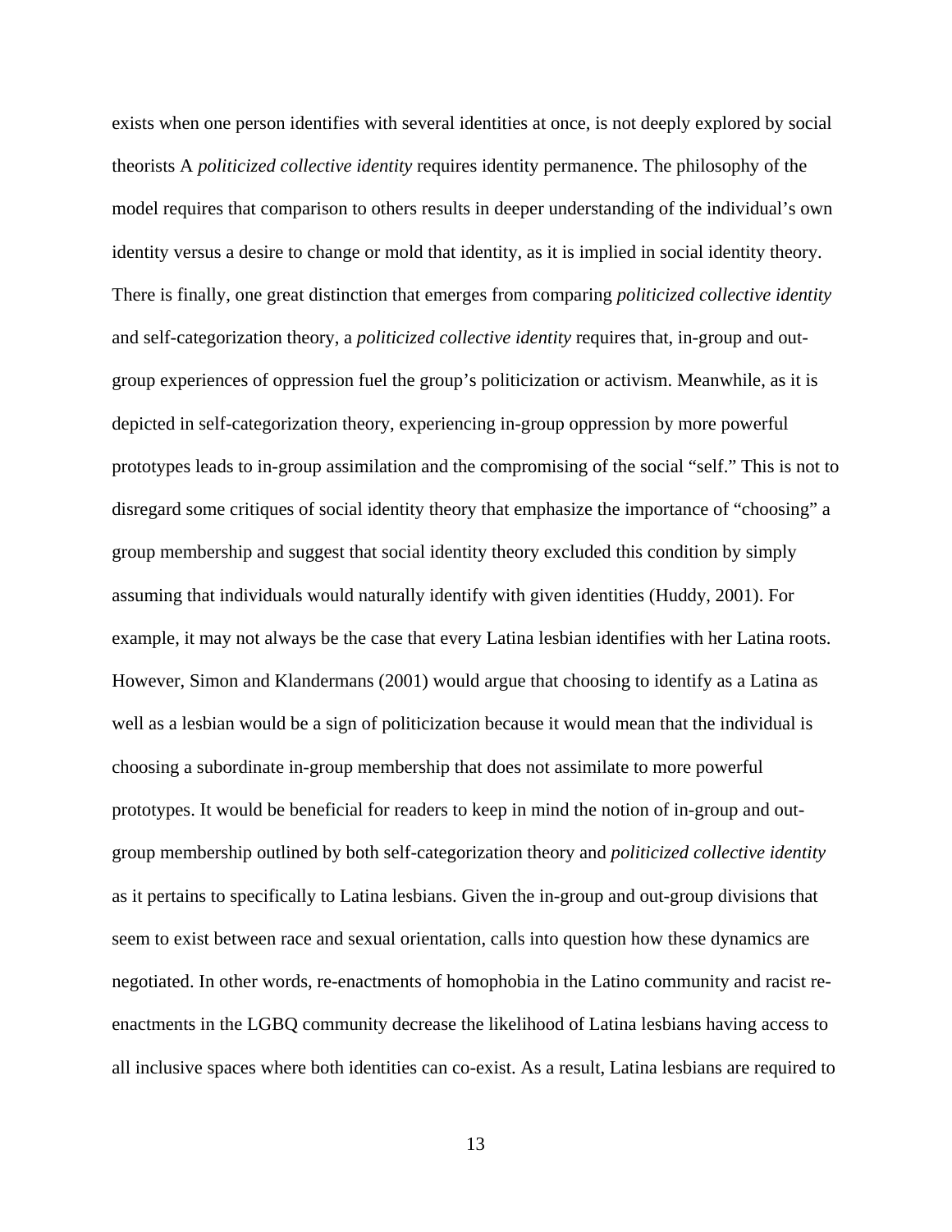exists when one person identifies with several identities at once, is not deeply explored by social theorists A *politicized collective identity* requires identity permanence. The philosophy of the model requires that comparison to others results in deeper understanding of the individual's own identity versus a desire to change or mold that identity, as it is implied in social identity theory. There is finally, one great distinction that emerges from comparing *politicized collective identity* and self-categorization theory, a *politicized collective identity* requires that, in-group and out-group experiences of oppression fuel the group's politicization or activism. Meanwhile, as it is depicted in self-categorization theory, experiencing in-group oppression by more powerful prototypes leads to in-group assimilation and the compromising of the social "self." This is not to disregard some critiques of social identity theory that emphasize the importance of "choosing" a group membership and suggest that social identity theory excluded this condition by simply assuming that individuals would naturally identify with given identities (Huddy, 2001). For example, it may not always be the case that every Latina lesbian identifies with her Latina roots. However, Simon and Klandermans (2001) would argue that choosing to identify as a Latina as well as a lesbian would be a sign of politicization because it would mean that the individual is choosing a subordinate in-group membership that does not assimilate to more powerful prototypes. It would be beneficial for readers to keep in mind the notion of in-group and out-group membership outlined by both self-categorization theory and *politicized collective identity* as it pertains to specifically to Latina lesbians. Given the in-group and out-group divisions that seem to exist between race and sexual orientation, calls into question how these dynamics are negotiated. In other words, re-enactments of homophobia in the Latino community and racist re-enactments in the LGBQ community decrease the likelihood of Latina lesbians having access to all inclusive spaces where both identities can co-exist. As a result, Latina lesbians are required to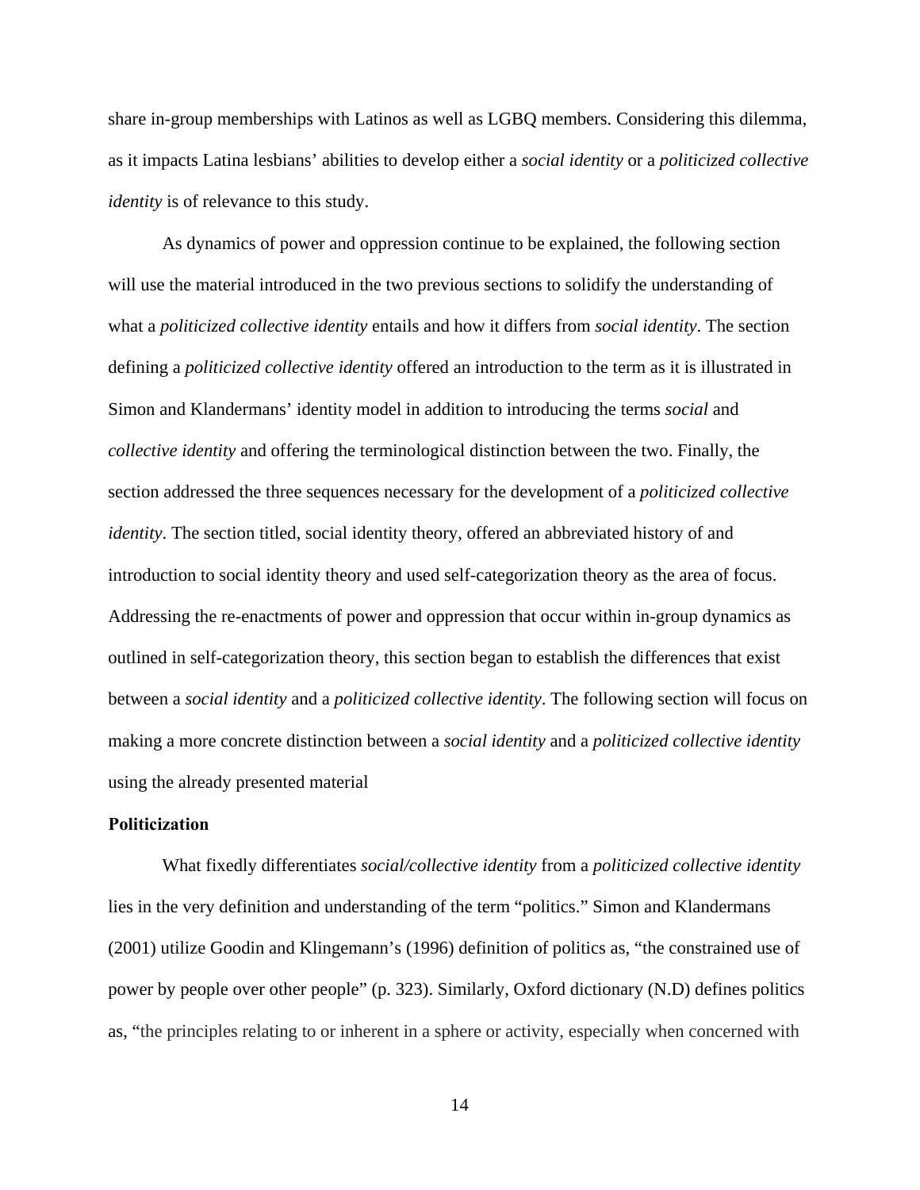share in-group memberships with Latinos as well as LGBQ members. Considering this dilemma, as it impacts Latina lesbians' abilities to develop either a *social identity* or a *politicized collective identity* is of relevance to this study.

As dynamics of power and oppression continue to be explained, the following section will use the material introduced in the two previous sections to solidify the understanding of what a *politicized collective identity* entails and how it differs from *social identity*. The section defining a *politicized collective identity* offered an introduction to the term as it is illustrated in Simon and Klandermans' identity model in addition to introducing the terms *social* and *collective identity* and offering the terminological distinction between the two. Finally, the section addressed the three sequences necessary for the development of a *politicized collective identity*. The section titled, social identity theory, offered an abbreviated history of and introduction to social identity theory and used self-categorization theory as the area of focus. Addressing the re-enactments of power and oppression that occur within in-group dynamics as outlined in self-categorization theory, this section began to establish the differences that exist between a *social identity* and a *politicized collective identity*. The following section will focus on making a more concrete distinction between a *social identity* and a *politicized collective identity* using the already presented material

**Politicization**

What fixedly differentiates *social/collective identity* from a *politicized collective identity* lies in the very definition and understanding of the term "politics." Simon and Klandermans (2001) utilize Goodin and Klingemann's (1996) definition of politics as, "the constrained use of power by people over other people" (p. 323). Similarly, Oxford dictionary (N.D) defines politics as, "the principles relating to or inherent in a sphere or activity, especially when concerned with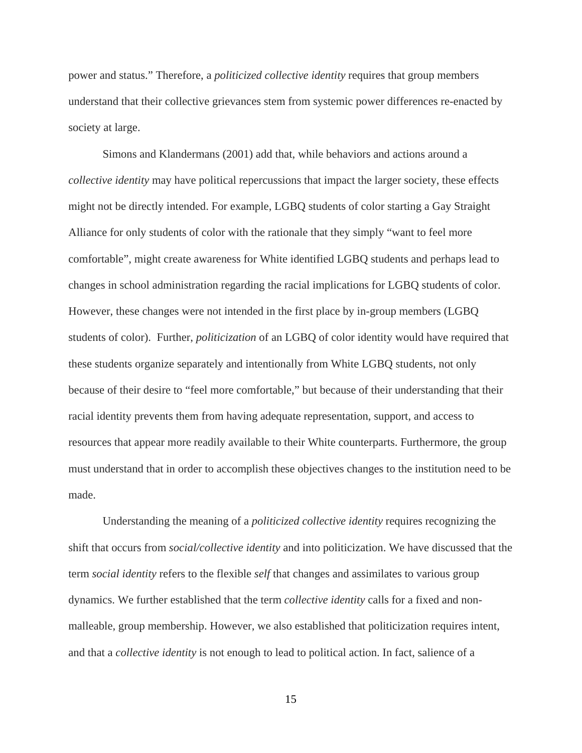power and status." Therefore, a *politicized collective identity* requires that group members understand that their collective grievances stem from systemic power differences re-enacted by society at large.

Simons and Klandermans (2001) add that, while behaviors and actions around a *collective identity* may have political repercussions that impact the larger society, these effects might not be directly intended. For example, LGBQ students of color starting a Gay Straight Alliance for only students of color with the rationale that they simply "want to feel more comfortable", might create awareness for White identified LGBQ students and perhaps lead to changes in school administration regarding the racial implications for LGBQ students of color. However, these changes were not intended in the first place by in-group members (LGBQ students of color). Further, *politicization* of an LGBQ of color identity would have required that these students organize separately and intentionally from White LGBQ students, not only because of their desire to "feel more comfortable," but because of their understanding that their racial identity prevents them from having adequate representation, support, and access to resources that appear more readily available to their White counterparts. Furthermore, the group must understand that in order to accomplish these objectives changes to the institution need to be made.

Understanding the meaning of a *politicized collective identity* requires recognizing the shift that occurs from *social/collective identity* and into politicization. We have discussed that the term *social identity* refers to the flexible *self* that changes and assimilates to various group dynamics. We further established that the term *collective identity* calls for a fixed and non-malleable, group membership. However, we also established that politicization requires intent, and that a *collective identity* is not enough to lead to political action. In fact, salience of a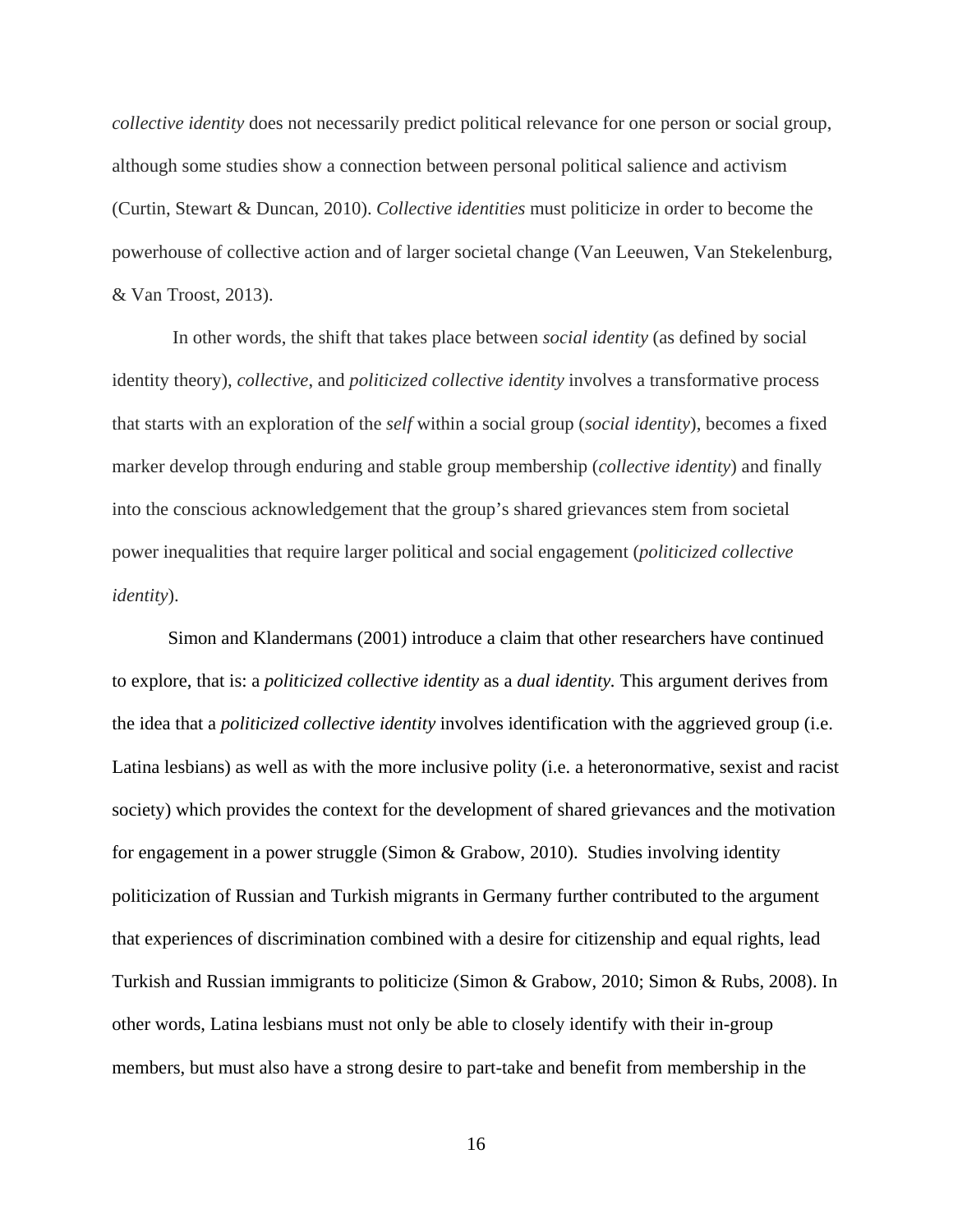*collective identity* does not necessarily predict political relevance for one person or social group, although some studies show a connection between personal political salience and activism (Curtin, Stewart & Duncan, 2010). *Collective identities* must politicize in order to become the powerhouse of collective action and of larger societal change (Van Leeuwen, Van Stekelenburg, & Van Troost, 2013).

In other words, the shift that takes place between *social identity* (as defined by social identity theory), *collective*, and *politicized collective identity* involves a transformative process that starts with an exploration of the *self* within a social group (*social identity*), becomes a fixed marker develop through enduring and stable group membership (*collective identity*) and finally into the conscious acknowledgement that the group's shared grievances stem from societal power inequalities that require larger political and social engagement (*politicized collective identity*).

Simon and Klandermans (2001) introduce a claim that other researchers have continued to explore, that is: a *politicized collective identity* as a *dual identity.* This argument derives from the idea that a *politicized collective identity* involves identification with the aggrieved group (i.e. Latina lesbians) as well as with the more inclusive polity (i.e. a heteronormative, sexist and racist society) which provides the context for the development of shared grievances and the motivation for engagement in a power struggle (Simon & Grabow, 2010). Studies involving identity politicization of Russian and Turkish migrants in Germany further contributed to the argument that experiences of discrimination combined with a desire for citizenship and equal rights, lead Turkish and Russian immigrants to politicize (Simon & Grabow, 2010; Simon & Rubs, 2008). In other words, Latina lesbians must not only be able to closely identify with their in-group members, but must also have a strong desire to part-take and benefit from membership in the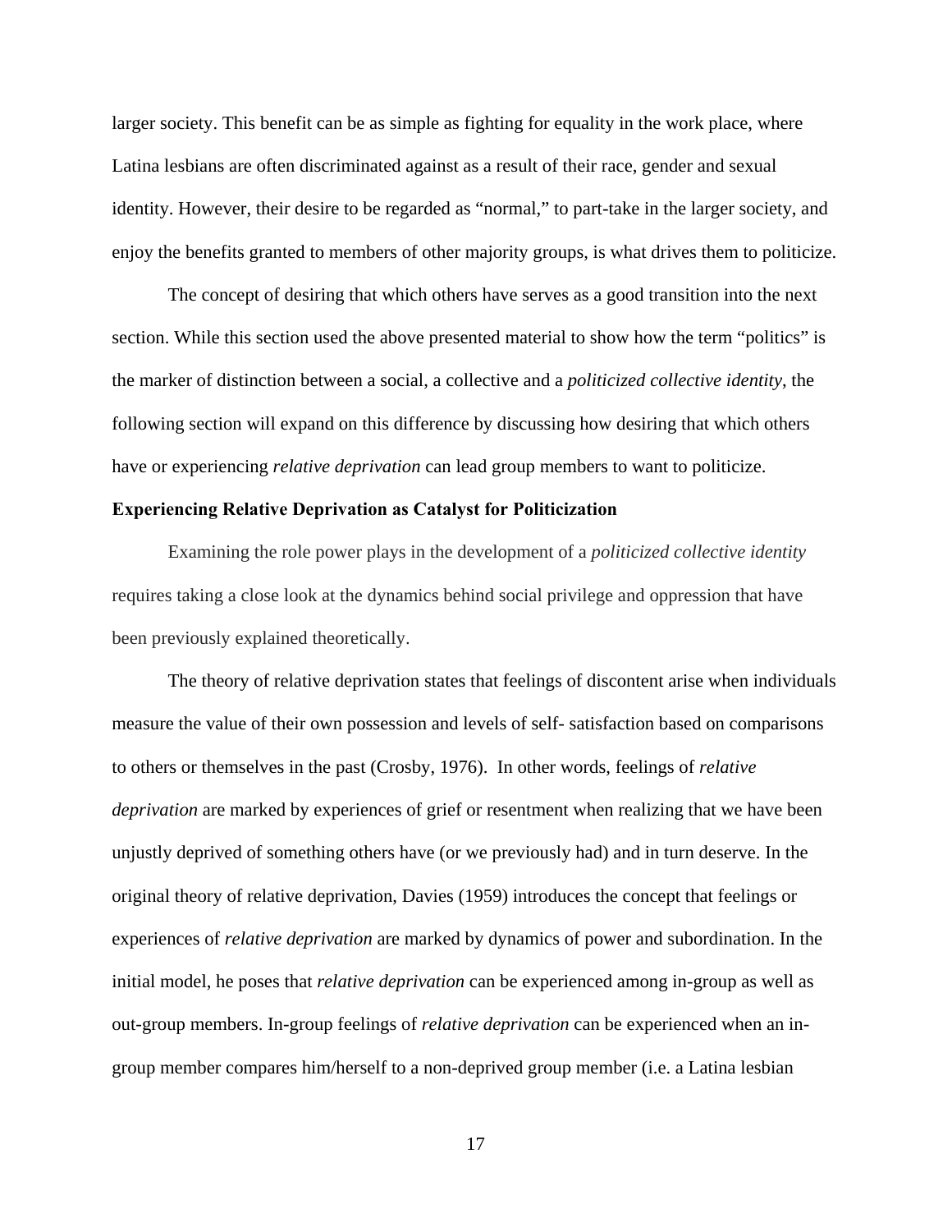larger society. This benefit can be as simple as fighting for equality in the work place, where Latina lesbians are often discriminated against as a result of their race, gender and sexual identity. However, their desire to be regarded as "normal," to part-take in the larger society, and enjoy the benefits granted to members of other majority groups, is what drives them to politicize.

The concept of desiring that which others have serves as a good transition into the next section. While this section used the above presented material to show how the term "politics" is the marker of distinction between a social, a collective and a *politicized collective identity*, the following section will expand on this difference by discussing how desiring that which others have or experiencing *relative deprivation* can lead group members to want to politicize.

**Experiencing Relative Deprivation as Catalyst for Politicization**

Examining the role power plays in the development of a *politicized collective identity* requires taking a close look at the dynamics behind social privilege and oppression that have been previously explained theoretically.

The theory of relative deprivation states that feelings of discontent arise when individuals measure the value of their own possession and levels of self- satisfaction based on comparisons to others or themselves in the past (Crosby, 1976). In other words, feelings of *relative deprivation* are marked by experiences of grief or resentment when realizing that we have been unjustly deprived of something others have (or we previously had) and in turn deserve. In the original theory of relative deprivation, Davies (1959) introduces the concept that feelings or experiences of *relative deprivation* are marked by dynamics of power and subordination. In the initial model, he poses that *relative deprivation* can be experienced among in-group as well as out-group members. In-group feelings of *relative deprivation* can be experienced when an in-group member compares him/herself to a non-deprived group member (i.e. a Latina lesbian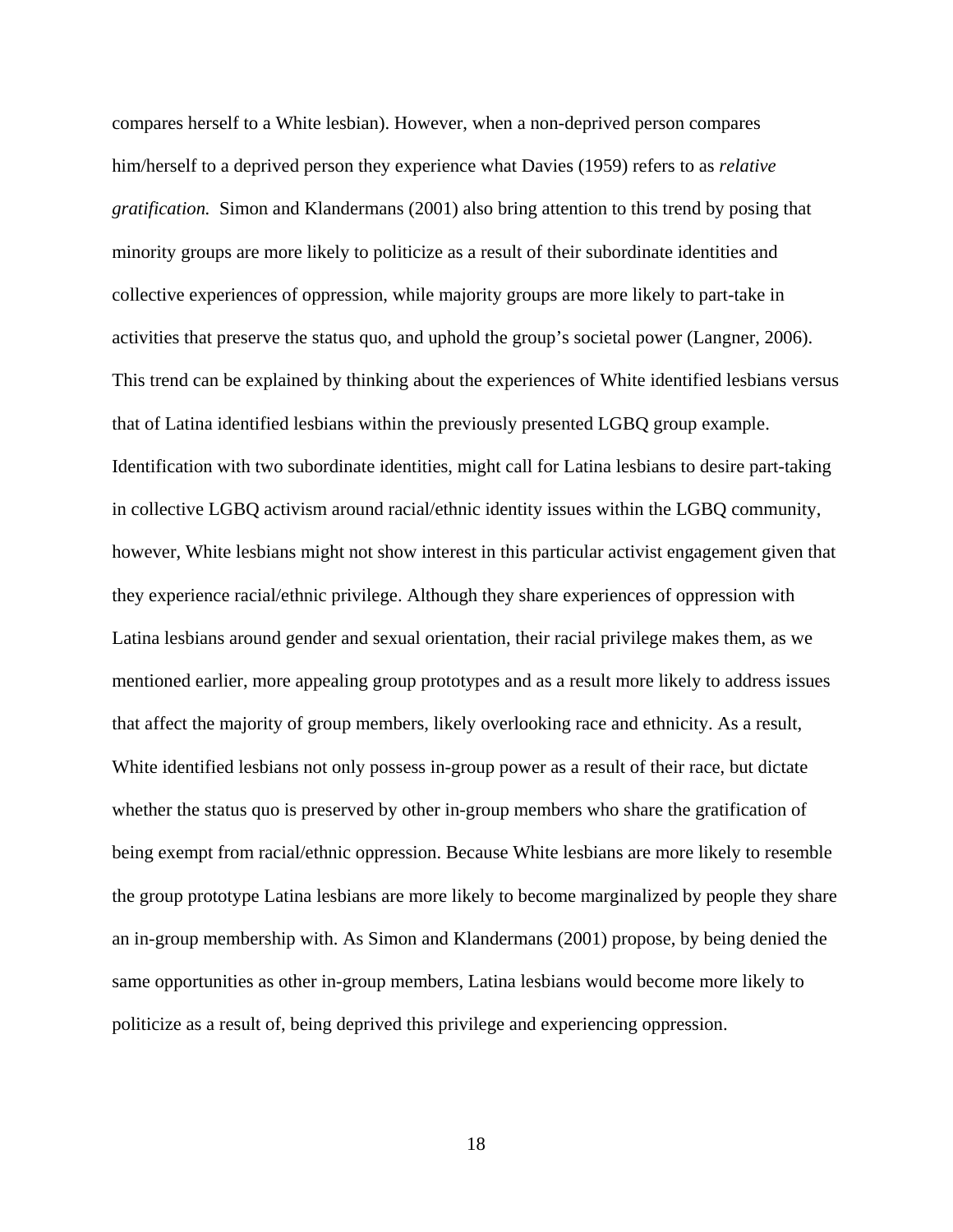compares herself to a White lesbian). However, when a non-deprived person compares him/herself to a deprived person they experience what Davies (1959) refers to as *relative gratification.* Simon and Klandermans (2001) also bring attention to this trend by posing that minority groups are more likely to politicize as a result of their subordinate identities and collective experiences of oppression, while majority groups are more likely to part-take in activities that preserve the status quo, and uphold the group's societal power (Langner, 2006). This trend can be explained by thinking about the experiences of White identified lesbians versus that of Latina identified lesbians within the previously presented LGBQ group example. Identification with two subordinate identities, might call for Latina lesbians to desire part-taking in collective LGBQ activism around racial/ethnic identity issues within the LGBQ community, however, White lesbians might not show interest in this particular activist engagement given that they experience racial/ethnic privilege. Although they share experiences of oppression with Latina lesbians around gender and sexual orientation, their racial privilege makes them, as we mentioned earlier, more appealing group prototypes and as a result more likely to address issues that affect the majority of group members, likely overlooking race and ethnicity. As a result, White identified lesbians not only possess in-group power as a result of their race, but dictate whether the status quo is preserved by other in-group members who share the gratification of being exempt from racial/ethnic oppression. Because White lesbians are more likely to resemble the group prototype Latina lesbians are more likely to become marginalized by people they share an in-group membership with. As Simon and Klandermans (2001) propose, by being denied the same opportunities as other in-group members, Latina lesbians would become more likely to politicize as a result of, being deprived this privilege and experiencing oppression.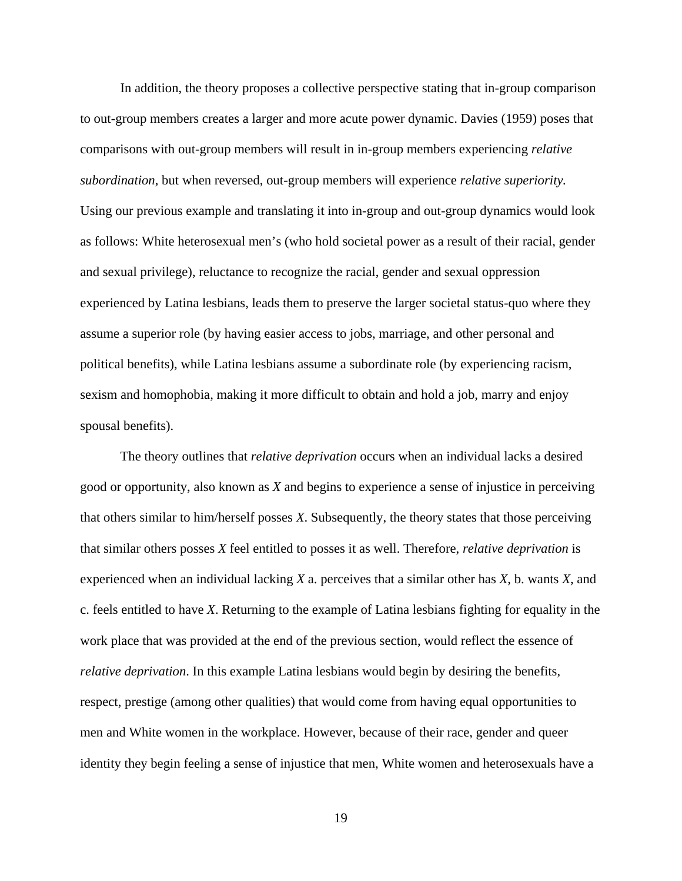In addition, the theory proposes a collective perspective stating that in-group comparison to out-group members creates a larger and more acute power dynamic. Davies (1959) poses that comparisons with out-group members will result in in-group members experiencing *relative subordination*, but when reversed, out-group members will experience *relative superiority.* Using our previous example and translating it into in-group and out-group dynamics would look as follows: White heterosexual men's (who hold societal power as a result of their racial, gender and sexual privilege), reluctance to recognize the racial, gender and sexual oppression experienced by Latina lesbians, leads them to preserve the larger societal status-quo where they assume a superior role (by having easier access to jobs, marriage, and other personal and political benefits), while Latina lesbians assume a subordinate role (by experiencing racism, sexism and homophobia, making it more difficult to obtain and hold a job, marry and enjoy spousal benefits).

The theory outlines that *relative deprivation* occurs when an individual lacks a desired good or opportunity, also known as *X* and begins to experience a sense of injustice in perceiving that others similar to him/herself posses *X*. Subsequently, the theory states that those perceiving that similar others posses *X* feel entitled to posses it as well. Therefore, *relative deprivation* is experienced when an individual lacking *X* a. perceives that a similar other has *X*, b. wants *X*, and c. feels entitled to have *X*. Returning to the example of Latina lesbians fighting for equality in the work place that was provided at the end of the previous section, would reflect the essence of *relative deprivation*. In this example Latina lesbians would begin by desiring the benefits, respect, prestige (among other qualities) that would come from having equal opportunities to men and White women in the workplace. However, because of their race, gender and queer identity they begin feeling a sense of injustice that men, White women and heterosexuals have a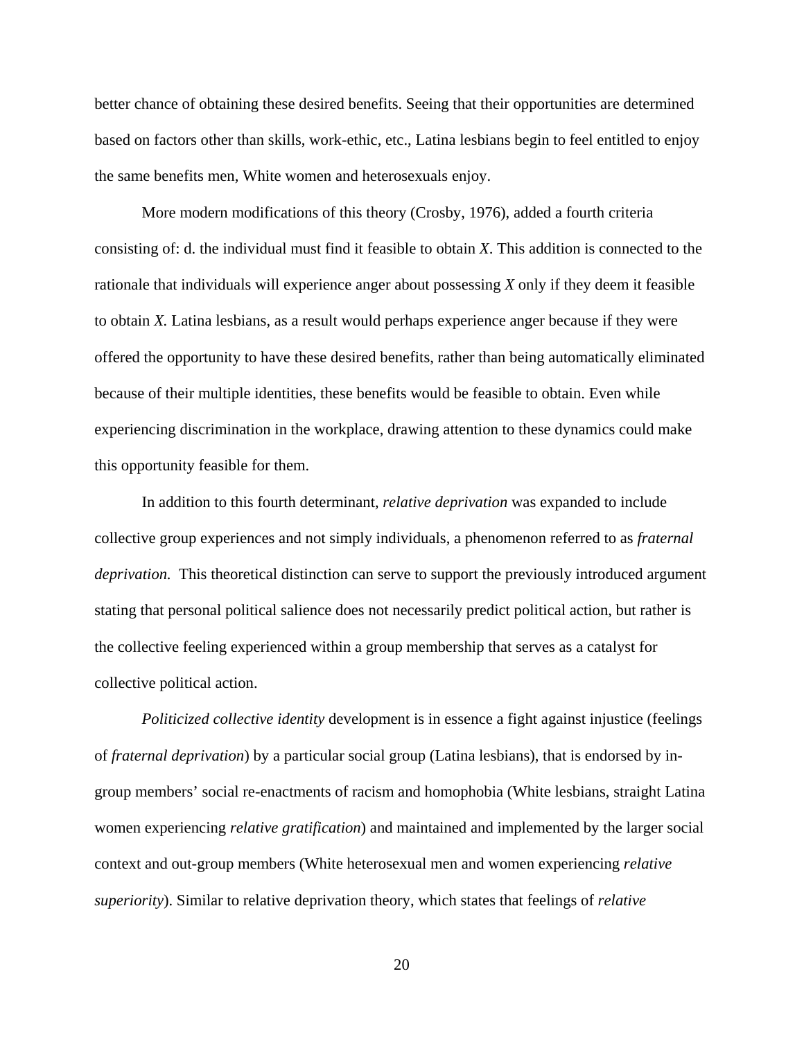better chance of obtaining these desired benefits. Seeing that their opportunities are determined based on factors other than skills, work-ethic, etc., Latina lesbians begin to feel entitled to enjoy the same benefits men, White women and heterosexuals enjoy.

More modern modifications of this theory (Crosby, 1976), added a fourth criteria consisting of: d. the individual must find it feasible to obtain *X*. This addition is connected to the rationale that individuals will experience anger about possessing *X* only if they deem it feasible to obtain *X.* Latina lesbians, as a result would perhaps experience anger because if they were offered the opportunity to have these desired benefits, rather than being automatically eliminated because of their multiple identities, these benefits would be feasible to obtain. Even while experiencing discrimination in the workplace, drawing attention to these dynamics could make this opportunity feasible for them.

In addition to this fourth determinant, *relative deprivation* was expanded to include collective group experiences and not simply individuals, a phenomenon referred to as *fraternal deprivation.* This theoretical distinction can serve to support the previously introduced argument stating that personal political salience does not necessarily predict political action, but rather is the collective feeling experienced within a group membership that serves as a catalyst for collective political action.

*Politicized collective identity* development is in essence a fight against injustice (feelings of *fraternal deprivation*) by a particular social group (Latina lesbians), that is endorsed by in-group members' social re-enactments of racism and homophobia (White lesbians, straight Latina women experiencing *relative gratification*) and maintained and implemented by the larger social context and out-group members (White heterosexual men and women experiencing *relative superiority*). Similar to relative deprivation theory, which states that feelings of *relative*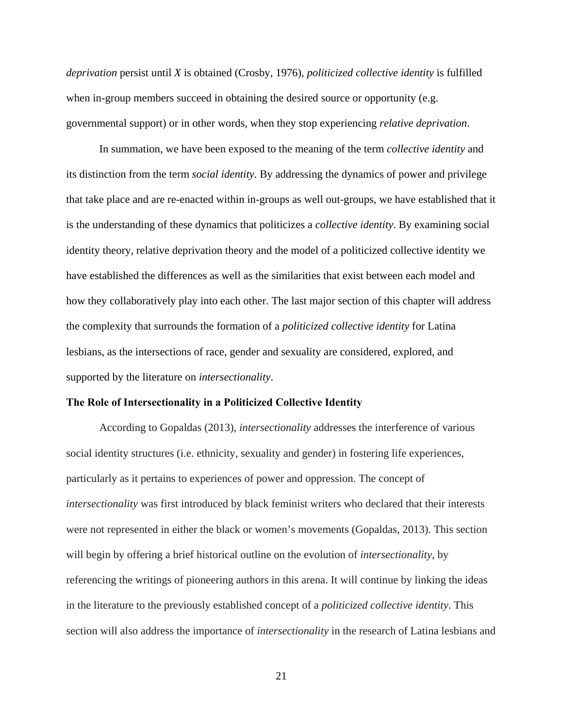*deprivation* persist until *X* is obtained (Crosby, 1976), *politicized collective identity* is fulfilled when in-group members succeed in obtaining the desired source or opportunity (e.g. governmental support) or in other words, when they stop experiencing *relative deprivation*.

In summation, we have been exposed to the meaning of the term *collective identity* and its distinction from the term *social identity.* By addressing the dynamics of power and privilege that take place and are re-enacted within in-groups as well out-groups, we have established that it is the understanding of these dynamics that politicizes a *collective identity*. By examining social identity theory, relative deprivation theory and the model of a politicized collective identity we have established the differences as well as the similarities that exist between each model and how they collaboratively play into each other. The last major section of this chapter will address the complexity that surrounds the formation of a *politicized collective identity* for Latina lesbians, as the intersections of race, gender and sexuality are considered, explored, and supported by the literature on *intersectionality*.

**The Role of Intersectionality in a Politicized Collective Identity**

According to Gopaldas (2013), *intersectionality* addresses the interference of various social identity structures (i.e. ethnicity, sexuality and gender) in fostering life experiences, particularly as it pertains to experiences of power and oppression. The concept of *intersectionality* was first introduced by black feminist writers who declared that their interests were not represented in either the black or women's movements (Gopaldas, 2013). This section will begin by offering a brief historical outline on the evolution of *intersectionality*, by referencing the writings of pioneering authors in this arena. It will continue by linking the ideas in the literature to the previously established concept of a *politicized collective identity*. This section will also address the importance of *intersectionality* in the research of Latina lesbians and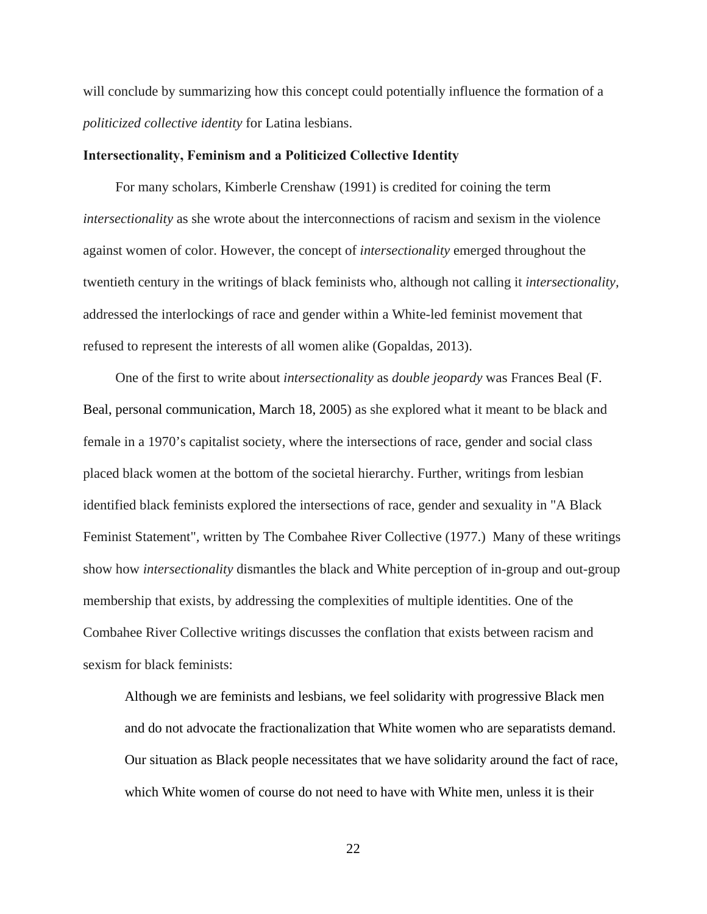will conclude by summarizing how this concept could potentially influence the formation of a *politicized collective identity* for Latina lesbians.

### Intersectionality, Feminism and a Politicized Collective Identity

For many scholars, Kimberle Crenshaw (1991) is credited for coining the term *intersectionality* as she wrote about the interconnections of racism and sexism in the violence against women of color. However, the concept of *intersectionality* emerged throughout the twentieth century in the writings of black feminists who, although not calling it *intersectionality*, addressed the interlockings of race and gender within a White-led feminist movement that refused to represent the interests of all women alike (Gopaldas, 2013).

One of the first to write about *intersectionality* as *double jeopardy* was Frances Beal (F. Beal, personal communication, March 18, 2005) as she explored what it meant to be black and female in a 1970's capitalist society, where the intersections of race, gender and social class placed black women at the bottom of the societal hierarchy. Further, writings from lesbian identified black feminists explored the intersections of race, gender and sexuality in "A Black Feminist Statement", written by The Combahee River Collective (1977.) Many of these writings show how *intersectionality* dismantles the black and White perception of in-group and out-group membership that exists, by addressing the complexities of multiple identities. One of the Combahee River Collective writings discusses the conflation that exists between racism and sexism for black feminists:

> Although we are feminists and lesbians, we feel solidarity with progressive Black men and do not advocate the fractionalization that White women who are separatists demand. Our situation as Black people necessitates that we have solidarity around the fact of race, which White women of course do not need to have with White men, unless it is their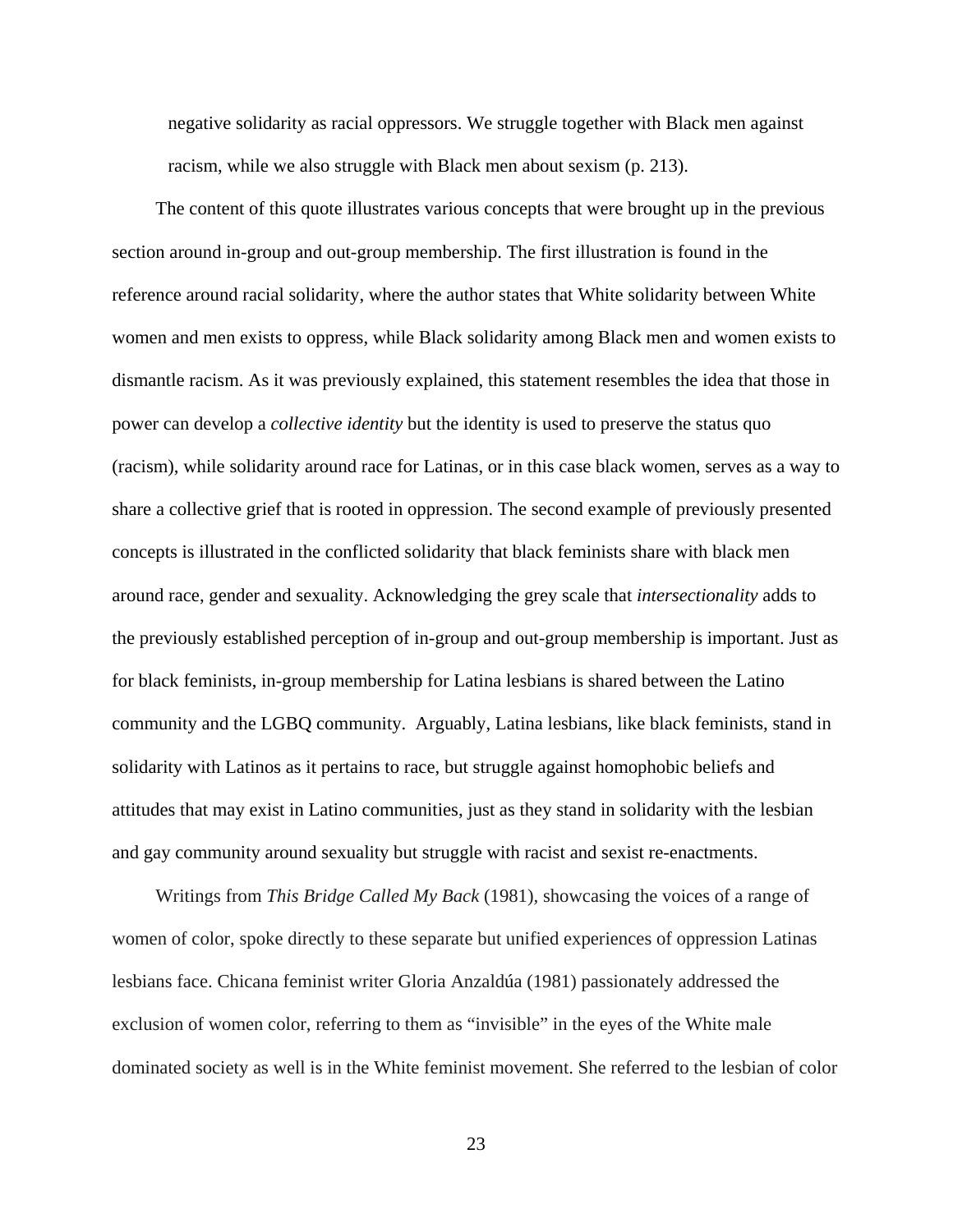> negative solidarity as racial oppressors. We struggle together with Black men against racism, while we also struggle with Black men about sexism (p. 213).

The content of this quote illustrates various concepts that were brought up in the previous section around in-group and out-group membership. The first illustration is found in the reference around racial solidarity, where the author states that White solidarity between White women and men exists to oppress, while Black solidarity among Black men and women exists to dismantle racism. As it was previously explained, this statement resembles the idea that those in power can develop a *collective identity* but the identity is used to preserve the status quo (racism), while solidarity around race for Latinas, or in this case black women, serves as a way to share a collective grief that is rooted in oppression. The second example of previously presented concepts is illustrated in the conflicted solidarity that black feminists share with black men around race, gender and sexuality. Acknowledging the grey scale that *intersectionality* adds to the previously established perception of in-group and out-group membership is important. Just as for black feminists, in-group membership for Latina lesbians is shared between the Latino community and the LGBQ community. Arguably, Latina lesbians, like black feminists, stand in solidarity with Latinos as it pertains to race, but struggle against homophobic beliefs and attitudes that may exist in Latino communities, just as they stand in solidarity with the lesbian and gay community around sexuality but struggle with racist and sexist re-enactments.

Writings from *This Bridge Called My Back* (1981), showcasing the voices of a range of women of color, spoke directly to these separate but unified experiences of oppression Latinas lesbians face. Chicana feminist writer Gloria Anzaldúa (1981) passionately addressed the exclusion of women color, referring to them as "invisible" in the eyes of the White male dominated society as well is in the White feminist movement. She referred to the lesbian of color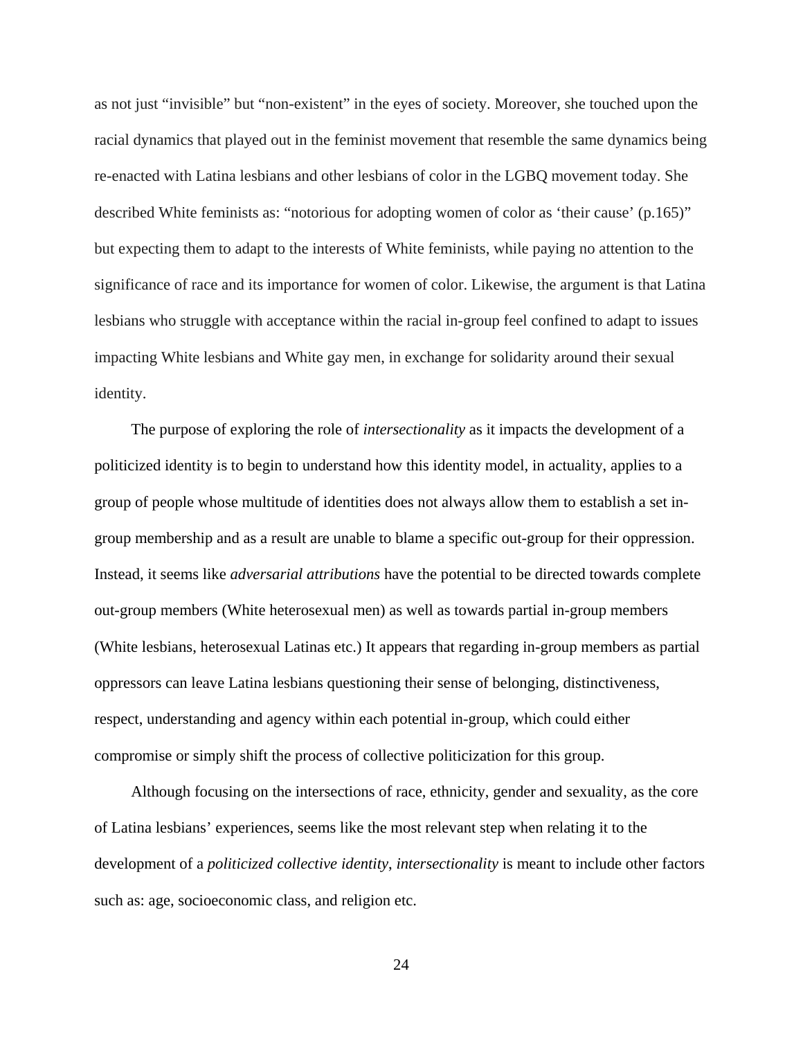as not just "invisible" but "non-existent" in the eyes of society. Moreover, she touched upon the racial dynamics that played out in the feminist movement that resemble the same dynamics being re-enacted with Latina lesbians and other lesbians of color in the LGBQ movement today. She described White feminists as: "notorious for adopting women of color as 'their cause' (p.165)" but expecting them to adapt to the interests of White feminists, while paying no attention to the significance of race and its importance for women of color. Likewise, the argument is that Latina lesbians who struggle with acceptance within the racial in-group feel confined to adapt to issues impacting White lesbians and White gay men, in exchange for solidarity around their sexual identity.

The purpose of exploring the role of *intersectionality* as it impacts the development of a politicized identity is to begin to understand how this identity model, in actuality, applies to a group of people whose multitude of identities does not always allow them to establish a set in-group membership and as a result are unable to blame a specific out-group for their oppression. Instead, it seems like *adversarial attributions* have the potential to be directed towards complete out-group members (White heterosexual men) as well as towards partial in-group members (White lesbians, heterosexual Latinas etc.) It appears that regarding in-group members as partial oppressors can leave Latina lesbians questioning their sense of belonging, distinctiveness, respect, understanding and agency within each potential in-group, which could either compromise or simply shift the process of collective politicization for this group.

Although focusing on the intersections of race, ethnicity, gender and sexuality, as the core of Latina lesbians' experiences, seems like the most relevant step when relating it to the development of a *politicized collective identity*, *intersectionality* is meant to include other factors such as: age, socioeconomic class, and religion etc.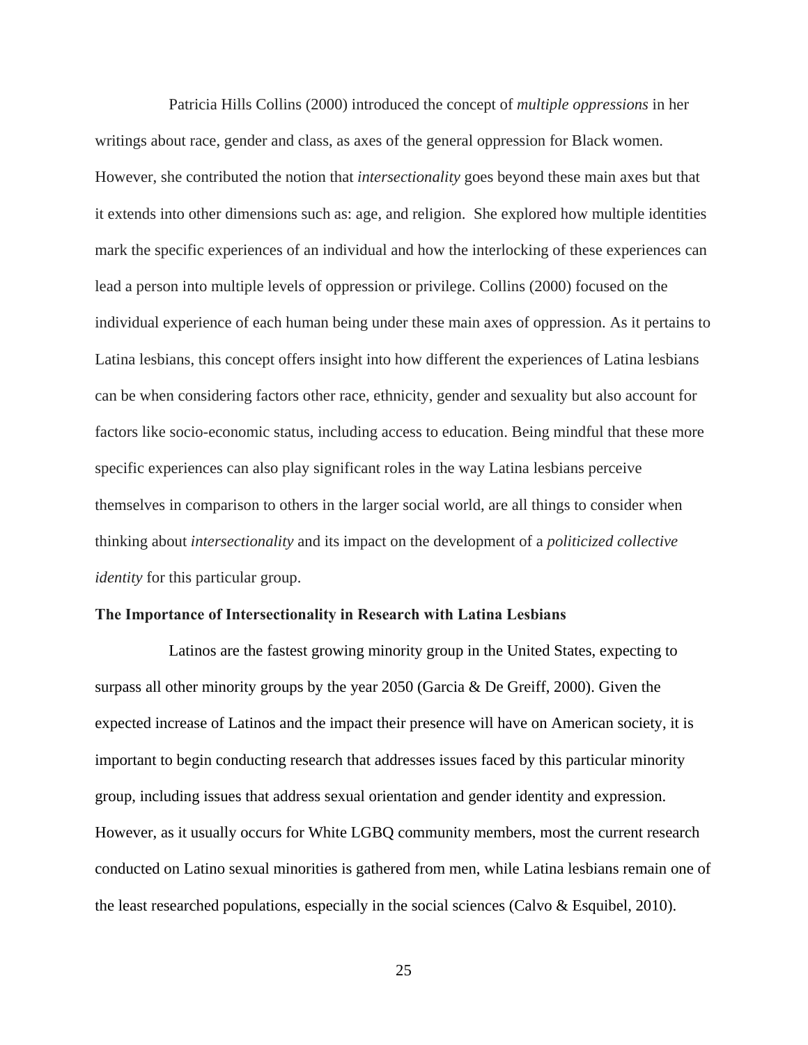Patricia Hills Collins (2000) introduced the concept of *multiple oppressions* in her writings about race, gender and class, as axes of the general oppression for Black women. However, she contributed the notion that *intersectionality* goes beyond these main axes but that it extends into other dimensions such as: age, and religion.  She explored how multiple identities mark the specific experiences of an individual and how the interlocking of these experiences can lead a person into multiple levels of oppression or privilege. Collins (2000) focused on the individual experience of each human being under these main axes of oppression. As it pertains to Latina lesbians, this concept offers insight into how different the experiences of Latina lesbians can be when considering factors other race, ethnicity, gender and sexuality but also account for factors like socio-economic status, including access to education. Being mindful that these more specific experiences can also play significant roles in the way Latina lesbians perceive themselves in comparison to others in the larger social world, are all things to consider when thinking about *intersectionality* and its impact on the development of a *politicized collective identity* for this particular group.

**The Importance of Intersectionality in Research with Latina Lesbians**

Latinos are the fastest growing minority group in the United States, expecting to surpass all other minority groups by the year 2050 (Garcia & De Greiff, 2000). Given the expected increase of Latinos and the impact their presence will have on American society, it is important to begin conducting research that addresses issues faced by this particular minority group, including issues that address sexual orientation and gender identity and expression. However, as it usually occurs for White LGBQ community members, most the current research conducted on Latino sexual minorities is gathered from men, while Latina lesbians remain one of the least researched populations, especially in the social sciences (Calvo & Esquibel, 2010).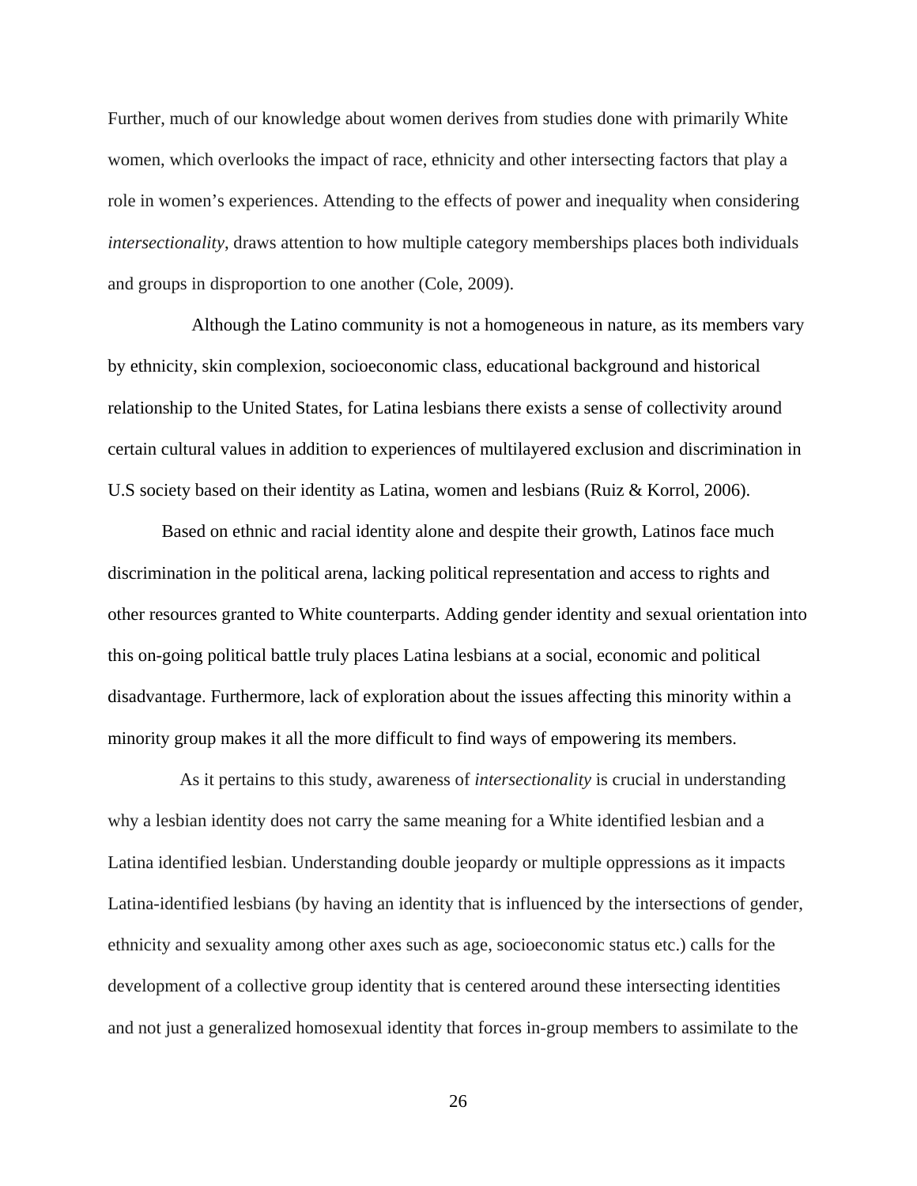Further, much of our knowledge about women derives from studies done with primarily White women, which overlooks the impact of race, ethnicity and other intersecting factors that play a role in women's experiences. Attending to the effects of power and inequality when considering *intersectionality*, draws attention to how multiple category memberships places both individuals and groups in disproportion to one another (Cole, 2009).

Although the Latino community is not a homogeneous in nature, as its members vary by ethnicity, skin complexion, socioeconomic class, educational background and historical relationship to the United States, for Latina lesbians there exists a sense of collectivity around certain cultural values in addition to experiences of multilayered exclusion and discrimination in U.S society based on their identity as Latina, women and lesbians (Ruiz & Korrol, 2006).

Based on ethnic and racial identity alone and despite their growth, Latinos face much discrimination in the political arena, lacking political representation and access to rights and other resources granted to White counterparts. Adding gender identity and sexual orientation into this on-going political battle truly places Latina lesbians at a social, economic and political disadvantage. Furthermore, lack of exploration about the issues affecting this minority within a minority group makes it all the more difficult to find ways of empowering its members.

As it pertains to this study, awareness of *intersectionality* is crucial in understanding why a lesbian identity does not carry the same meaning for a White identified lesbian and a Latina identified lesbian. Understanding double jeopardy or multiple oppressions as it impacts Latina-identified lesbians (by having an identity that is influenced by the intersections of gender, ethnicity and sexuality among other axes such as age, socioeconomic status etc.) calls for the development of a collective group identity that is centered around these intersecting identities and not just a generalized homosexual identity that forces in-group members to assimilate to the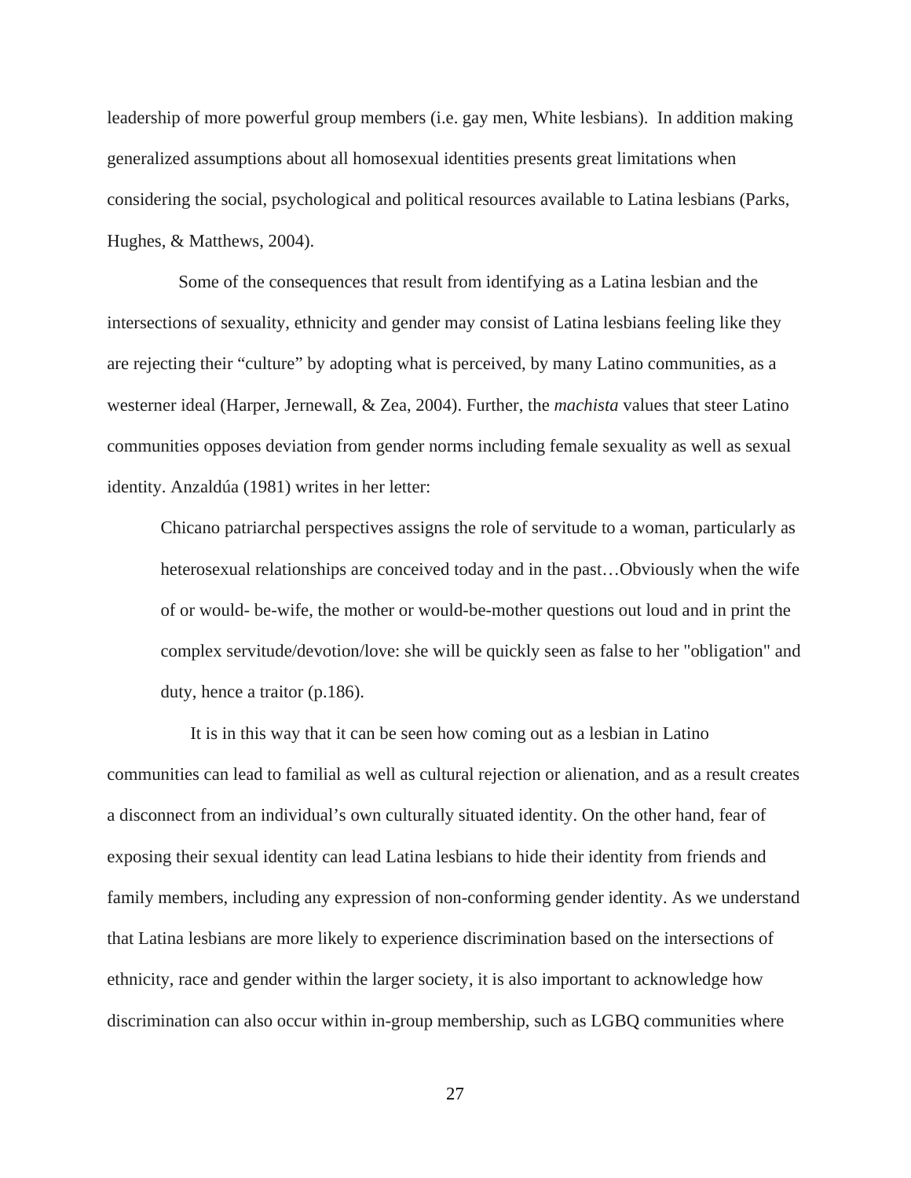leadership of more powerful group members (i.e. gay men, White lesbians). In addition making generalized assumptions about all homosexual identities presents great limitations when considering the social, psychological and political resources available to Latina lesbians (Parks, Hughes, & Matthews, 2004).

Some of the consequences that result from identifying as a Latina lesbian and the intersections of sexuality, ethnicity and gender may consist of Latina lesbians feeling like they are rejecting their "culture" by adopting what is perceived, by many Latino communities, as a westerner ideal (Harper, Jernewall, & Zea, 2004). Further, the *machista* values that steer Latino communities opposes deviation from gender norms including female sexuality as well as sexual identity. Anzaldúa (1981) writes in her letter:

> Chicano patriarchal perspectives assigns the role of servitude to a woman, particularly as heterosexual relationships are conceived today and in the past…Obviously when the wife of or would- be-wife, the mother or would-be-mother questions out loud and in print the complex servitude/devotion/love: she will be quickly seen as false to her "obligation" and duty, hence a traitor (p.186).

It is in this way that it can be seen how coming out as a lesbian in Latino communities can lead to familial as well as cultural rejection or alienation, and as a result creates a disconnect from an individual's own culturally situated identity. On the other hand, fear of exposing their sexual identity can lead Latina lesbians to hide their identity from friends and family members, including any expression of non-conforming gender identity. As we understand that Latina lesbians are more likely to experience discrimination based on the intersections of ethnicity, race and gender within the larger society, it is also important to acknowledge how discrimination can also occur within in-group membership, such as LGBQ communities where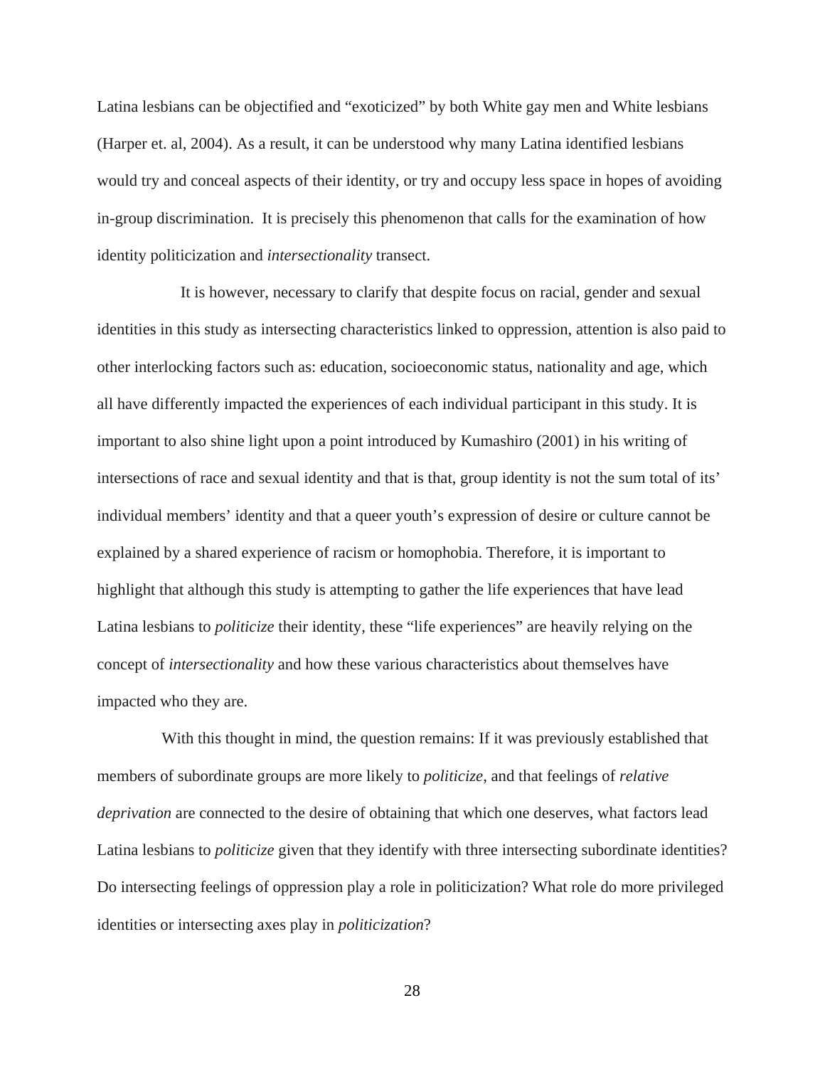Latina lesbians can be objectified and "exoticized" by both White gay men and White lesbians (Harper et. al, 2004). As a result, it can be understood why many Latina identified lesbians would try and conceal aspects of their identity, or try and occupy less space in hopes of avoiding in-group discrimination. It is precisely this phenomenon that calls for the examination of how identity politicization and *intersectionality* transect.

It is however, necessary to clarify that despite focus on racial, gender and sexual identities in this study as intersecting characteristics linked to oppression, attention is also paid to other interlocking factors such as: education, socioeconomic status, nationality and age, which all have differently impacted the experiences of each individual participant in this study. It is important to also shine light upon a point introduced by Kumashiro (2001) in his writing of intersections of race and sexual identity and that is that, group identity is not the sum total of its' individual members' identity and that a queer youth's expression of desire or culture cannot be explained by a shared experience of racism or homophobia. Therefore, it is important to highlight that although this study is attempting to gather the life experiences that have lead Latina lesbians to *politicize* their identity, these "life experiences" are heavily relying on the concept of *intersectionality* and how these various characteristics about themselves have impacted who they are.

With this thought in mind, the question remains: If it was previously established that members of subordinate groups are more likely to *politicize*, and that feelings of *relative deprivation* are connected to the desire of obtaining that which one deserves, what factors lead Latina lesbians to *politicize* given that they identify with three intersecting subordinate identities? Do intersecting feelings of oppression play a role in politicization? What role do more privileged identities or intersecting axes play in *politicization*?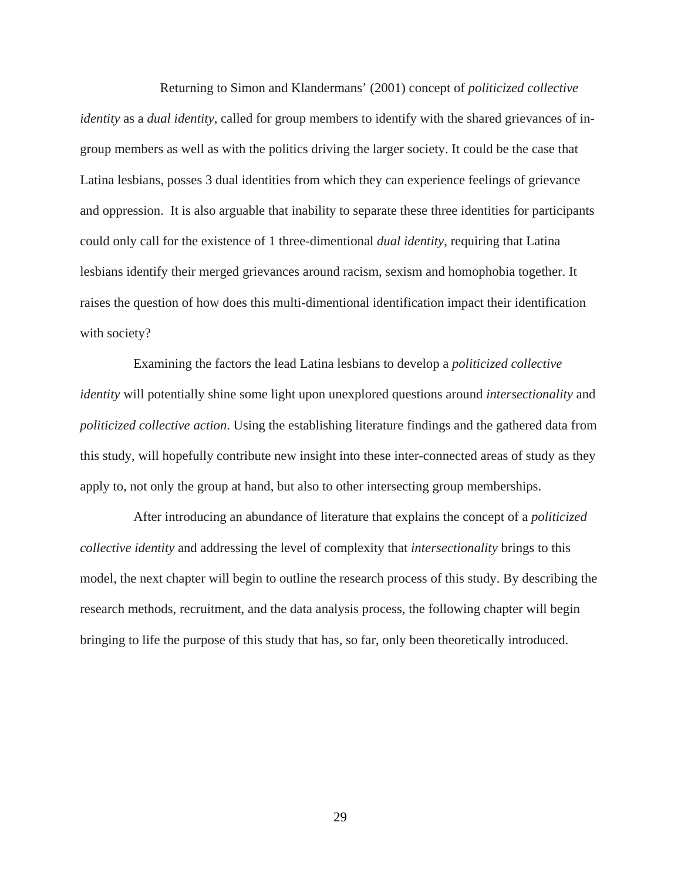Returning to Simon and Klandermans' (2001) concept of *politicized collective identity* as a *dual identity*, called for group members to identify with the shared grievances of in-group members as well as with the politics driving the larger society. It could be the case that Latina lesbians, posses 3 dual identities from which they can experience feelings of grievance and oppression.  It is also arguable that inability to separate these three identities for participants could only call for the existence of 1 three-dimentional *dual identity*, requiring that Latina lesbians identify their merged grievances around racism, sexism and homophobia together. It raises the question of how does this multi-dimentional identification impact their identification with society?

Examining the factors the lead Latina lesbians to develop a *politicized collective identity* will potentially shine some light upon unexplored questions around *intersectionality* and *politicized collective action*. Using the establishing literature findings and the gathered data from this study, will hopefully contribute new insight into these inter-connected areas of study as they apply to, not only the group at hand, but also to other intersecting group memberships.

After introducing an abundance of literature that explains the concept of a *politicized collective identity* and addressing the level of complexity that *intersectionality* brings to this model, the next chapter will begin to outline the research process of this study. By describing the research methods, recruitment, and the data analysis process, the following chapter will begin bringing to life the purpose of this study that has, so far, only been theoretically introduced.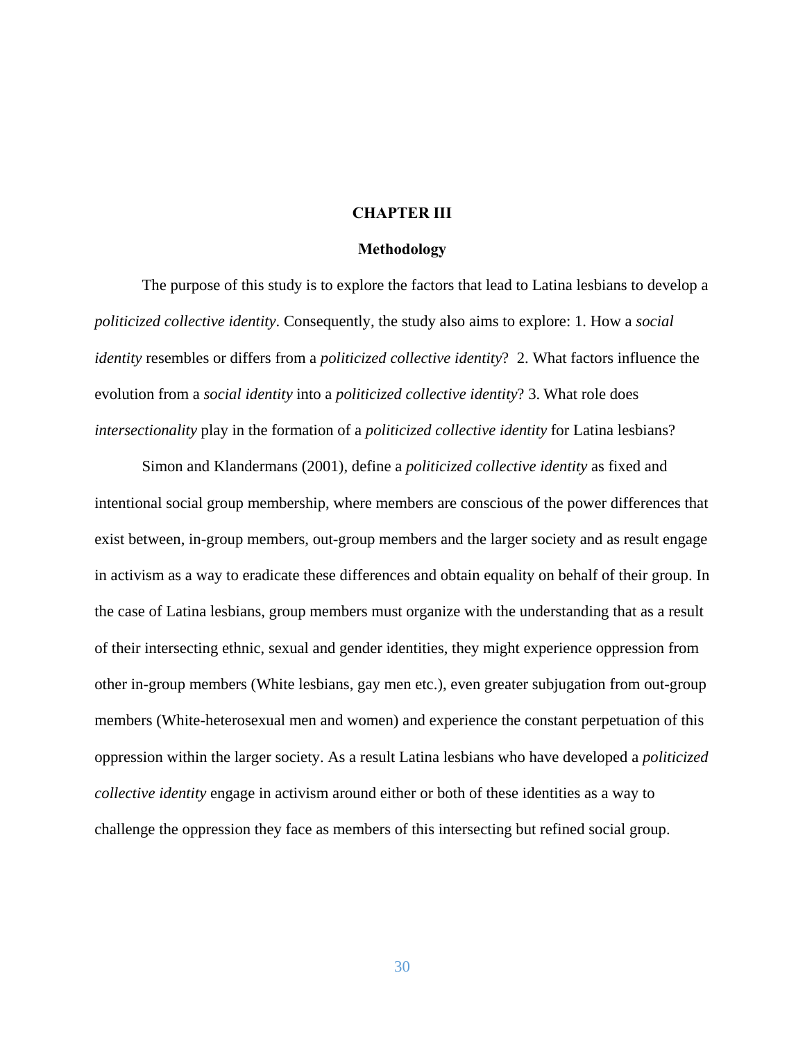# CHAPTER III

## Methodology

The purpose of this study is to explore the factors that lead to Latina lesbians to develop a *politicized collective identity*. Consequently, the study also aims to explore: 1. How a *social identity* resembles or differs from a *politicized collective identity*? 2. What factors influence the evolution from a *social identity* into a *politicized collective identity*? 3. What role does *intersectionality* play in the formation of a *politicized collective identity* for Latina lesbians?

Simon and Klandermans (2001), define a *politicized collective identity* as fixed and intentional social group membership, where members are conscious of the power differences that exist between, in-group members, out-group members and the larger society and as result engage in activism as a way to eradicate these differences and obtain equality on behalf of their group. In the case of Latina lesbians, group members must organize with the understanding that as a result of their intersecting ethnic, sexual and gender identities, they might experience oppression from other in-group members (White lesbians, gay men etc.), even greater subjugation from out-group members (White-heterosexual men and women) and experience the constant perpetuation of this oppression within the larger society. As a result Latina lesbians who have developed a *politicized collective identity* engage in activism around either or both of these identities as a way to challenge the oppression they face as members of this intersecting but refined social group.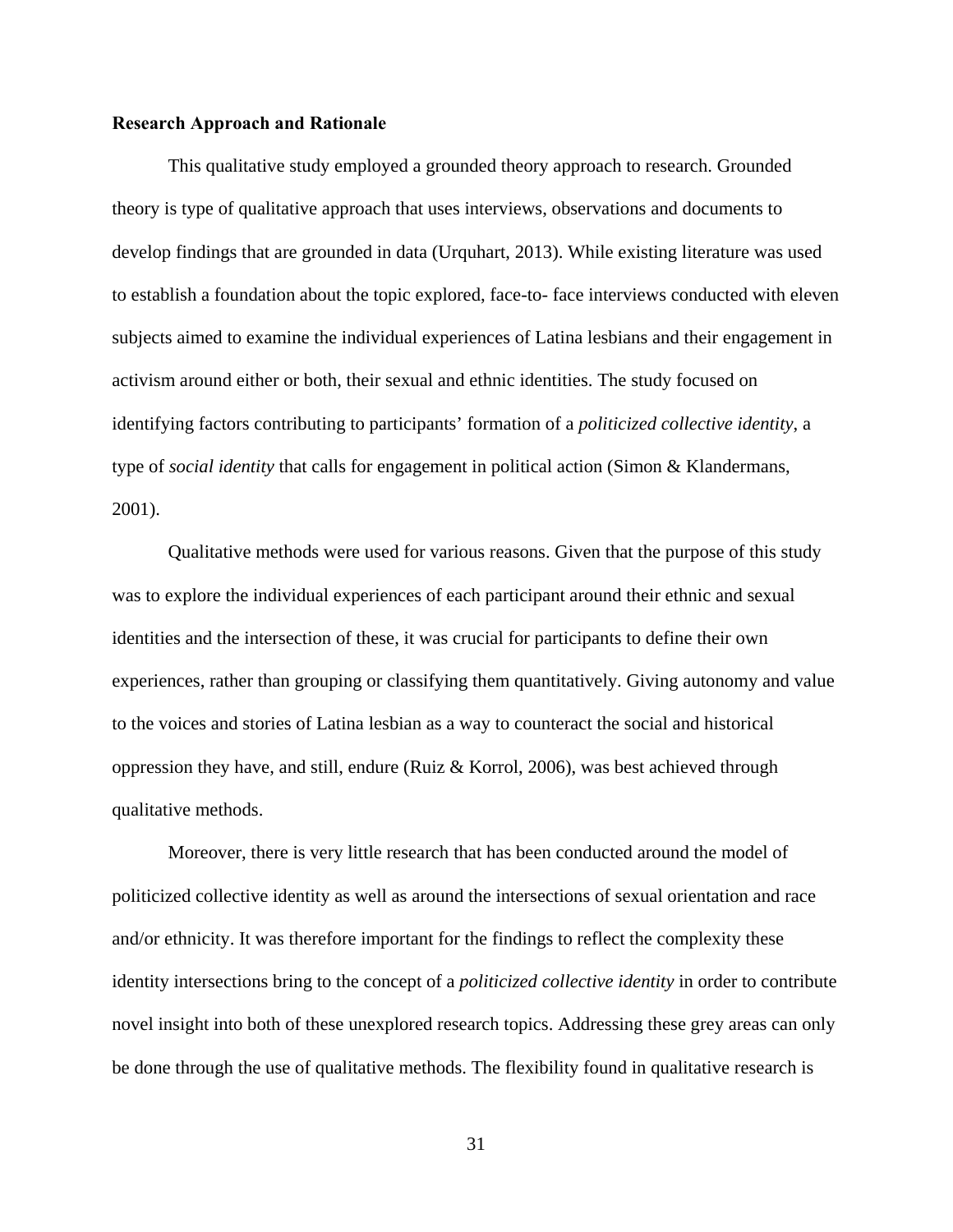**Research Approach and Rationale**

This qualitative study employed a grounded theory approach to research. Grounded theory is type of qualitative approach that uses interviews, observations and documents to develop findings that are grounded in data (Urquhart, 2013). While existing literature was used to establish a foundation about the topic explored, face-to- face interviews conducted with eleven subjects aimed to examine the individual experiences of Latina lesbians and their engagement in activism around either or both, their sexual and ethnic identities. The study focused on identifying factors contributing to participants' formation of a *politicized collective identity*, a type of *social identity* that calls for engagement in political action (Simon & Klandermans, 2001).

Qualitative methods were used for various reasons. Given that the purpose of this study was to explore the individual experiences of each participant around their ethnic and sexual identities and the intersection of these, it was crucial for participants to define their own experiences, rather than grouping or classifying them quantitatively. Giving autonomy and value to the voices and stories of Latina lesbian as a way to counteract the social and historical oppression they have, and still, endure (Ruiz & Korrol, 2006), was best achieved through qualitative methods.

Moreover, there is very little research that has been conducted around the model of politicized collective identity as well as around the intersections of sexual orientation and race and/or ethnicity. It was therefore important for the findings to reflect the complexity these identity intersections bring to the concept of a *politicized collective identity* in order to contribute novel insight into both of these unexplored research topics. Addressing these grey areas can only be done through the use of qualitative methods. The flexibility found in qualitative research is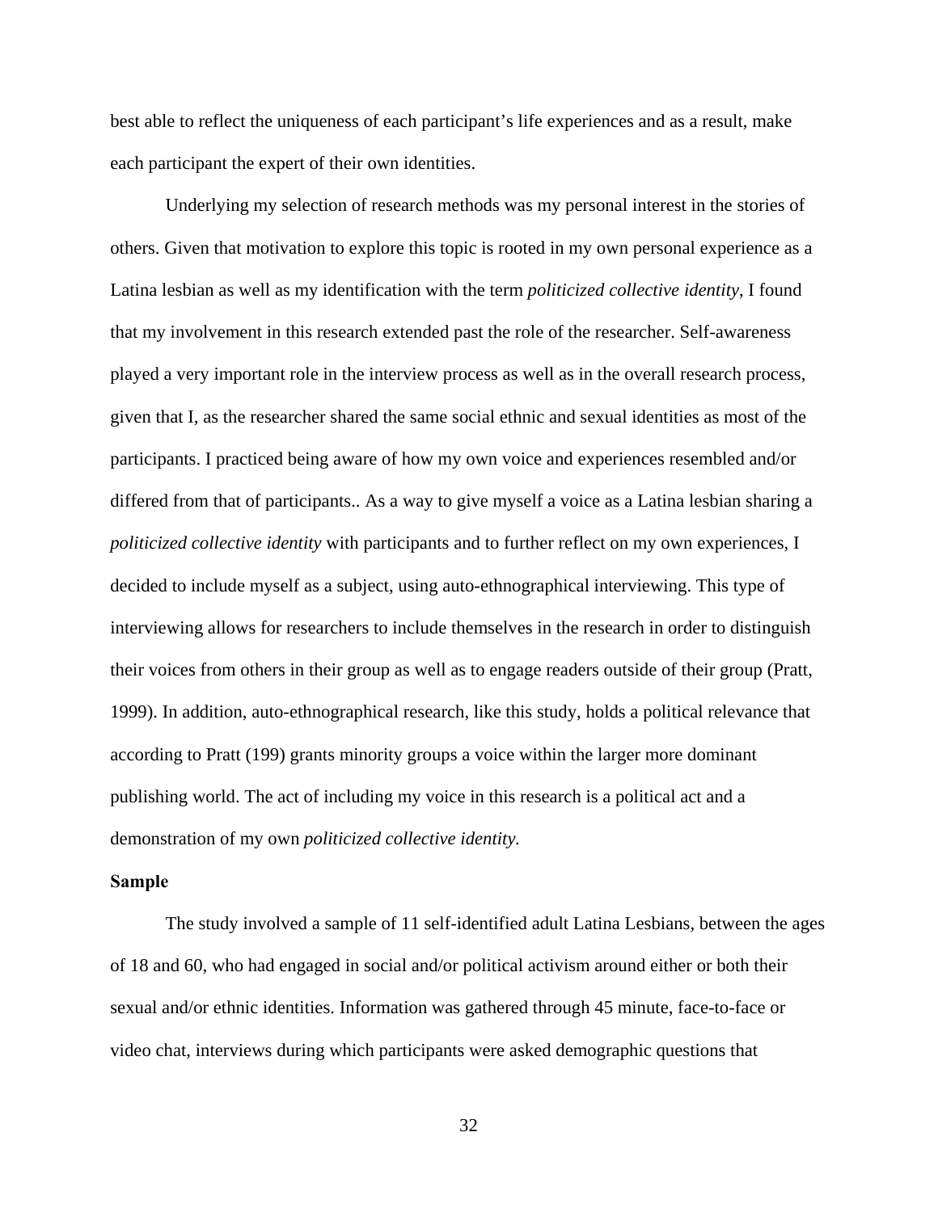best able to reflect the uniqueness of each participant's life experiences and as a result, make each participant the expert of their own identities.

Underlying my selection of research methods was my personal interest in the stories of others. Given that motivation to explore this topic is rooted in my own personal experience as a Latina lesbian as well as my identification with the term *politicized collective identity*, I found that my involvement in this research extended past the role of the researcher. Self-awareness played a very important role in the interview process as well as in the overall research process, given that I, as the researcher shared the same social ethnic and sexual identities as most of the participants. I practiced being aware of how my own voice and experiences resembled and/or differed from that of participants.. As a way to give myself a voice as a Latina lesbian sharing a *politicized collective identity* with participants and to further reflect on my own experiences, I decided to include myself as a subject, using auto-ethnographical interviewing. This type of interviewing allows for researchers to include themselves in the research in order to distinguish their voices from others in their group as well as to engage readers outside of their group (Pratt, 1999). In addition, auto-ethnographical research, like this study, holds a political relevance that according to Pratt (199) grants minority groups a voice within the larger more dominant publishing world. The act of including my voice in this research is a political act and a demonstration of my own *politicized collective identity.*

**Sample**

The study involved a sample of 11 self-identified adult Latina Lesbians, between the ages of 18 and 60, who had engaged in social and/or political activism around either or both their sexual and/or ethnic identities. Information was gathered through 45 minute, face-to-face or video chat, interviews during which participants were asked demographic questions that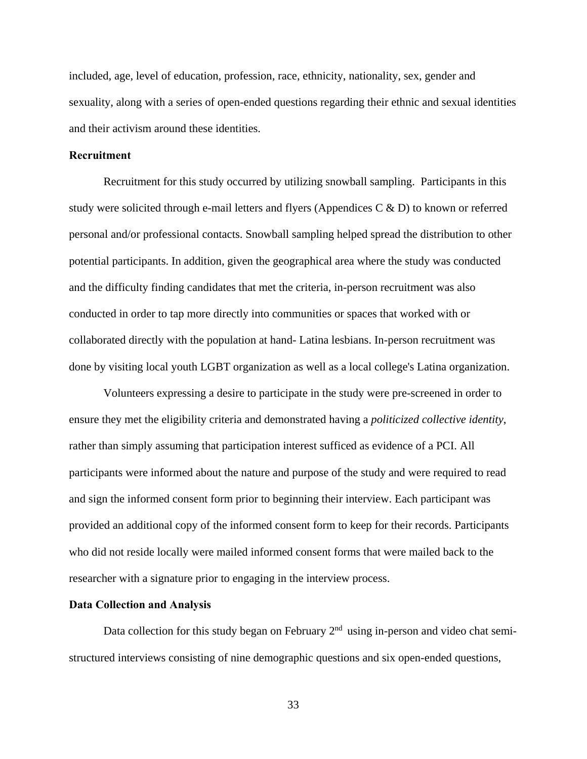included, age, level of education, profession, race, ethnicity, nationality, sex, gender and sexuality, along with a series of open-ended questions regarding their ethnic and sexual identities and their activism around these identities.

**Recruitment**

Recruitment for this study occurred by utilizing snowball sampling. Participants in this study were solicited through e-mail letters and flyers (Appendices C & D) to known or referred personal and/or professional contacts. Snowball sampling helped spread the distribution to other potential participants. In addition, given the geographical area where the study was conducted and the difficulty finding candidates that met the criteria, in-person recruitment was also conducted in order to tap more directly into communities or spaces that worked with or collaborated directly with the population at hand- Latina lesbians. In-person recruitment was done by visiting local youth LGBT organization as well as a local college's Latina organization.

Volunteers expressing a desire to participate in the study were pre-screened in order to ensure they met the eligibility criteria and demonstrated having a *politicized collective identity*, rather than simply assuming that participation interest sufficed as evidence of a PCI. All participants were informed about the nature and purpose of the study and were required to read and sign the informed consent form prior to beginning their interview. Each participant was provided an additional copy of the informed consent form to keep for their records. Participants who did not reside locally were mailed informed consent forms that were mailed back to the researcher with a signature prior to engaging in the interview process.

**Data Collection and Analysis**

Data collection for this study began on February 2nd using in-person and video chat semi-structured interviews consisting of nine demographic questions and six open-ended questions,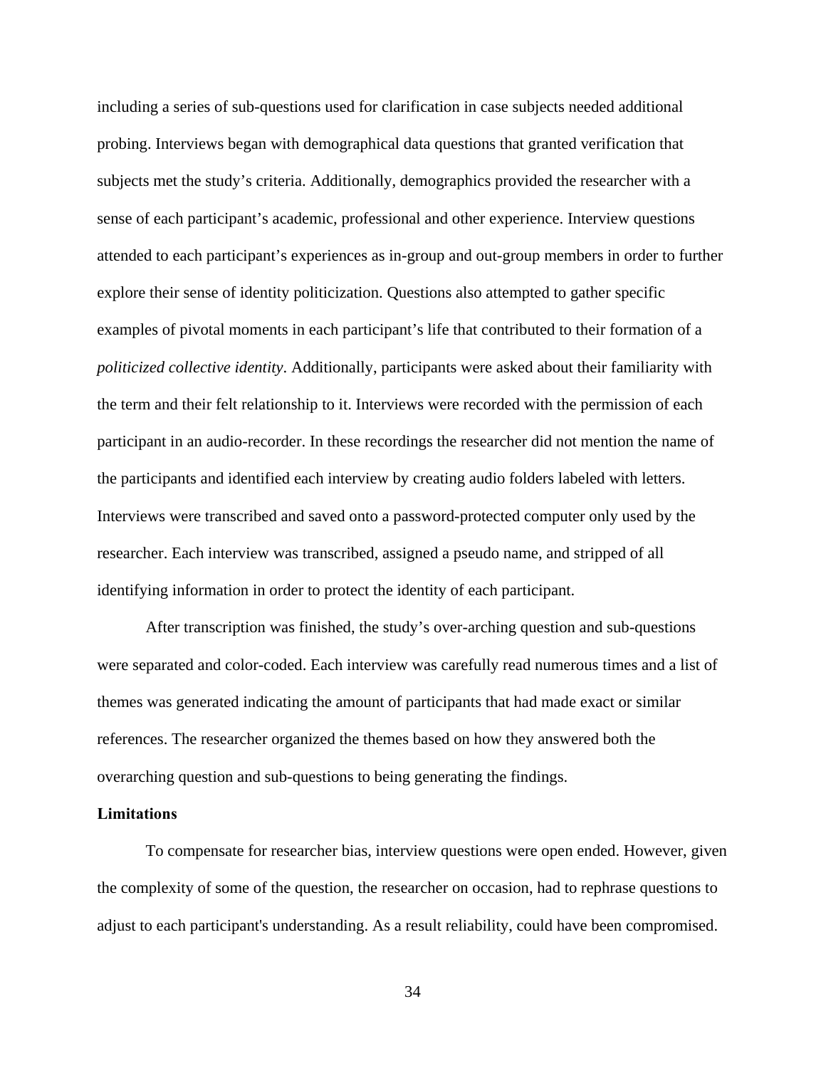including a series of sub-questions used for clarification in case subjects needed additional probing. Interviews began with demographical data questions that granted verification that subjects met the study's criteria. Additionally, demographics provided the researcher with a sense of each participant's academic, professional and other experience. Interview questions attended to each participant's experiences as in-group and out-group members in order to further explore their sense of identity politicization. Questions also attempted to gather specific examples of pivotal moments in each participant's life that contributed to their formation of a *politicized collective identity*. Additionally, participants were asked about their familiarity with the term and their felt relationship to it. Interviews were recorded with the permission of each participant in an audio-recorder. In these recordings the researcher did not mention the name of the participants and identified each interview by creating audio folders labeled with letters. Interviews were transcribed and saved onto a password-protected computer only used by the researcher. Each interview was transcribed, assigned a pseudo name, and stripped of all identifying information in order to protect the identity of each participant.

After transcription was finished, the study's over-arching question and sub-questions were separated and color-coded. Each interview was carefully read numerous times and a list of themes was generated indicating the amount of participants that had made exact or similar references. The researcher organized the themes based on how they answered both the overarching question and sub-questions to being generating the findings.

### Limitations

To compensate for researcher bias, interview questions were open ended. However, given the complexity of some of the question, the researcher on occasion, had to rephrase questions to adjust to each participant's understanding. As a result reliability, could have been compromised.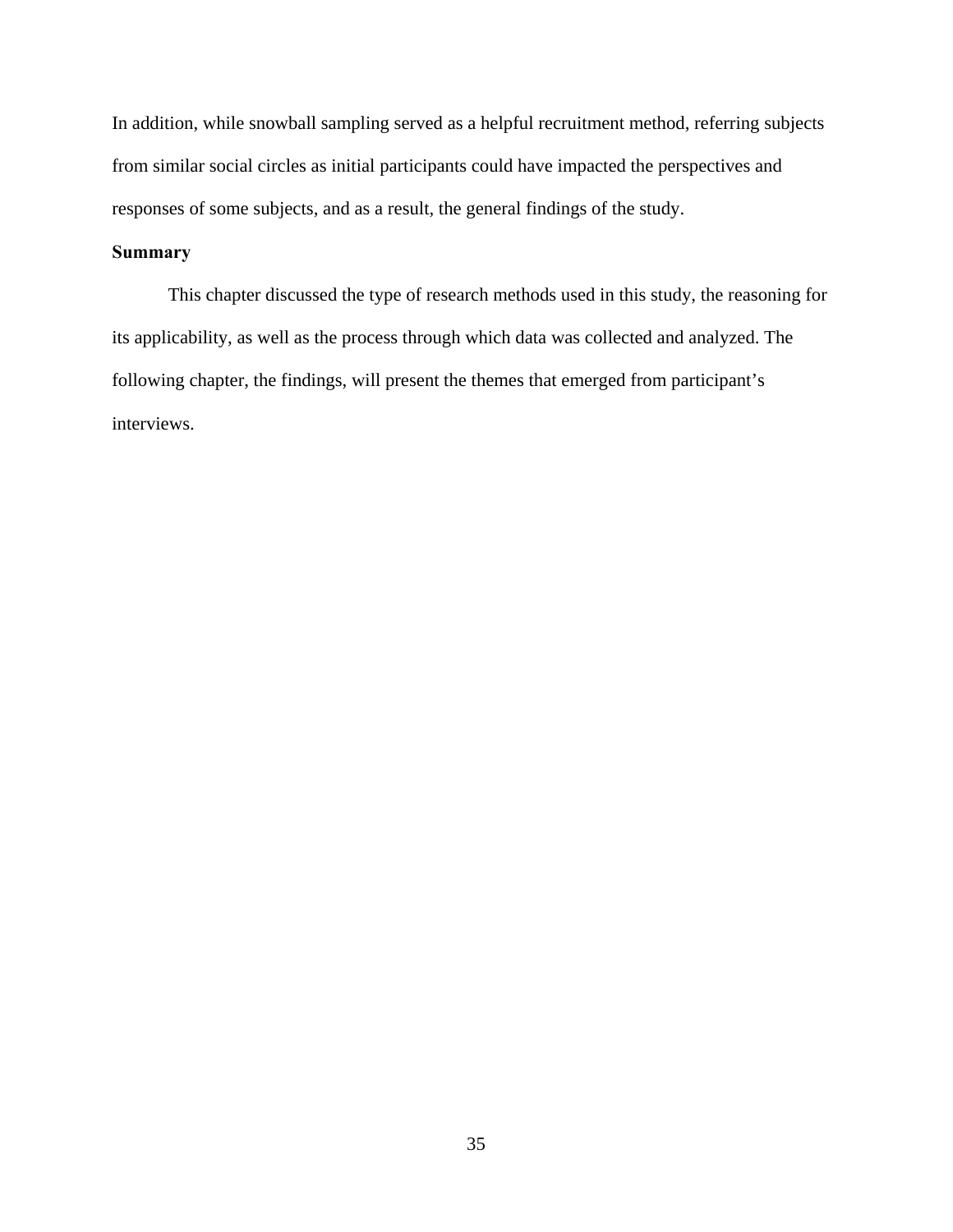In addition, while snowball sampling served as a helpful recruitment method, referring subjects from similar social circles as initial participants could have impacted the perspectives and responses of some subjects, and as a result, the general findings of the study.

## Summary

This chapter discussed the type of research methods used in this study, the reasoning for its applicability, as well as the process through which data was collected and analyzed. The following chapter, the findings, will present the themes that emerged from participant's interviews.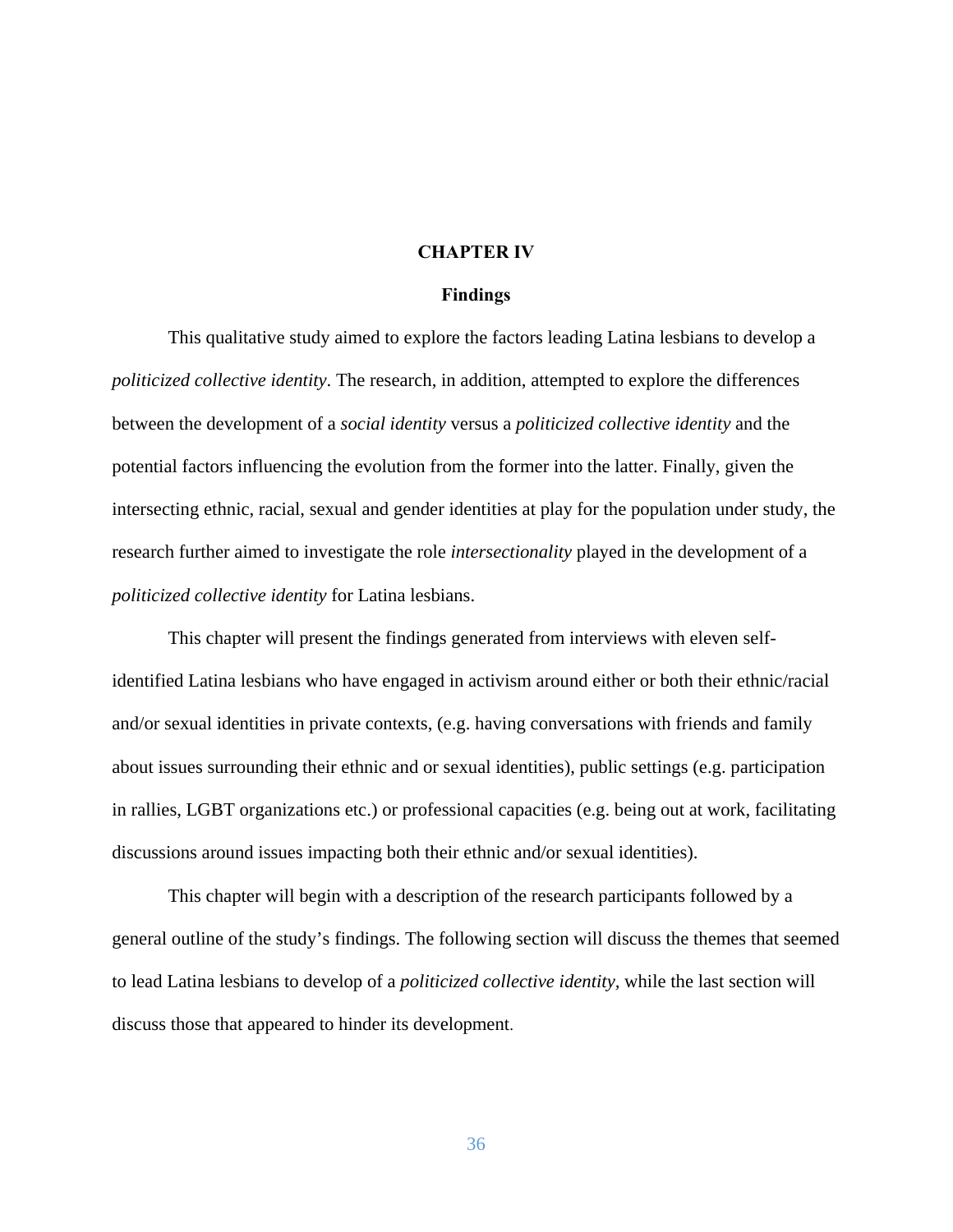# CHAPTER IV

## Findings

This qualitative study aimed to explore the factors leading Latina lesbians to develop a *politicized collective identity*. The research, in addition, attempted to explore the differences between the development of a *social identity* versus a *politicized collective identity* and the potential factors influencing the evolution from the former into the latter. Finally, given the intersecting ethnic, racial, sexual and gender identities at play for the population under study, the research further aimed to investigate the role *intersectionality* played in the development of a *politicized collective identity* for Latina lesbians.

This chapter will present the findings generated from interviews with eleven self-identified Latina lesbians who have engaged in activism around either or both their ethnic/racial and/or sexual identities in private contexts, (e.g. having conversations with friends and family about issues surrounding their ethnic and or sexual identities), public settings (e.g. participation in rallies, LGBT organizations etc.) or professional capacities (e.g. being out at work, facilitating discussions around issues impacting both their ethnic and/or sexual identities).

This chapter will begin with a description of the research participants followed by a general outline of the study's findings. The following section will discuss the themes that seemed to lead Latina lesbians to develop of a *politicized collective identity*, while the last section will discuss those that appeared to hinder its development.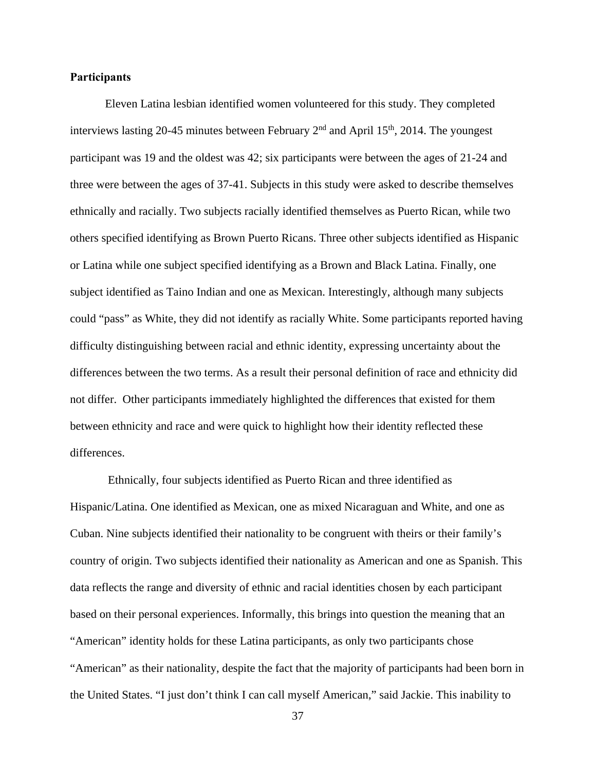**Participants**

Eleven Latina lesbian identified women volunteered for this study. They completed interviews lasting 20-45 minutes between February 2nd and April 15th, 2014. The youngest participant was 19 and the oldest was 42; six participants were between the ages of 21-24 and three were between the ages of 37-41. Subjects in this study were asked to describe themselves ethnically and racially. Two subjects racially identified themselves as Puerto Rican, while two others specified identifying as Brown Puerto Ricans. Three other subjects identified as Hispanic or Latina while one subject specified identifying as a Brown and Black Latina. Finally, one subject identified as Taino Indian and one as Mexican. Interestingly, although many subjects could "pass" as White, they did not identify as racially White. Some participants reported having difficulty distinguishing between racial and ethnic identity, expressing uncertainty about the differences between the two terms. As a result their personal definition of race and ethnicity did not differ. Other participants immediately highlighted the differences that existed for them between ethnicity and race and were quick to highlight how their identity reflected these differences.

Ethnically, four subjects identified as Puerto Rican and three identified as Hispanic/Latina. One identified as Mexican, one as mixed Nicaraguan and White, and one as Cuban. Nine subjects identified their nationality to be congruent with theirs or their family's country of origin. Two subjects identified their nationality as American and one as Spanish. This data reflects the range and diversity of ethnic and racial identities chosen by each participant based on their personal experiences. Informally, this brings into question the meaning that an "American" identity holds for these Latina participants, as only two participants chose "American" as their nationality, despite the fact that the majority of participants had been born in the United States. "I just don't think I can call myself American," said Jackie. This inability to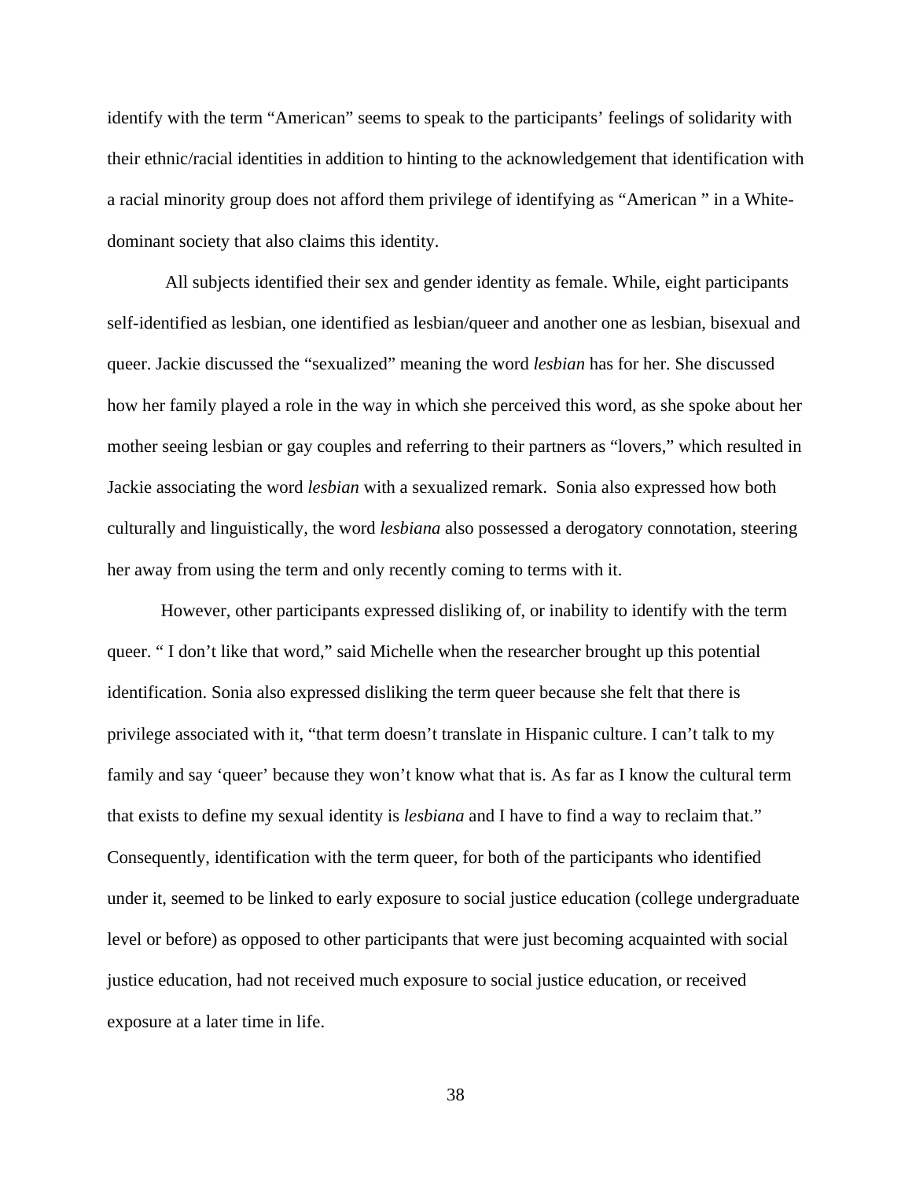identify with the term “American” seems to speak to the participants’ feelings of solidarity with their ethnic/racial identities in addition to hinting to the acknowledgement that identification with a racial minority group does not afford them privilege of identifying as “American ” in a White-dominant society that also claims this identity.

All subjects identified their sex and gender identity as female. While, eight participants self-identified as lesbian, one identified as lesbian/queer and another one as lesbian, bisexual and queer. Jackie discussed the “sexualized” meaning the word *lesbian* has for her. She discussed how her family played a role in the way in which she perceived this word, as she spoke about her mother seeing lesbian or gay couples and referring to their partners as “lovers,” which resulted in Jackie associating the word *lesbian* with a sexualized remark. Sonia also expressed how both culturally and linguistically, the word *lesbiana* also possessed a derogatory connotation, steering her away from using the term and only recently coming to terms with it.

However, other participants expressed disliking of, or inability to identify with the term queer. “ I don’t like that word,” said Michelle when the researcher brought up this potential identification. Sonia also expressed disliking the term queer because she felt that there is privilege associated with it, “that term doesn’t translate in Hispanic culture. I can’t talk to my family and say ‘queer’ because they won’t know what that is. As far as I know the cultural term that exists to define my sexual identity is *lesbiana* and I have to find a way to reclaim that.” Consequently, identification with the term queer, for both of the participants who identified under it, seemed to be linked to early exposure to social justice education (college undergraduate level or before) as opposed to other participants that were just becoming acquainted with social justice education, had not received much exposure to social justice education, or received exposure at a later time in life.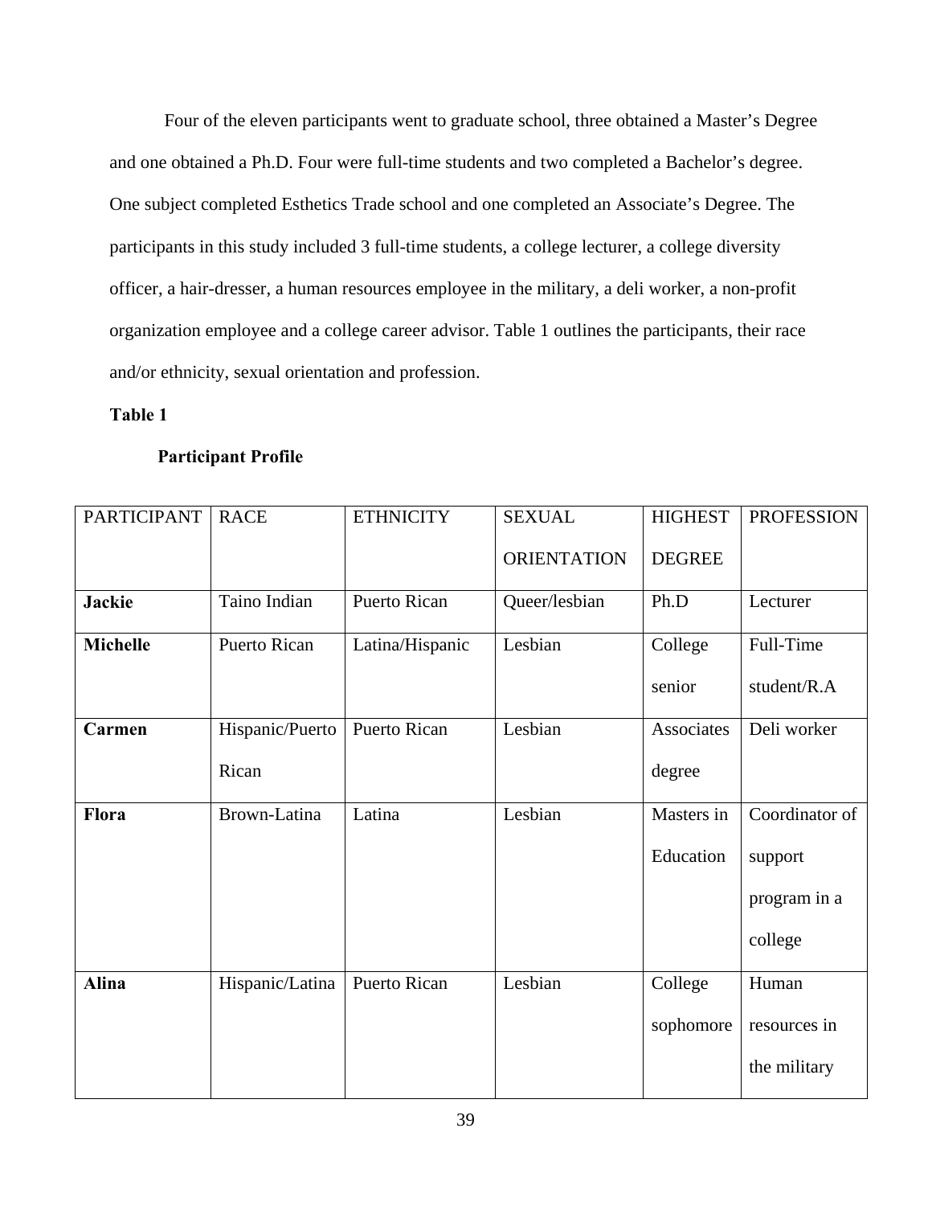Four of the eleven participants went to graduate school, three obtained a Master's Degree and one obtained a Ph.D. Four were full-time students and two completed a Bachelor's degree. One subject completed Esthetics Trade school and one completed an Associate's Degree. The participants in this study included 3 full-time students, a college lecturer, a college diversity officer, a hair-dresser, a human resources employee in the military, a deli worker, a non-profit organization employee and a college career advisor. Table 1 outlines the participants, their race and/or ethnicity, sexual orientation and profession.

**Table 1**

**Participant Profile**

| PARTICIPANT | RACE | ETHNICITY | SEXUAL ORIENTATION | HIGHEST DEGREE | PROFESSION |
|---|---|---|---|---|---|
| **Jackie** | Taino Indian | Puerto Rican | Queer/lesbian | Ph.D | Lecturer |
| **Michelle** | Puerto Rican | Latina/Hispanic | Lesbian | College senior | Full-Time student/R.A |
| **Carmen** | Hispanic/Puerto Rican | Puerto Rican | Lesbian | Associates degree | Deli worker |
| **Flora** | Brown-Latina | Latina | Lesbian | Masters in Education | Coordinator of support program in a college |
| **Alina** | Hispanic/Latina | Puerto Rican | Lesbian | College sophomore | Human resources in the military |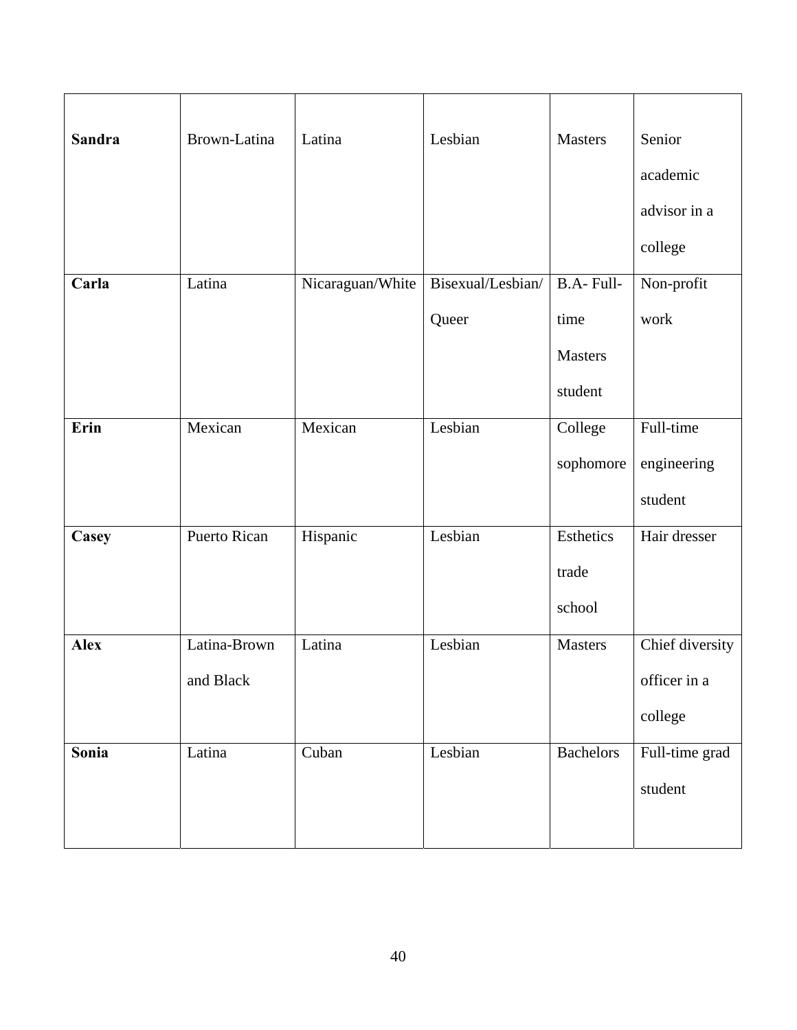| **Sandra** | Brown-Latina | Latina | Lesbian | Masters | Senior academic advisor in a college |
|---|---|---|---|---|---|
| **Carla** | Latina | Nicaraguan/White | Bisexual/Lesbian/ Queer | B.A- Full-time Masters student | Non-profit work |
| **Erin** | Mexican | Mexican | Lesbian | College sophomore | Full-time engineering student |
| **Casey** | Puerto Rican | Hispanic | Lesbian | Esthetics trade school | Hair dresser |
| **Alex** | Latina-Brown and Black | Latina | Lesbian | Masters | Chief diversity officer in a college |
| **Sonia** | Latina | Cuban | Lesbian | Bachelors | Full-time grad student |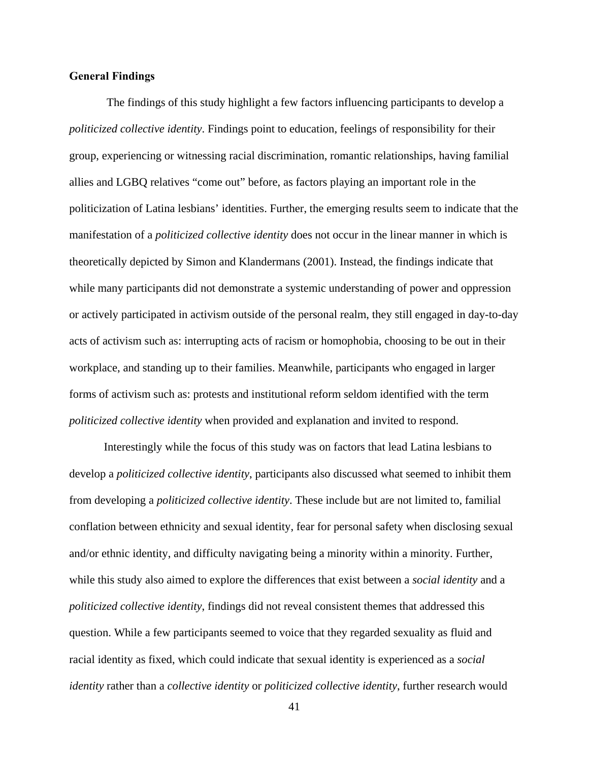**General Findings**

The findings of this study highlight a few factors influencing participants to develop a *politicized collective identity*. Findings point to education, feelings of responsibility for their group, experiencing or witnessing racial discrimination, romantic relationships, having familial allies and LGBQ relatives "come out" before, as factors playing an important role in the politicization of Latina lesbians' identities. Further, the emerging results seem to indicate that the manifestation of a *politicized collective identity* does not occur in the linear manner in which is theoretically depicted by Simon and Klandermans (2001). Instead, the findings indicate that while many participants did not demonstrate a systemic understanding of power and oppression or actively participated in activism outside of the personal realm, they still engaged in day-to-day acts of activism such as: interrupting acts of racism or homophobia, choosing to be out in their workplace, and standing up to their families. Meanwhile, participants who engaged in larger forms of activism such as: protests and institutional reform seldom identified with the term *politicized collective identity* when provided and explanation and invited to respond.

Interestingly while the focus of this study was on factors that lead Latina lesbians to develop a *politicized collective identity*, participants also discussed what seemed to inhibit them from developing a *politicized collective identity*. These include but are not limited to, familial conflation between ethnicity and sexual identity, fear for personal safety when disclosing sexual and/or ethnic identity, and difficulty navigating being a minority within a minority. Further, while this study also aimed to explore the differences that exist between a *social identity* and a *politicized collective identity*, findings did not reveal consistent themes that addressed this question. While a few participants seemed to voice that they regarded sexuality as fluid and racial identity as fixed, which could indicate that sexual identity is experienced as a *social identity* rather than a *collective identity* or *politicized collective identity*, further research would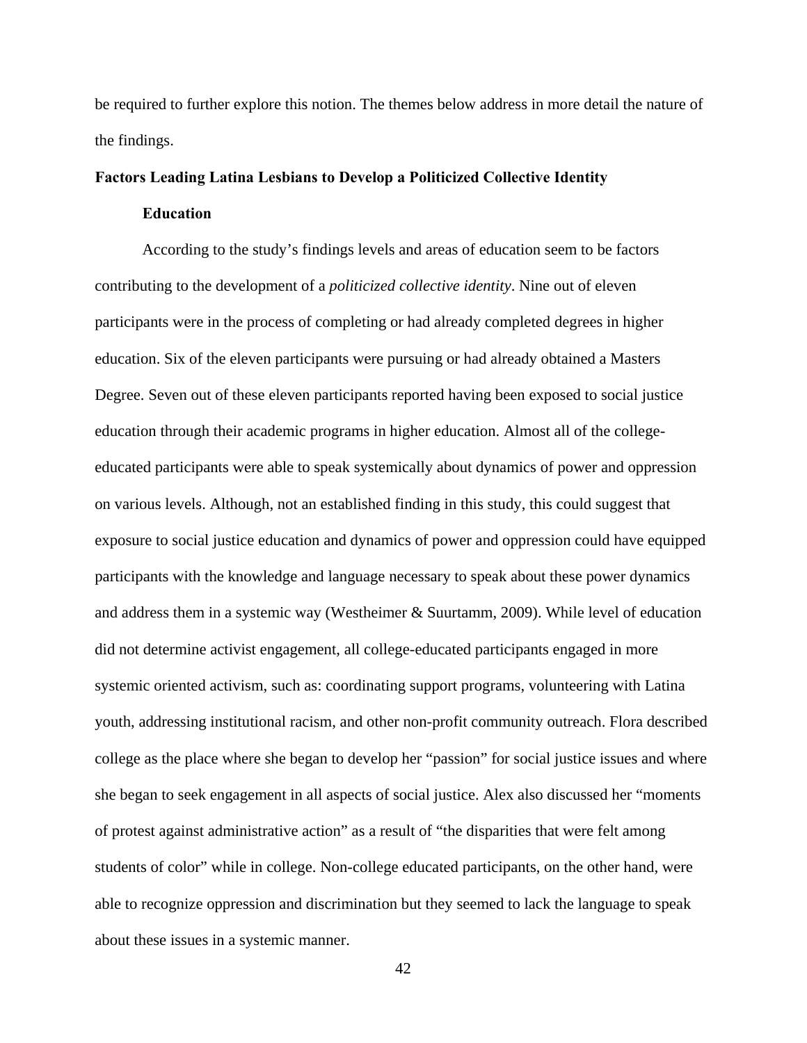be required to further explore this notion. The themes below address in more detail the nature of the findings.

## Factors Leading Latina Lesbians to Develop a Politicized Collective Identity

### Education

According to the study's findings levels and areas of education seem to be factors contributing to the development of a *politicized collective identity*. Nine out of eleven participants were in the process of completing or had already completed degrees in higher education. Six of the eleven participants were pursuing or had already obtained a Masters Degree. Seven out of these eleven participants reported having been exposed to social justice education through their academic programs in higher education. Almost all of the college-educated participants were able to speak systemically about dynamics of power and oppression on various levels. Although, not an established finding in this study, this could suggest that exposure to social justice education and dynamics of power and oppression could have equipped participants with the knowledge and language necessary to speak about these power dynamics and address them in a systemic way (Westheimer & Suurtamm, 2009). While level of education did not determine activist engagement, all college-educated participants engaged in more systemic oriented activism, such as: coordinating support programs, volunteering with Latina youth, addressing institutional racism, and other non-profit community outreach. Flora described college as the place where she began to develop her "passion" for social justice issues and where she began to seek engagement in all aspects of social justice. Alex also discussed her "moments of protest against administrative action" as a result of "the disparities that were felt among students of color" while in college. Non-college educated participants, on the other hand, were able to recognize oppression and discrimination but they seemed to lack the language to speak about these issues in a systemic manner.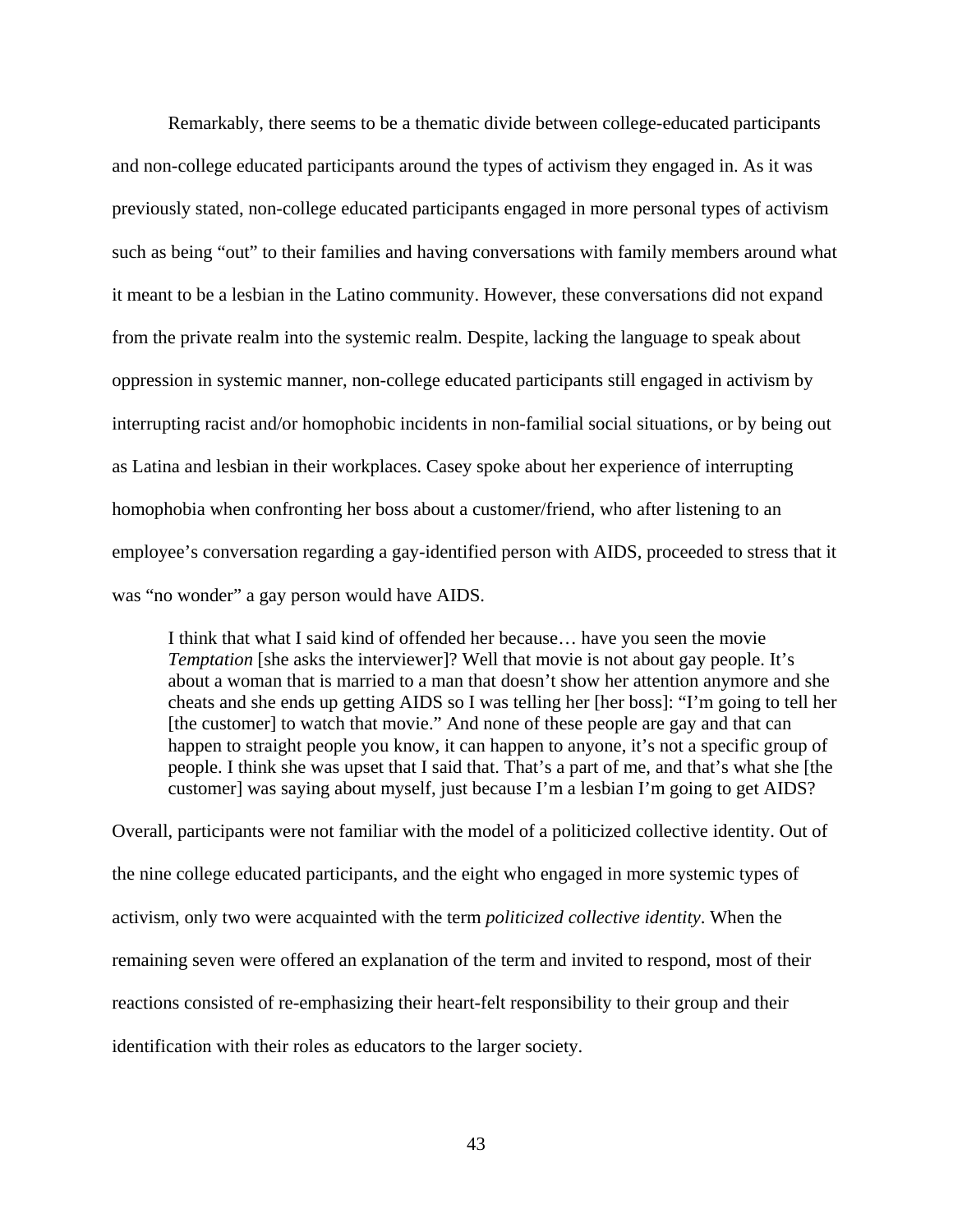Remarkably, there seems to be a thematic divide between college-educated participants and non-college educated participants around the types of activism they engaged in. As it was previously stated, non-college educated participants engaged in more personal types of activism such as being "out" to their families and having conversations with family members around what it meant to be a lesbian in the Latino community. However, these conversations did not expand from the private realm into the systemic realm. Despite, lacking the language to speak about oppression in systemic manner, non-college educated participants still engaged in activism by interrupting racist and/or homophobic incidents in non-familial social situations, or by being out as Latina and lesbian in their workplaces. Casey spoke about her experience of interrupting homophobia when confronting her boss about a customer/friend, who after listening to an employee's conversation regarding a gay-identified person with AIDS, proceeded to stress that it was "no wonder" a gay person would have AIDS.

> I think that what I said kind of offended her because… have you seen the movie *Temptation* [she asks the interviewer]? Well that movie is not about gay people. It's about a woman that is married to a man that doesn't show her attention anymore and she cheats and she ends up getting AIDS so I was telling her [her boss]: "I'm going to tell her [the customer] to watch that movie." And none of these people are gay and that can happen to straight people you know, it can happen to anyone, it's not a specific group of people. I think she was upset that I said that. That's a part of me, and that's what she [the customer] was saying about myself, just because I'm a lesbian I'm going to get AIDS?

Overall, participants were not familiar with the model of a politicized collective identity. Out of the nine college educated participants, and the eight who engaged in more systemic types of activism, only two were acquainted with the term *politicized collective identity*. When the remaining seven were offered an explanation of the term and invited to respond, most of their reactions consisted of re-emphasizing their heart-felt responsibility to their group and their identification with their roles as educators to the larger society.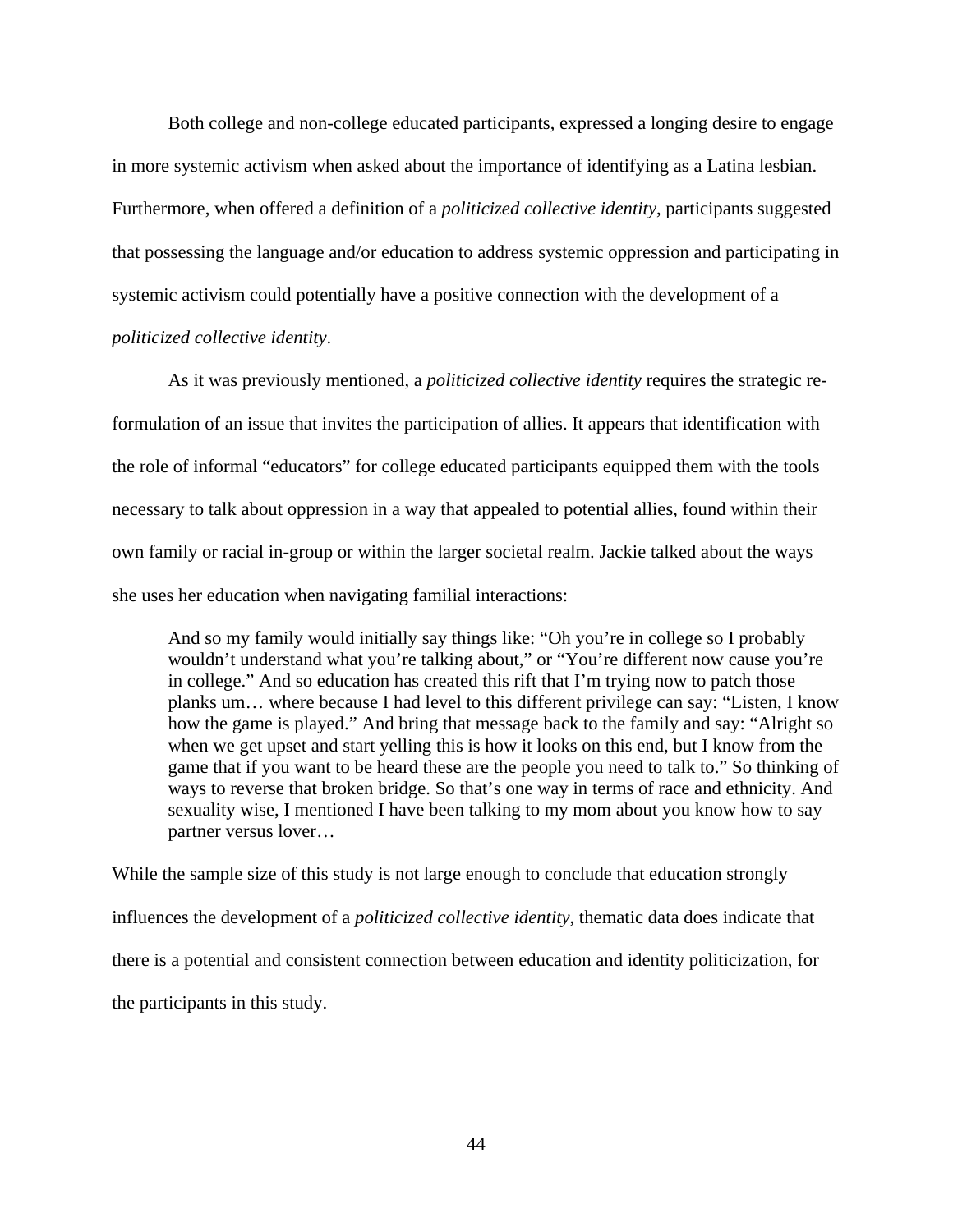Both college and non-college educated participants, expressed a longing desire to engage in more systemic activism when asked about the importance of identifying as a Latina lesbian. Furthermore, when offered a definition of a *politicized collective identity*, participants suggested that possessing the language and/or education to address systemic oppression and participating in systemic activism could potentially have a positive connection with the development of a *politicized collective identity*.

As it was previously mentioned, a *politicized collective identity* requires the strategic re-formulation of an issue that invites the participation of allies. It appears that identification with the role of informal "educators" for college educated participants equipped them with the tools necessary to talk about oppression in a way that appealed to potential allies, found within their own family or racial in-group or within the larger societal realm. Jackie talked about the ways she uses her education when navigating familial interactions:

> And so my family would initially say things like: "Oh you're in college so I probably wouldn't understand what you're talking about," or "You're different now cause you're in college." And so education has created this rift that I'm trying now to patch those planks um… where because I had level to this different privilege can say: "Listen, I know how the game is played." And bring that message back to the family and say: "Alright so when we get upset and start yelling this is how it looks on this end, but I know from the game that if you want to be heard these are the people you need to talk to." So thinking of ways to reverse that broken bridge. So that's one way in terms of race and ethnicity. And sexuality wise, I mentioned I have been talking to my mom about you know how to say partner versus lover…

While the sample size of this study is not large enough to conclude that education strongly influences the development of a *politicized collective identity*, thematic data does indicate that there is a potential and consistent connection between education and identity politicization, for the participants in this study.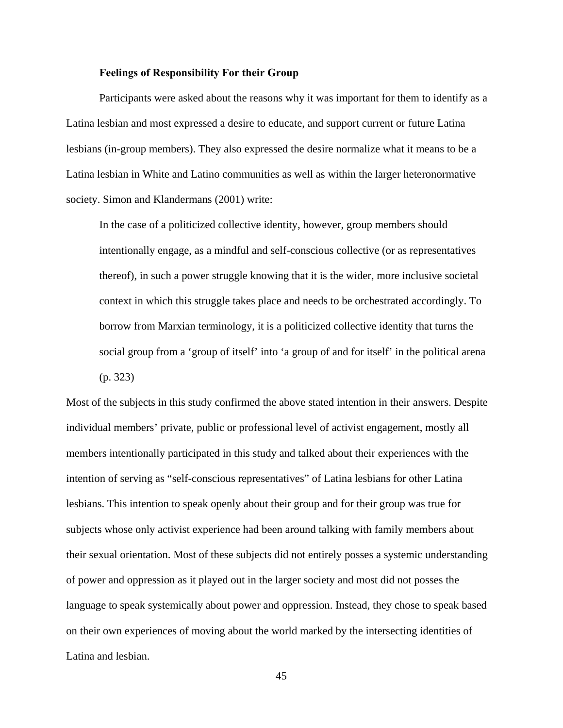### Feelings of Responsibility For their Group

Participants were asked about the reasons why it was important for them to identify as a Latina lesbian and most expressed a desire to educate, and support current or future Latina lesbians (in-group members). They also expressed the desire normalize what it means to be a Latina lesbian in White and Latino communities as well as within the larger heteronormative society. Simon and Klandermans (2001) write:

> In the case of a politicized collective identity, however, group members should intentionally engage, as a mindful and self-conscious collective (or as representatives thereof), in such a power struggle knowing that it is the wider, more inclusive societal context in which this struggle takes place and needs to be orchestrated accordingly. To borrow from Marxian terminology, it is a politicized collective identity that turns the social group from a 'group of itself' into 'a group of and for itself' in the political arena (p. 323)

Most of the subjects in this study confirmed the above stated intention in their answers. Despite individual members' private, public or professional level of activist engagement, mostly all members intentionally participated in this study and talked about their experiences with the intention of serving as "self-conscious representatives" of Latina lesbians for other Latina lesbians. This intention to speak openly about their group and for their group was true for subjects whose only activist experience had been around talking with family members about their sexual orientation. Most of these subjects did not entirely posses a systemic understanding of power and oppression as it played out in the larger society and most did not posses the language to speak systemically about power and oppression. Instead, they chose to speak based on their own experiences of moving about the world marked by the intersecting identities of Latina and lesbian.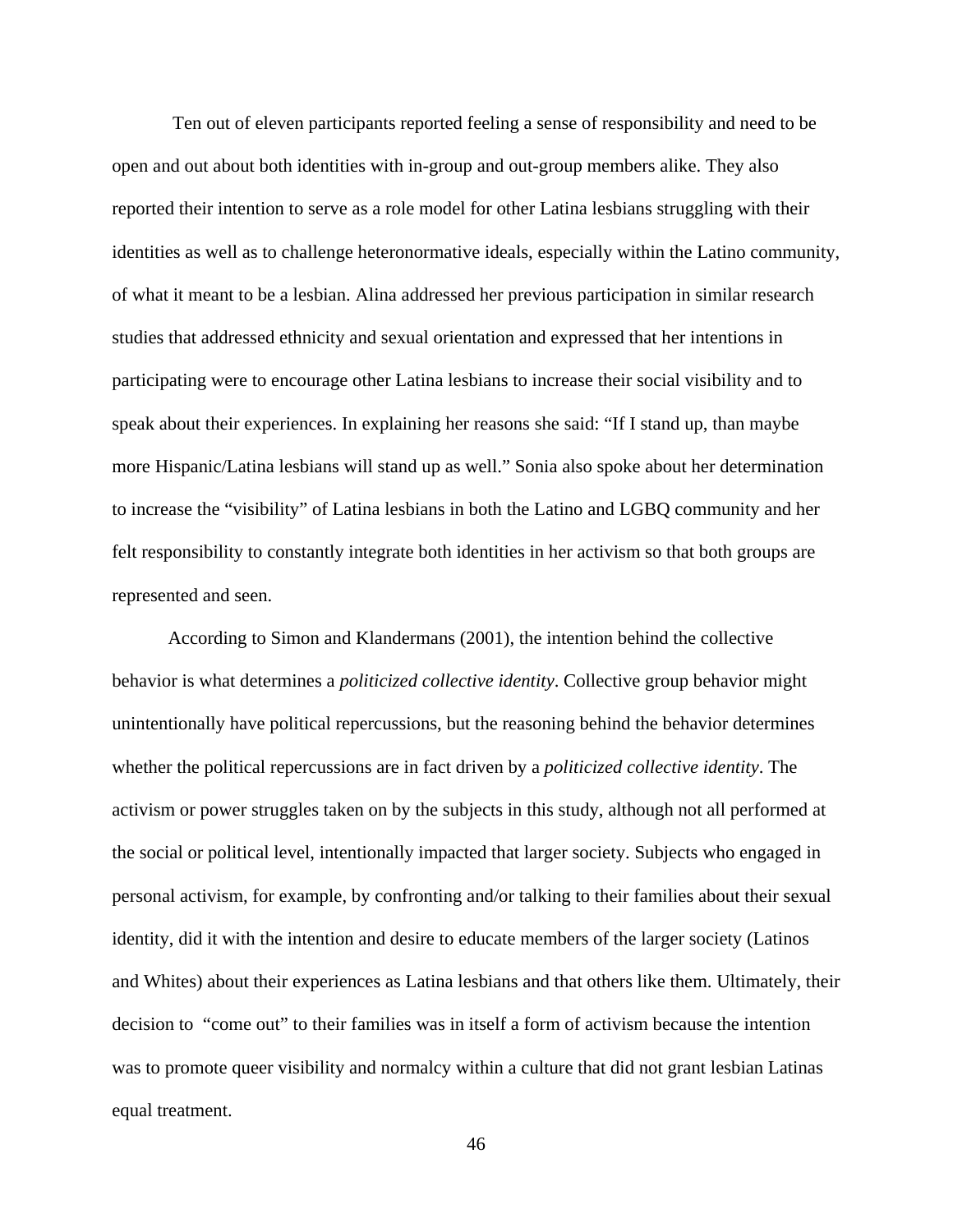Ten out of eleven participants reported feeling a sense of responsibility and need to be open and out about both identities with in-group and out-group members alike. They also reported their intention to serve as a role model for other Latina lesbians struggling with their identities as well as to challenge heteronormative ideals, especially within the Latino community, of what it meant to be a lesbian. Alina addressed her previous participation in similar research studies that addressed ethnicity and sexual orientation and expressed that her intentions in participating were to encourage other Latina lesbians to increase their social visibility and to speak about their experiences. In explaining her reasons she said: "If I stand up, than maybe more Hispanic/Latina lesbians will stand up as well." Sonia also spoke about her determination to increase the "visibility" of Latina lesbians in both the Latino and LGBQ community and her felt responsibility to constantly integrate both identities in her activism so that both groups are represented and seen.

According to Simon and Klandermans (2001), the intention behind the collective behavior is what determines a *politicized collective identity*. Collective group behavior might unintentionally have political repercussions, but the reasoning behind the behavior determines whether the political repercussions are in fact driven by a *politicized collective identity*. The activism or power struggles taken on by the subjects in this study, although not all performed at the social or political level, intentionally impacted that larger society. Subjects who engaged in personal activism, for example, by confronting and/or talking to their families about their sexual identity, did it with the intention and desire to educate members of the larger society (Latinos and Whites) about their experiences as Latina lesbians and that others like them. Ultimately, their decision to "come out" to their families was in itself a form of activism because the intention was to promote queer visibility and normalcy within a culture that did not grant lesbian Latinas equal treatment.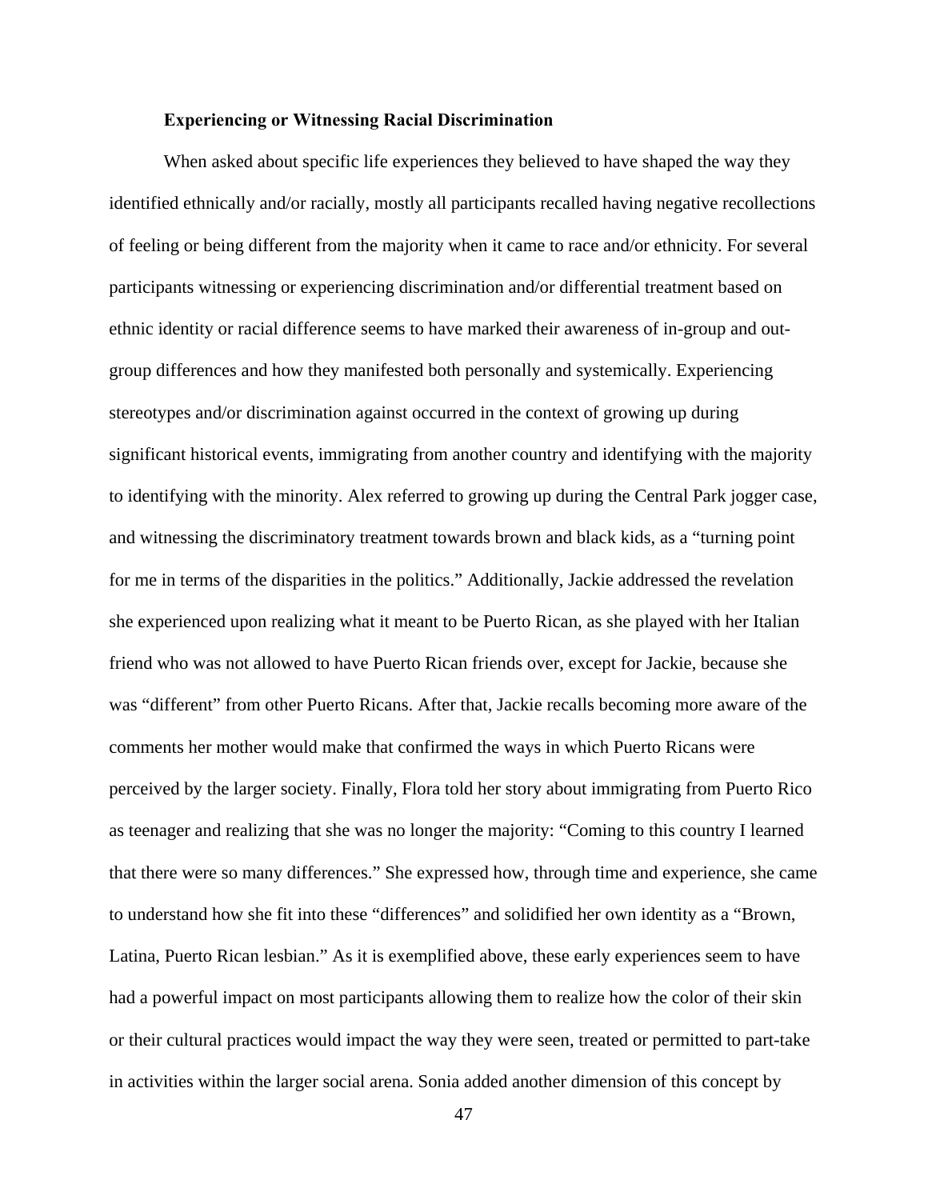### Experiencing or Witnessing Racial Discrimination

When asked about specific life experiences they believed to have shaped the way they identified ethnically and/or racially, mostly all participants recalled having negative recollections of feeling or being different from the majority when it came to race and/or ethnicity. For several participants witnessing or experiencing discrimination and/or differential treatment based on ethnic identity or racial difference seems to have marked their awareness of in-group and out-group differences and how they manifested both personally and systemically. Experiencing stereotypes and/or discrimination against occurred in the context of growing up during significant historical events, immigrating from another country and identifying with the majority to identifying with the minority. Alex referred to growing up during the Central Park jogger case, and witnessing the discriminatory treatment towards brown and black kids, as a "turning point for me in terms of the disparities in the politics." Additionally, Jackie addressed the revelation she experienced upon realizing what it meant to be Puerto Rican, as she played with her Italian friend who was not allowed to have Puerto Rican friends over, except for Jackie, because she was "different" from other Puerto Ricans. After that, Jackie recalls becoming more aware of the comments her mother would make that confirmed the ways in which Puerto Ricans were perceived by the larger society. Finally, Flora told her story about immigrating from Puerto Rico as teenager and realizing that she was no longer the majority: "Coming to this country I learned that there were so many differences." She expressed how, through time and experience, she came to understand how she fit into these "differences" and solidified her own identity as a "Brown, Latina, Puerto Rican lesbian." As it is exemplified above, these early experiences seem to have had a powerful impact on most participants allowing them to realize how the color of their skin or their cultural practices would impact the way they were seen, treated or permitted to part-take in activities within the larger social arena. Sonia added another dimension of this concept by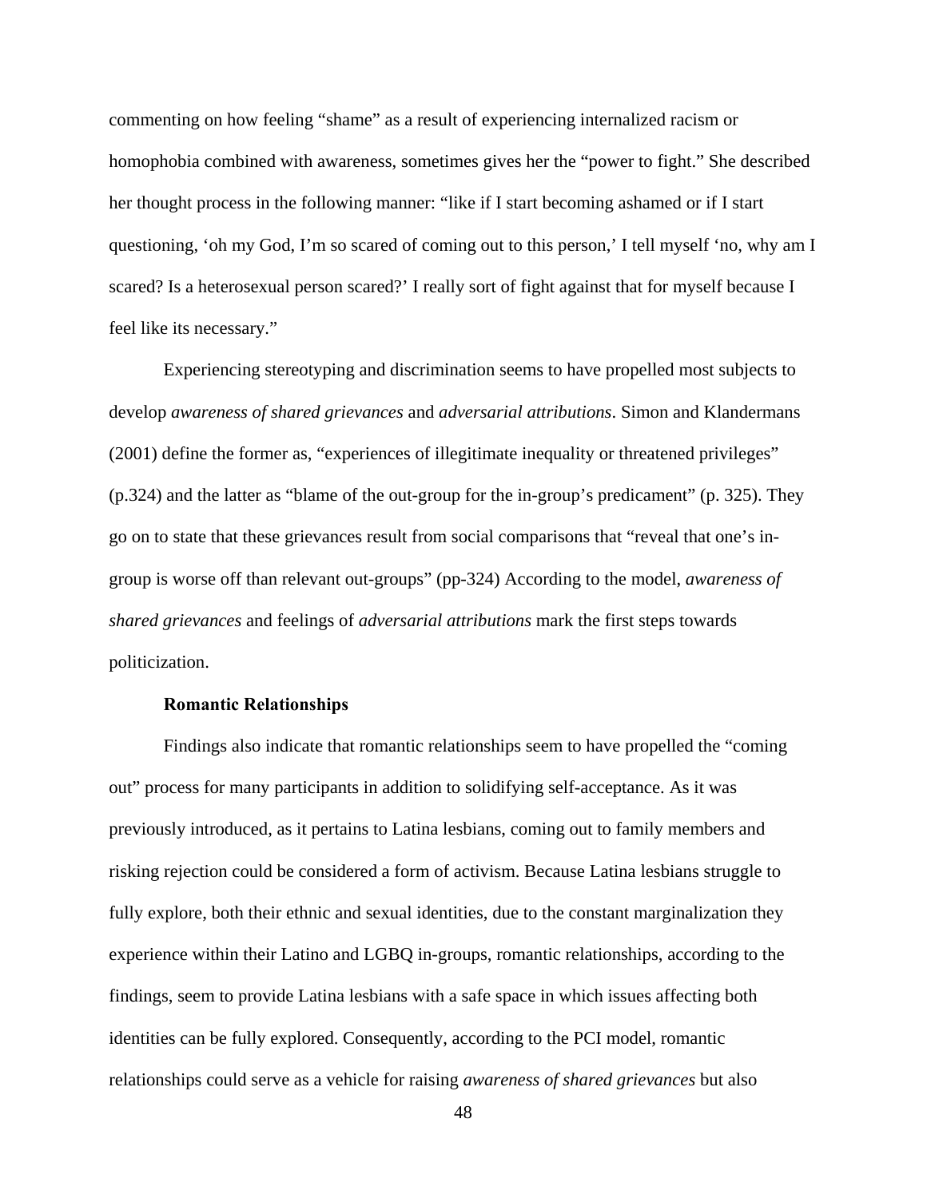commenting on how feeling "shame" as a result of experiencing internalized racism or homophobia combined with awareness, sometimes gives her the "power to fight." She described her thought process in the following manner: "like if I start becoming ashamed or if I start questioning, 'oh my God, I'm so scared of coming out to this person,' I tell myself 'no, why am I scared? Is a heterosexual person scared?' I really sort of fight against that for myself because I feel like its necessary."

Experiencing stereotyping and discrimination seems to have propelled most subjects to develop *awareness of shared grievances* and *adversarial attributions*. Simon and Klandermans (2001) define the former as, "experiences of illegitimate inequality or threatened privileges" (p.324) and the latter as "blame of the out-group for the in-group's predicament" (p. 325). They go on to state that these grievances result from social comparisons that "reveal that one's in-group is worse off than relevant out-groups" (pp-324) According to the model, *awareness of shared grievances* and feelings of *adversarial attributions* mark the first steps towards politicization.

**Romantic Relationships**

Findings also indicate that romantic relationships seem to have propelled the "coming out" process for many participants in addition to solidifying self-acceptance. As it was previously introduced, as it pertains to Latina lesbians, coming out to family members and risking rejection could be considered a form of activism. Because Latina lesbians struggle to fully explore, both their ethnic and sexual identities, due to the constant marginalization they experience within their Latino and LGBQ in-groups, romantic relationships, according to the findings, seem to provide Latina lesbians with a safe space in which issues affecting both identities can be fully explored. Consequently, according to the PCI model, romantic relationships could serve as a vehicle for raising *awareness of shared grievances* but also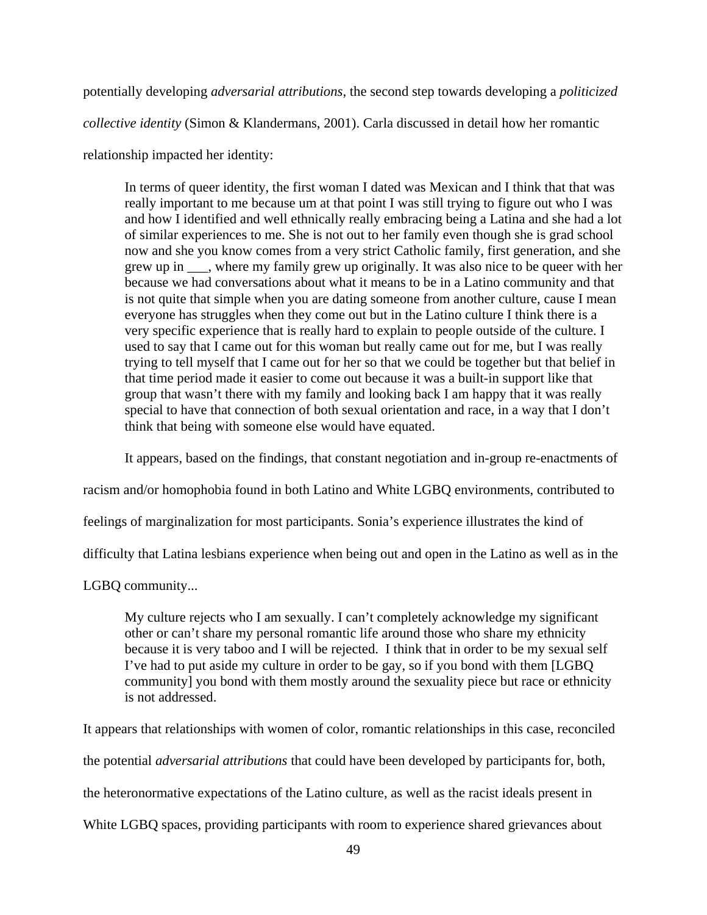potentially developing *adversarial attributions*, the second step towards developing a *politicized collective identity* (Simon & Klandermans, 2001). Carla discussed in detail how her romantic relationship impacted her identity:

> In terms of queer identity, the first woman I dated was Mexican and I think that that was really important to me because um at that point I was still trying to figure out who I was and how I identified and well ethnically really embracing being a Latina and she had a lot of similar experiences to me. She is not out to her family even though she is grad school now and she you know comes from a very strict Catholic family, first generation, and she grew up in ___, where my family grew up originally. It was also nice to be queer with her because we had conversations about what it means to be in a Latino community and that is not quite that simple when you are dating someone from another culture, cause I mean everyone has struggles when they come out but in the Latino culture I think there is a very specific experience that is really hard to explain to people outside of the culture. I used to say that I came out for this woman but really came out for me, but I was really trying to tell myself that I came out for her so that we could be together but that belief in that time period made it easier to come out because it was a built-in support like that group that wasn't there with my family and looking back I am happy that it was really special to have that connection of both sexual orientation and race, in a way that I don't think that being with someone else would have equated.

It appears, based on the findings, that constant negotiation and in-group re-enactments of racism and/or homophobia found in both Latino and White LGBQ environments, contributed to feelings of marginalization for most participants. Sonia's experience illustrates the kind of difficulty that Latina lesbians experience when being out and open in the Latino as well as in the LGBQ community...

> My culture rejects who I am sexually. I can't completely acknowledge my significant other or can't share my personal romantic life around those who share my ethnicity because it is very taboo and I will be rejected. I think that in order to be my sexual self I've had to put aside my culture in order to be gay, so if you bond with them [LGBQ community] you bond with them mostly around the sexuality piece but race or ethnicity is not addressed.

It appears that relationships with women of color, romantic relationships in this case, reconciled the potential *adversarial attributions* that could have been developed by participants for, both, the heteronormative expectations of the Latino culture, as well as the racist ideals present in White LGBQ spaces, providing participants with room to experience shared grievances about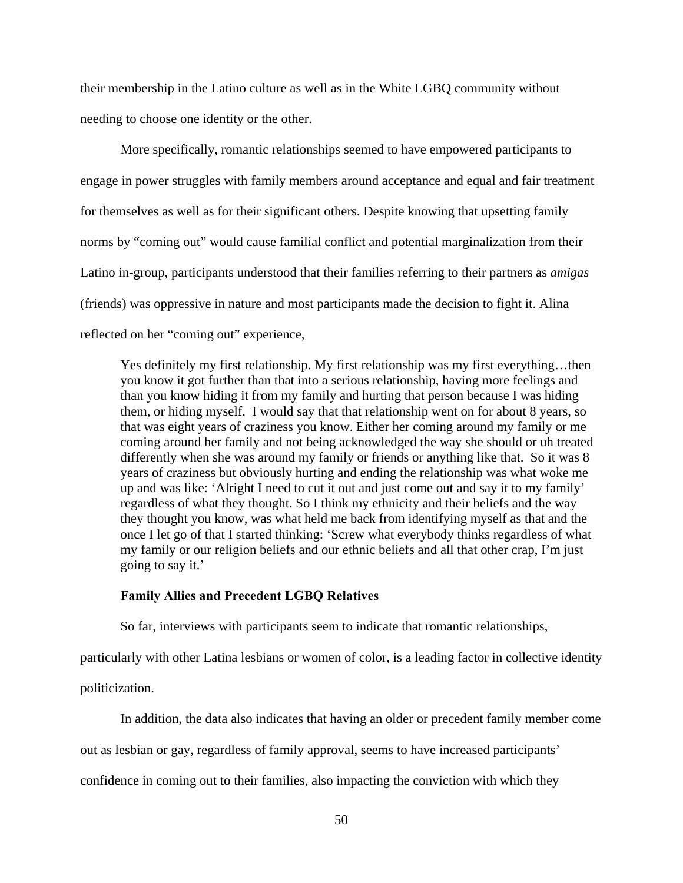their membership in the Latino culture as well as in the White LGBQ community without needing to choose one identity or the other.

More specifically, romantic relationships seemed to have empowered participants to engage in power struggles with family members around acceptance and equal and fair treatment for themselves as well as for their significant others. Despite knowing that upsetting family norms by "coming out" would cause familial conflict and potential marginalization from their Latino in-group, participants understood that their families referring to their partners as *amigas* (friends) was oppressive in nature and most participants made the decision to fight it. Alina reflected on her "coming out" experience,

> Yes definitely my first relationship. My first relationship was my first everything…then you know it got further than that into a serious relationship, having more feelings and than you know hiding it from my family and hurting that person because I was hiding them, or hiding myself. I would say that that relationship went on for about 8 years, so that was eight years of craziness you know. Either her coming around my family or me coming around her family and not being acknowledged the way she should or uh treated differently when she was around my family or friends or anything like that. So it was 8 years of craziness but obviously hurting and ending the relationship was what woke me up and was like: 'Alright I need to cut it out and just come out and say it to my family' regardless of what they thought. So I think my ethnicity and their beliefs and the way they thought you know, was what held me back from identifying myself as that and the once I let go of that I started thinking: 'Screw what everybody thinks regardless of what my family or our religion beliefs and our ethnic beliefs and all that other crap, I'm just going to say it.'

### Family Allies and Precedent LGBQ Relatives

So far, interviews with participants seem to indicate that romantic relationships, particularly with other Latina lesbians or women of color, is a leading factor in collective identity politicization.

In addition, the data also indicates that having an older or precedent family member come out as lesbian or gay, regardless of family approval, seems to have increased participants' confidence in coming out to their families, also impacting the conviction with which they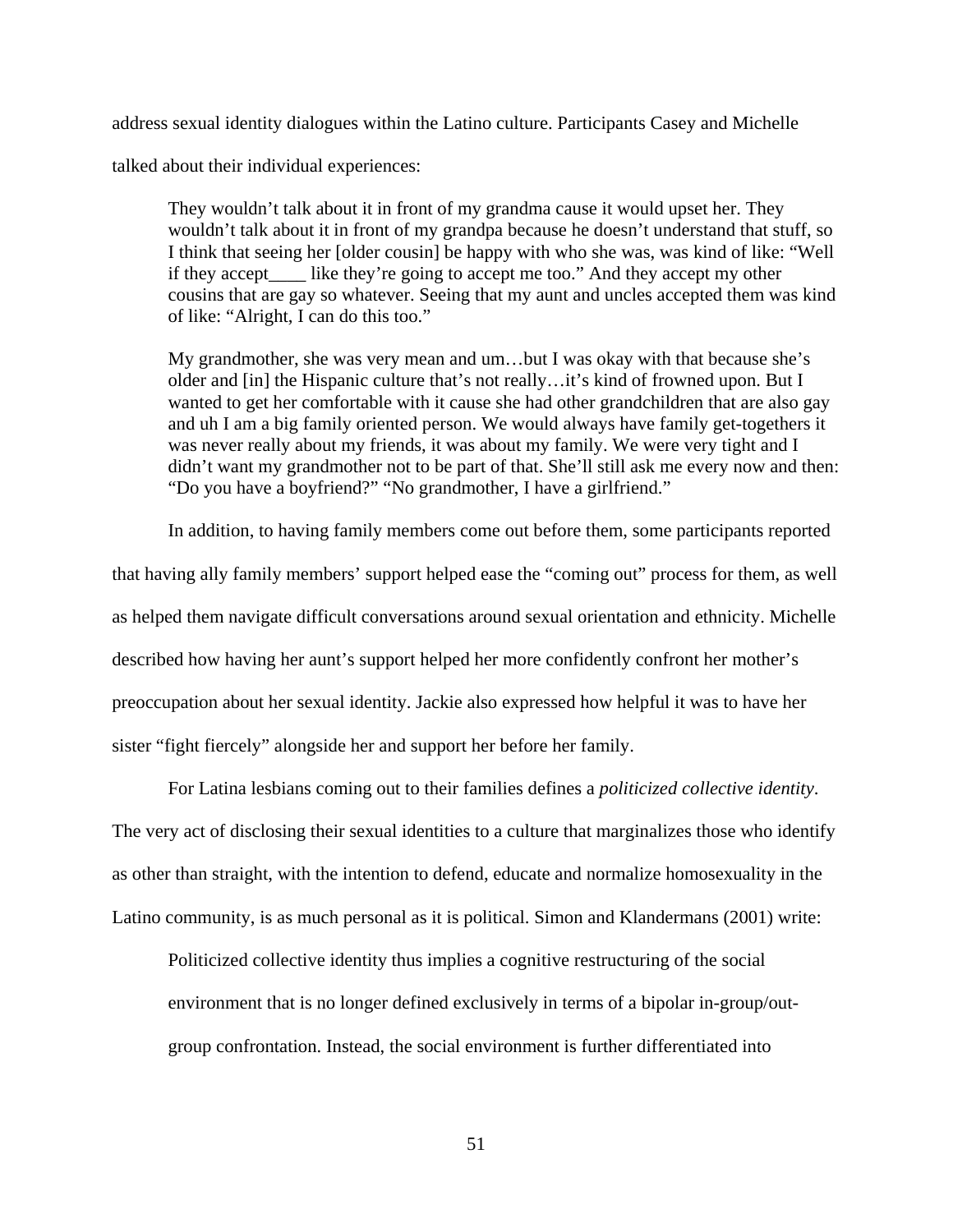address sexual identity dialogues within the Latino culture. Participants Casey and Michelle talked about their individual experiences:

> They wouldn't talk about it in front of my grandma cause it would upset her. They wouldn't talk about it in front of my grandpa because he doesn't understand that stuff, so I think that seeing her [older cousin] be happy with who she was, was kind of like: "Well if they accept____ like they're going to accept me too." And they accept my other cousins that are gay so whatever. Seeing that my aunt and uncles accepted them was kind of like: "Alright, I can do this too."
>
> My grandmother, she was very mean and um…but I was okay with that because she's older and [in] the Hispanic culture that's not really…it's kind of frowned upon. But I wanted to get her comfortable with it cause she had other grandchildren that are also gay and uh I am a big family oriented person. We would always have family get-togethers it was never really about my friends, it was about my family. We were very tight and I didn't want my grandmother not to be part of that. She'll still ask me every now and then: "Do you have a boyfriend?" "No grandmother, I have a girlfriend."

In addition, to having family members come out before them, some participants reported that having ally family members' support helped ease the "coming out" process for them, as well as helped them navigate difficult conversations around sexual orientation and ethnicity. Michelle described how having her aunt's support helped her more confidently confront her mother's preoccupation about her sexual identity. Jackie also expressed how helpful it was to have her sister "fight fiercely" alongside her and support her before her family.

For Latina lesbians coming out to their families defines a *politicized collective identity*. The very act of disclosing their sexual identities to a culture that marginalizes those who identify as other than straight, with the intention to defend, educate and normalize homosexuality in the Latino community, is as much personal as it is political. Simon and Klandermans (2001) write:

> Politicized collective identity thus implies a cognitive restructuring of the social environment that is no longer defined exclusively in terms of a bipolar in-group/out-group confrontation. Instead, the social environment is further differentiated into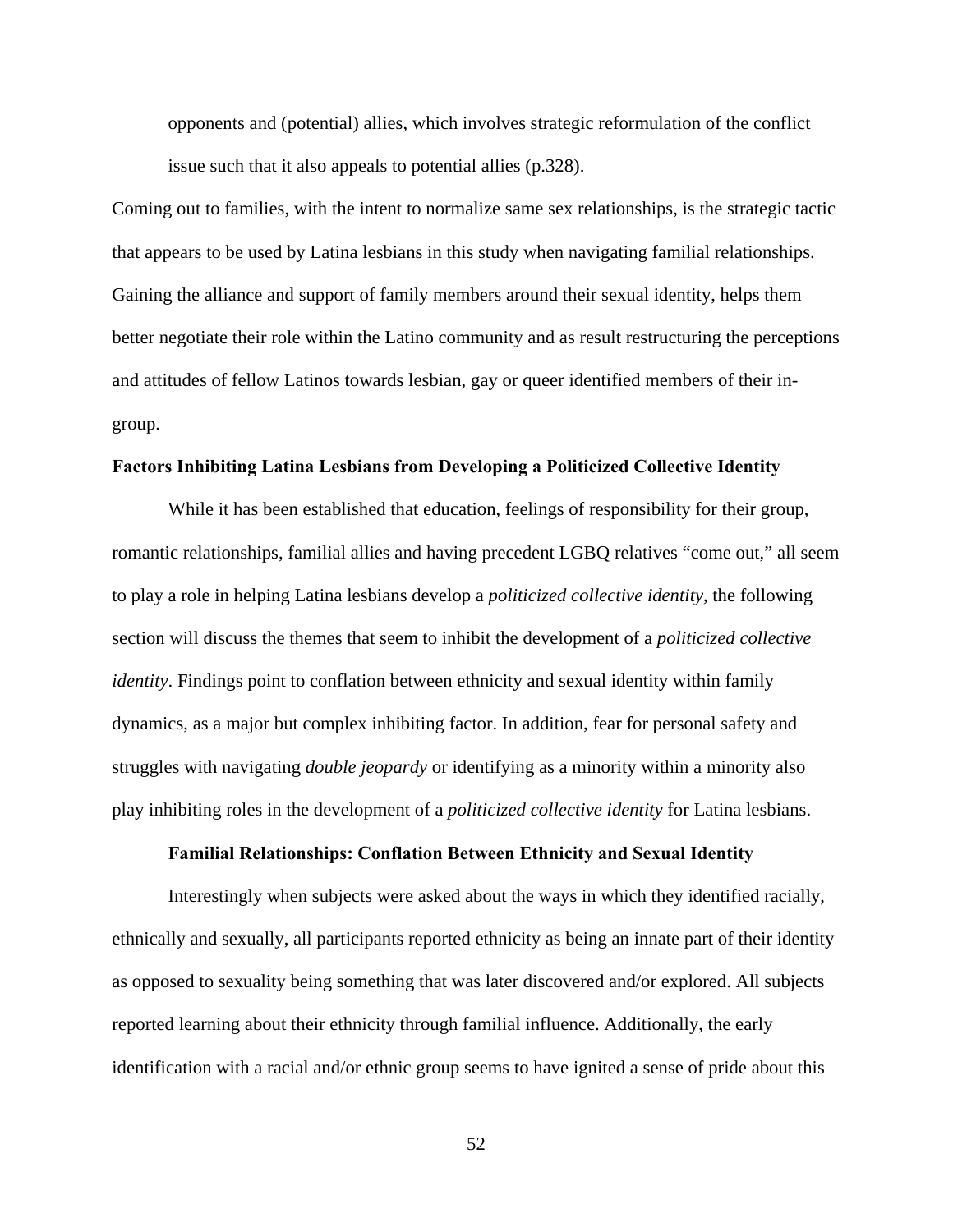> opponents and (potential) allies, which involves strategic reformulation of the conflict issue such that it also appeals to potential allies (p.328).

Coming out to families, with the intent to normalize same sex relationships, is the strategic tactic that appears to be used by Latina lesbians in this study when navigating familial relationships. Gaining the alliance and support of family members around their sexual identity, helps them better negotiate their role within the Latino community and as result restructuring the perceptions and attitudes of fellow Latinos towards lesbian, gay or queer identified members of their in-group.

## Factors Inhibiting Latina Lesbians from Developing a Politicized Collective Identity

While it has been established that education, feelings of responsibility for their group, romantic relationships, familial allies and having precedent LGBQ relatives "come out," all seem to play a role in helping Latina lesbians develop a *politicized collective identity*, the following section will discuss the themes that seem to inhibit the development of a *politicized collective identity*. Findings point to conflation between ethnicity and sexual identity within family dynamics, as a major but complex inhibiting factor. In addition, fear for personal safety and struggles with navigating *double jeopardy* or identifying as a minority within a minority also play inhibiting roles in the development of a *politicized collective identity* for Latina lesbians.

### Familial Relationships: Conflation Between Ethnicity and Sexual Identity

Interestingly when subjects were asked about the ways in which they identified racially, ethnically and sexually, all participants reported ethnicity as being an innate part of their identity as opposed to sexuality being something that was later discovered and/or explored. All subjects reported learning about their ethnicity through familial influence. Additionally, the early identification with a racial and/or ethnic group seems to have ignited a sense of pride about this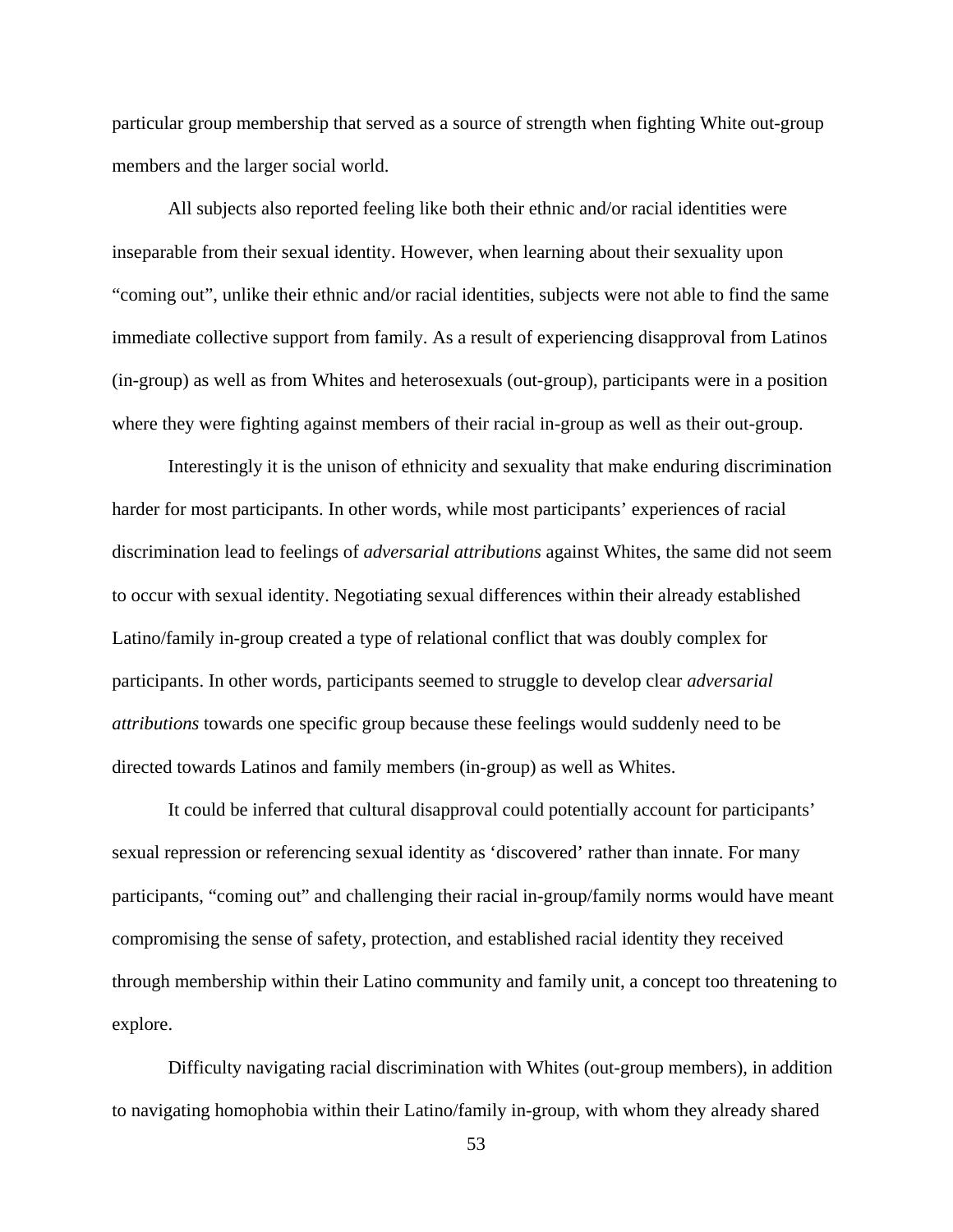particular group membership that served as a source of strength when fighting White out-group members and the larger social world.

All subjects also reported feeling like both their ethnic and/or racial identities were inseparable from their sexual identity. However, when learning about their sexuality upon “coming out”, unlike their ethnic and/or racial identities, subjects were not able to find the same immediate collective support from family. As a result of experiencing disapproval from Latinos (in-group) as well as from Whites and heterosexuals (out-group), participants were in a position where they were fighting against members of their racial in-group as well as their out-group.

Interestingly it is the unison of ethnicity and sexuality that make enduring discrimination harder for most participants. In other words, while most participants’ experiences of racial discrimination lead to feelings of *adversarial attributions* against Whites, the same did not seem to occur with sexual identity. Negotiating sexual differences within their already established Latino/family in-group created a type of relational conflict that was doubly complex for participants. In other words, participants seemed to struggle to develop clear *adversarial attributions* towards one specific group because these feelings would suddenly need to be directed towards Latinos and family members (in-group) as well as Whites.

It could be inferred that cultural disapproval could potentially account for participants’ sexual repression or referencing sexual identity as ‘discovered’ rather than innate. For many participants, “coming out” and challenging their racial in-group/family norms would have meant compromising the sense of safety, protection, and established racial identity they received through membership within their Latino community and family unit, a concept too threatening to explore.

Difficulty navigating racial discrimination with Whites (out-group members), in addition to navigating homophobia within their Latino/family in-group, with whom they already shared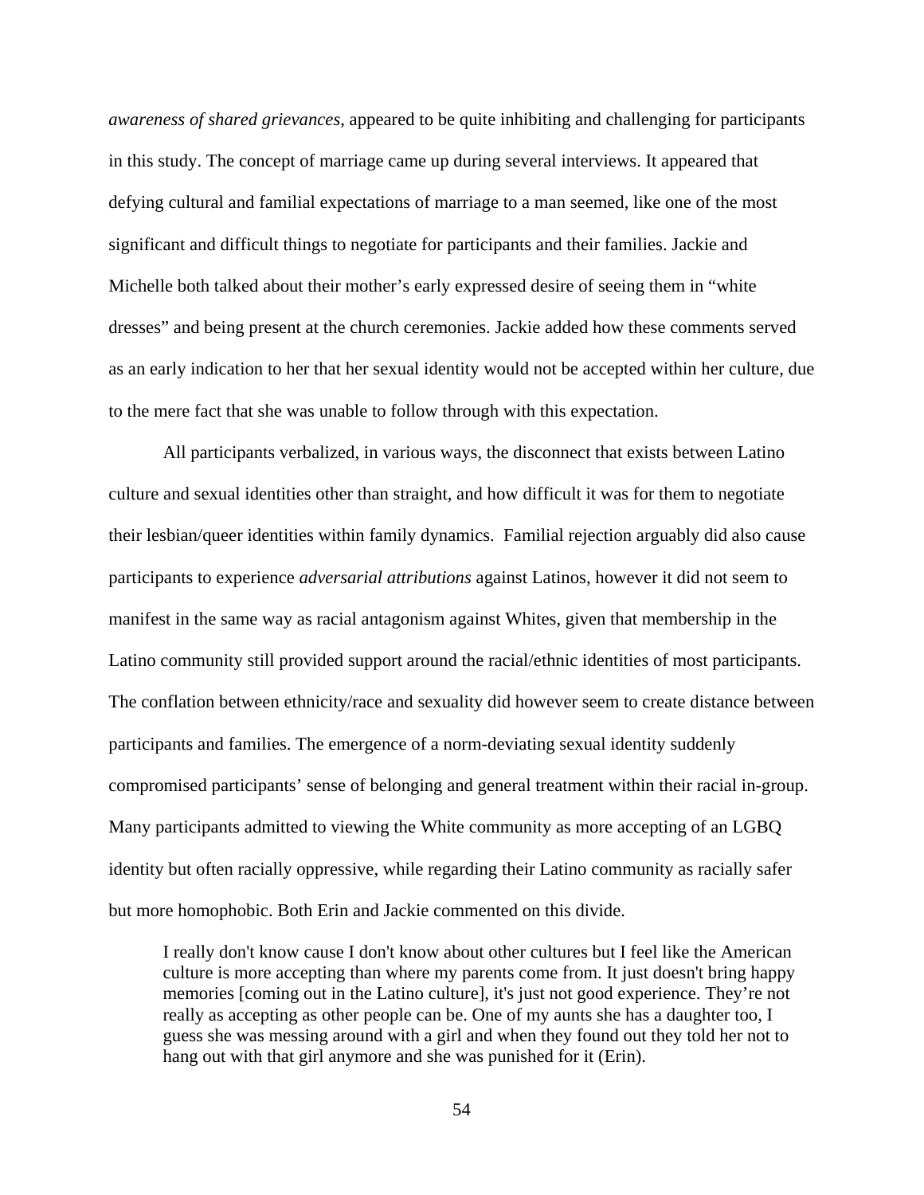*awareness of shared grievances*, appeared to be quite inhibiting and challenging for participants in this study. The concept of marriage came up during several interviews. It appeared that defying cultural and familial expectations of marriage to a man seemed, like one of the most significant and difficult things to negotiate for participants and their families. Jackie and Michelle both talked about their mother's early expressed desire of seeing them in "white dresses" and being present at the church ceremonies. Jackie added how these comments served as an early indication to her that her sexual identity would not be accepted within her culture, due to the mere fact that she was unable to follow through with this expectation.

All participants verbalized, in various ways, the disconnect that exists between Latino culture and sexual identities other than straight, and how difficult it was for them to negotiate their lesbian/queer identities within family dynamics. Familial rejection arguably did also cause participants to experience *adversarial attributions* against Latinos, however it did not seem to manifest in the same way as racial antagonism against Whites, given that membership in the Latino community still provided support around the racial/ethnic identities of most participants. The conflation between ethnicity/race and sexuality did however seem to create distance between participants and families. The emergence of a norm-deviating sexual identity suddenly compromised participants' sense of belonging and general treatment within their racial in-group. Many participants admitted to viewing the White community as more accepting of an LGBQ identity but often racially oppressive, while regarding their Latino community as racially safer but more homophobic. Both Erin and Jackie commented on this divide.

> I really don't know cause I don't know about other cultures but I feel like the American culture is more accepting than where my parents come from. It just doesn't bring happy memories [coming out in the Latino culture], it's just not good experience. They're not really as accepting as other people can be. One of my aunts she has a daughter too, I guess she was messing around with a girl and when they found out they told her not to hang out with that girl anymore and she was punished for it (Erin).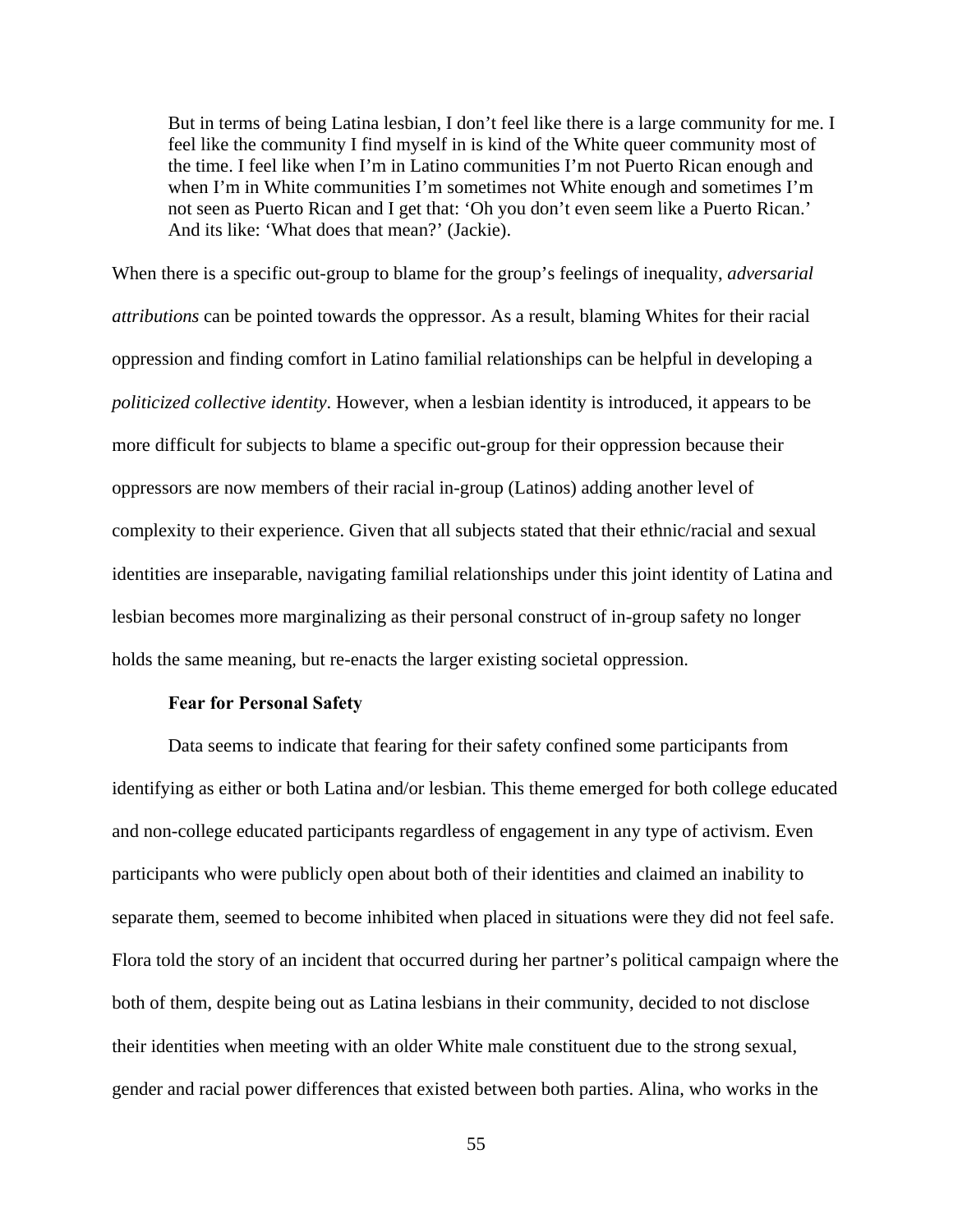> But in terms of being Latina lesbian, I don't feel like there is a large community for me. I feel like the community I find myself in is kind of the White queer community most of the time. I feel like when I'm in Latino communities I'm not Puerto Rican enough and when I'm in White communities I'm sometimes not White enough and sometimes I'm not seen as Puerto Rican and I get that: 'Oh you don't even seem like a Puerto Rican.' And its like: 'What does that mean?' (Jackie).

When there is a specific out-group to blame for the group's feelings of inequality, *adversarial attributions* can be pointed towards the oppressor. As a result, blaming Whites for their racial oppression and finding comfort in Latino familial relationships can be helpful in developing a *politicized collective identity*. However, when a lesbian identity is introduced, it appears to be more difficult for subjects to blame a specific out-group for their oppression because their oppressors are now members of their racial in-group (Latinos) adding another level of complexity to their experience. Given that all subjects stated that their ethnic/racial and sexual identities are inseparable, navigating familial relationships under this joint identity of Latina and lesbian becomes more marginalizing as their personal construct of in-group safety no longer holds the same meaning, but re-enacts the larger existing societal oppression.

**Fear for Personal Safety**

Data seems to indicate that fearing for their safety confined some participants from identifying as either or both Latina and/or lesbian. This theme emerged for both college educated and non-college educated participants regardless of engagement in any type of activism. Even participants who were publicly open about both of their identities and claimed an inability to separate them, seemed to become inhibited when placed in situations were they did not feel safe. Flora told the story of an incident that occurred during her partner's political campaign where the both of them, despite being out as Latina lesbians in their community, decided to not disclose their identities when meeting with an older White male constituent due to the strong sexual, gender and racial power differences that existed between both parties. Alina, who works in the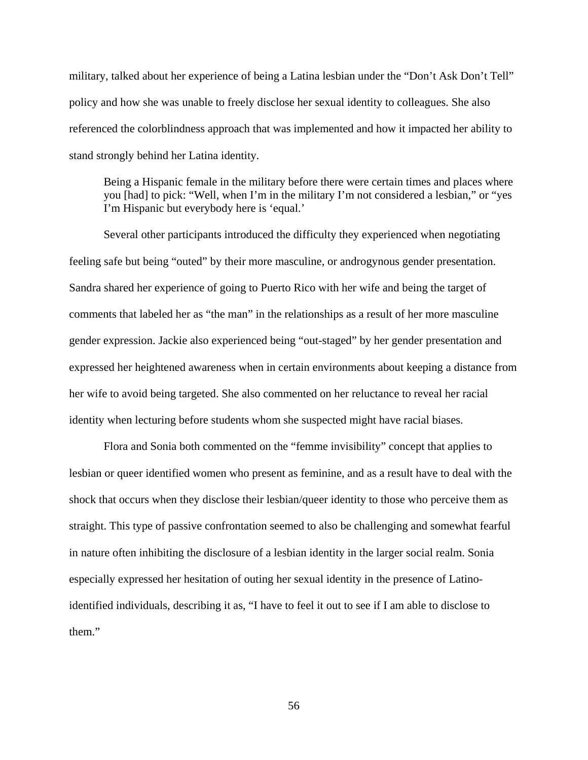military, talked about her experience of being a Latina lesbian under the “Don’t Ask Don’t Tell” policy and how she was unable to freely disclose her sexual identity to colleagues. She also referenced the colorblindness approach that was implemented and how it impacted her ability to stand strongly behind her Latina identity.

> Being a Hispanic female in the military before there were certain times and places where you [had] to pick: “Well, when I’m in the military I’m not considered a lesbian,” or “yes I’m Hispanic but everybody here is ‘equal.’

Several other participants introduced the difficulty they experienced when negotiating feeling safe but being “outed” by their more masculine, or androgynous gender presentation. Sandra shared her experience of going to Puerto Rico with her wife and being the target of comments that labeled her as “the man” in the relationships as a result of her more masculine gender expression. Jackie also experienced being “out-staged” by her gender presentation and expressed her heightened awareness when in certain environments about keeping a distance from her wife to avoid being targeted. She also commented on her reluctance to reveal her racial identity when lecturing before students whom she suspected might have racial biases.

Flora and Sonia both commented on the “femme invisibility” concept that applies to lesbian or queer identified women who present as feminine, and as a result have to deal with the shock that occurs when they disclose their lesbian/queer identity to those who perceive them as straight. This type of passive confrontation seemed to also be challenging and somewhat fearful in nature often inhibiting the disclosure of a lesbian identity in the larger social realm. Sonia especially expressed her hesitation of outing her sexual identity in the presence of Latino-identified individuals, describing it as, “I have to feel it out to see if I am able to disclose to them.”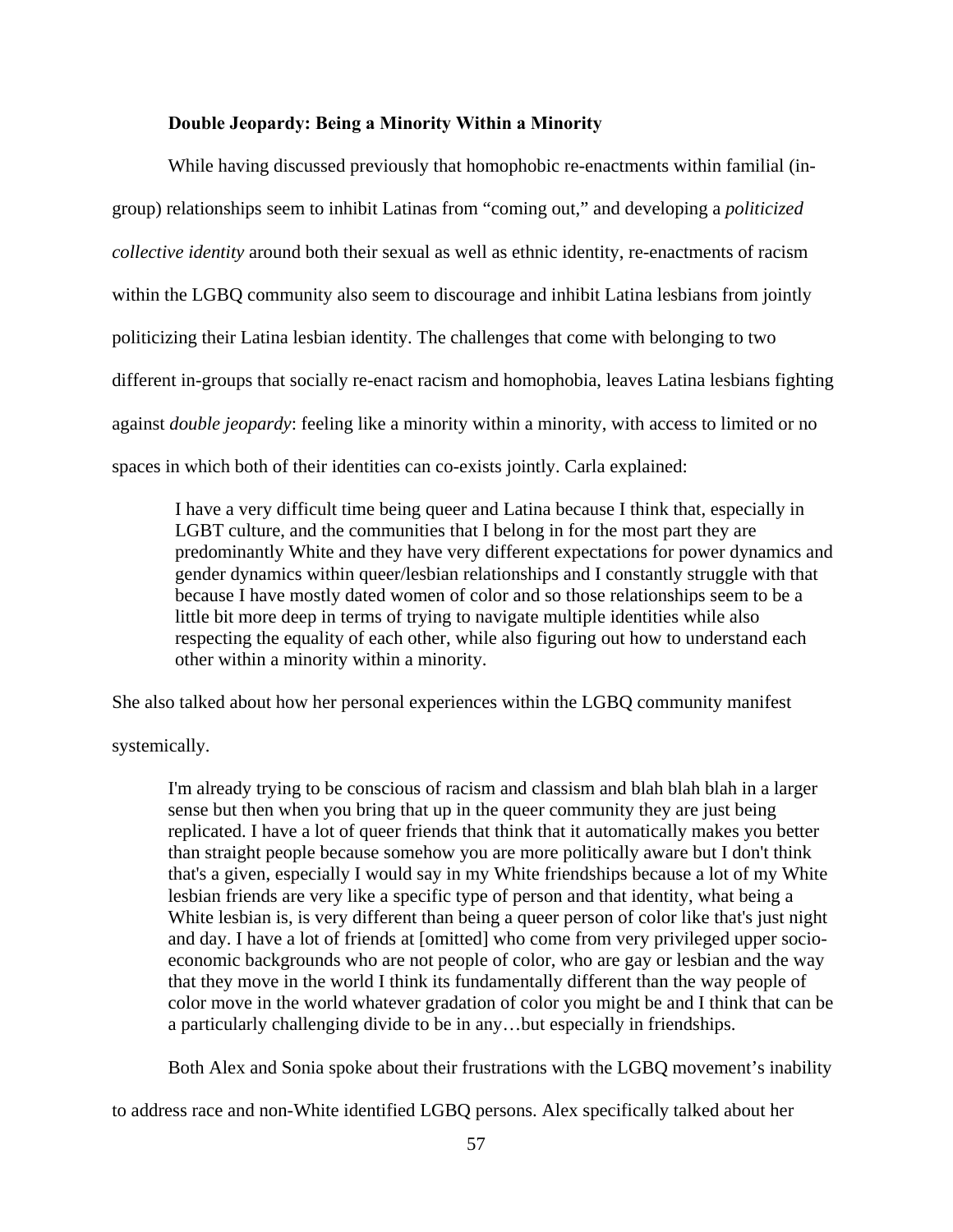### Double Jeopardy: Being a Minority Within a Minority

While having discussed previously that homophobic re-enactments within familial (in-group) relationships seem to inhibit Latinas from "coming out," and developing a *politicized collective identity* around both their sexual as well as ethnic identity, re-enactments of racism within the LGBQ community also seem to discourage and inhibit Latina lesbians from jointly politicizing their Latina lesbian identity. The challenges that come with belonging to two different in-groups that socially re-enact racism and homophobia, leaves Latina lesbians fighting against *double jeopardy*: feeling like a minority within a minority, with access to limited or no spaces in which both of their identities can co-exists jointly. Carla explained:

> I have a very difficult time being queer and Latina because I think that, especially in LGBT culture, and the communities that I belong in for the most part they are predominantly White and they have very different expectations for power dynamics and gender dynamics within queer/lesbian relationships and I constantly struggle with that because I have mostly dated women of color and so those relationships seem to be a little bit more deep in terms of trying to navigate multiple identities while also respecting the equality of each other, while also figuring out how to understand each other within a minority within a minority.

She also talked about how her personal experiences within the LGBQ community manifest systemically.

> I'm already trying to be conscious of racism and classism and blah blah blah in a larger sense but then when you bring that up in the queer community they are just being replicated. I have a lot of queer friends that think that it automatically makes you better than straight people because somehow you are more politically aware but I don't think that's a given, especially I would say in my White friendships because a lot of my White lesbian friends are very like a specific type of person and that identity, what being a White lesbian is, is very different than being a queer person of color like that's just night and day. I have a lot of friends at [omitted] who come from very privileged upper socio-economic backgrounds who are not people of color, who are gay or lesbian and the way that they move in the world I think its fundamentally different than the way people of color move in the world whatever gradation of color you might be and I think that can be a particularly challenging divide to be in any…but especially in friendships.

Both Alex and Sonia spoke about their frustrations with the LGBQ movement's inability to address race and non-White identified LGBQ persons. Alex specifically talked about her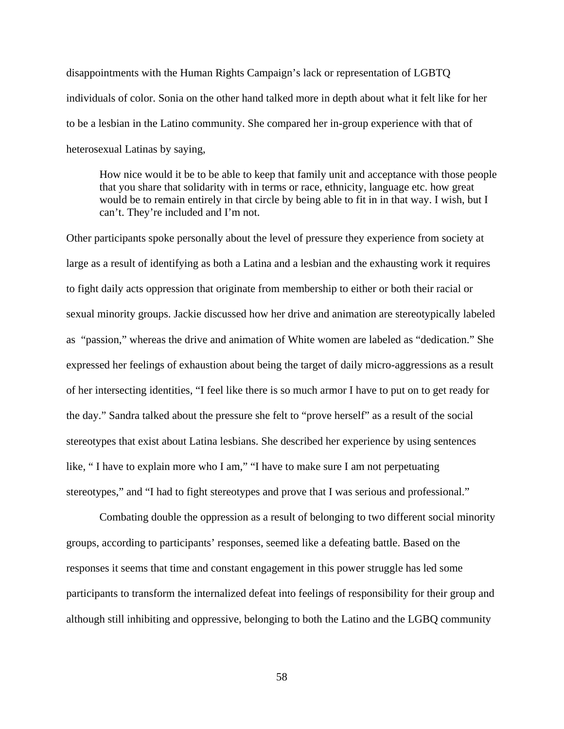disappointments with the Human Rights Campaign's lack or representation of LGBTQ individuals of color. Sonia on the other hand talked more in depth about what it felt like for her to be a lesbian in the Latino community. She compared her in-group experience with that of heterosexual Latinas by saying,

> How nice would it be to be able to keep that family unit and acceptance with those people that you share that solidarity with in terms or race, ethnicity, language etc. how great would be to remain entirely in that circle by being able to fit in in that way. I wish, but I can't. They're included and I'm not.

Other participants spoke personally about the level of pressure they experience from society at large as a result of identifying as both a Latina and a lesbian and the exhausting work it requires to fight daily acts oppression that originate from membership to either or both their racial or sexual minority groups. Jackie discussed how her drive and animation are stereotypically labeled as "passion," whereas the drive and animation of White women are labeled as "dedication." She expressed her feelings of exhaustion about being the target of daily micro-aggressions as a result of her intersecting identities, "I feel like there is so much armor I have to put on to get ready for the day." Sandra talked about the pressure she felt to "prove herself" as a result of the social stereotypes that exist about Latina lesbians. She described her experience by using sentences like, " I have to explain more who I am," "I have to make sure I am not perpetuating stereotypes," and "I had to fight stereotypes and prove that I was serious and professional."

Combating double the oppression as a result of belonging to two different social minority groups, according to participants' responses, seemed like a defeating battle. Based on the responses it seems that time and constant engagement in this power struggle has led some participants to transform the internalized defeat into feelings of responsibility for their group and although still inhibiting and oppressive, belonging to both the Latino and the LGBQ community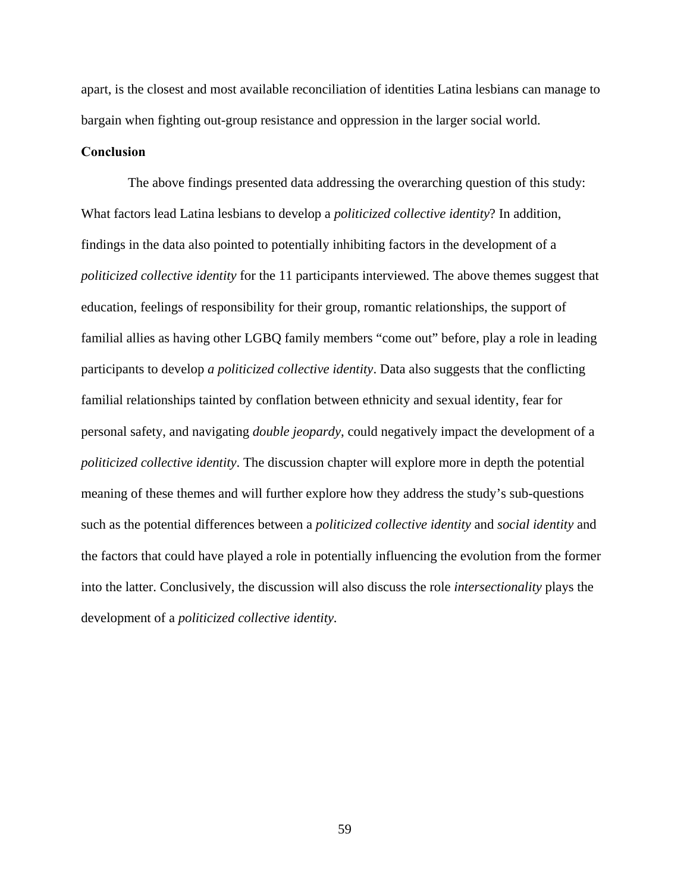apart, is the closest and most available reconciliation of identities Latina lesbians can manage to bargain when fighting out-group resistance and oppression in the larger social world.

**Conclusion**

The above findings presented data addressing the overarching question of this study: What factors lead Latina lesbians to develop a *politicized collective identity*? In addition, findings in the data also pointed to potentially inhibiting factors in the development of a *politicized collective identity* for the 11 participants interviewed. The above themes suggest that education, feelings of responsibility for their group, romantic relationships, the support of familial allies as having other LGBQ family members "come out" before, play a role in leading participants to develop *a politicized collective identity*. Data also suggests that the conflicting familial relationships tainted by conflation between ethnicity and sexual identity, fear for personal safety, and navigating *double jeopardy*, could negatively impact the development of a *politicized collective identity*. The discussion chapter will explore more in depth the potential meaning of these themes and will further explore how they address the study's sub-questions such as the potential differences between a *politicized collective identity* and *social identity* and the factors that could have played a role in potentially influencing the evolution from the former into the latter. Conclusively, the discussion will also discuss the role *intersectionality* plays the development of a *politicized collective identity*.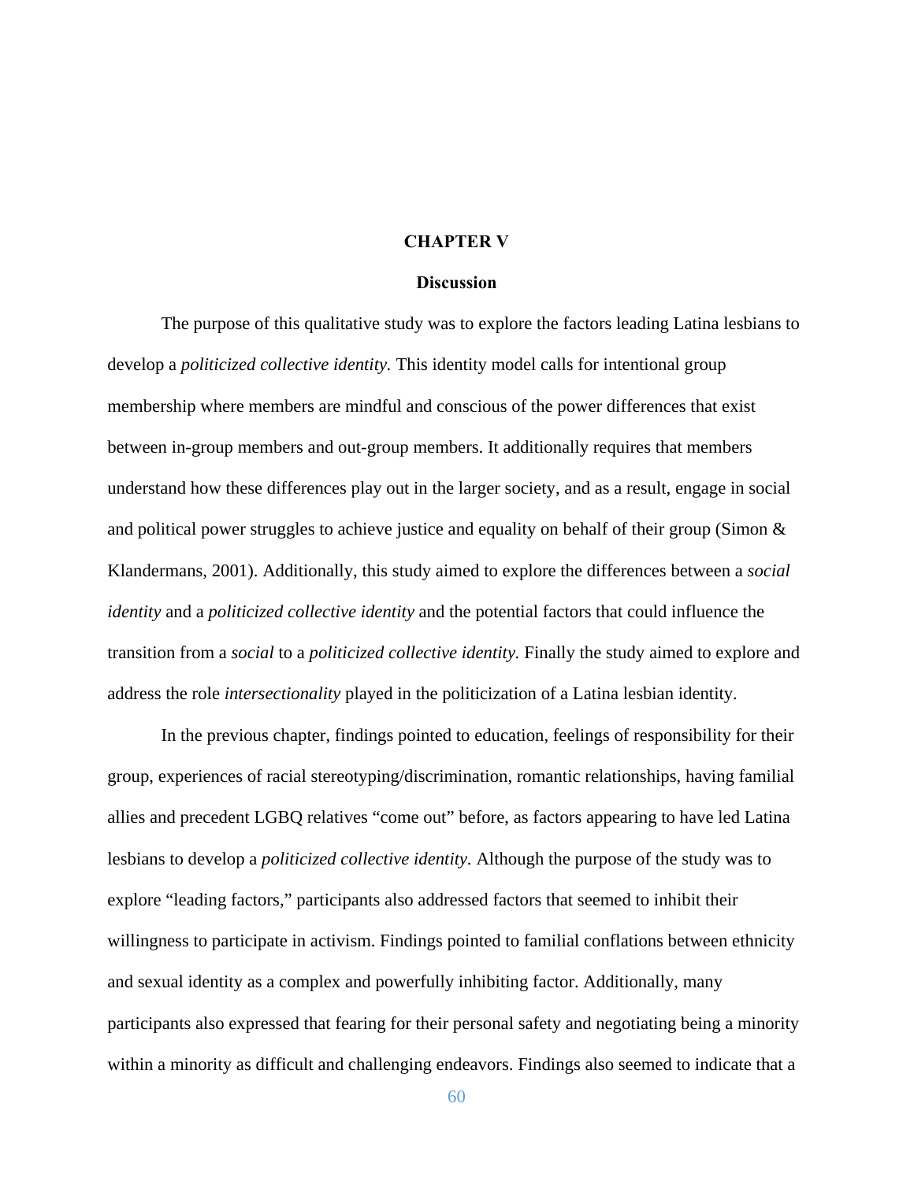# CHAPTER V

## Discussion

The purpose of this qualitative study was to explore the factors leading Latina lesbians to develop a *politicized collective identity.* This identity model calls for intentional group membership where members are mindful and conscious of the power differences that exist between in-group members and out-group members. It additionally requires that members understand how these differences play out in the larger society, and as a result, engage in social and political power struggles to achieve justice and equality on behalf of their group (Simon & Klandermans, 2001). Additionally, this study aimed to explore the differences between a *social identity* and a *politicized collective identity* and the potential factors that could influence the transition from a *social* to a *politicized collective identity.* Finally the study aimed to explore and address the role *intersectionality* played in the politicization of a Latina lesbian identity.

In the previous chapter, findings pointed to education, feelings of responsibility for their group, experiences of racial stereotyping/discrimination, romantic relationships, having familial allies and precedent LGBQ relatives "come out" before, as factors appearing to have led Latina lesbians to develop a *politicized collective identity.* Although the purpose of the study was to explore "leading factors," participants also addressed factors that seemed to inhibit their willingness to participate in activism. Findings pointed to familial conflations between ethnicity and sexual identity as a complex and powerfully inhibiting factor. Additionally, many participants also expressed that fearing for their personal safety and negotiating being a minority within a minority as difficult and challenging endeavors. Findings also seemed to indicate that a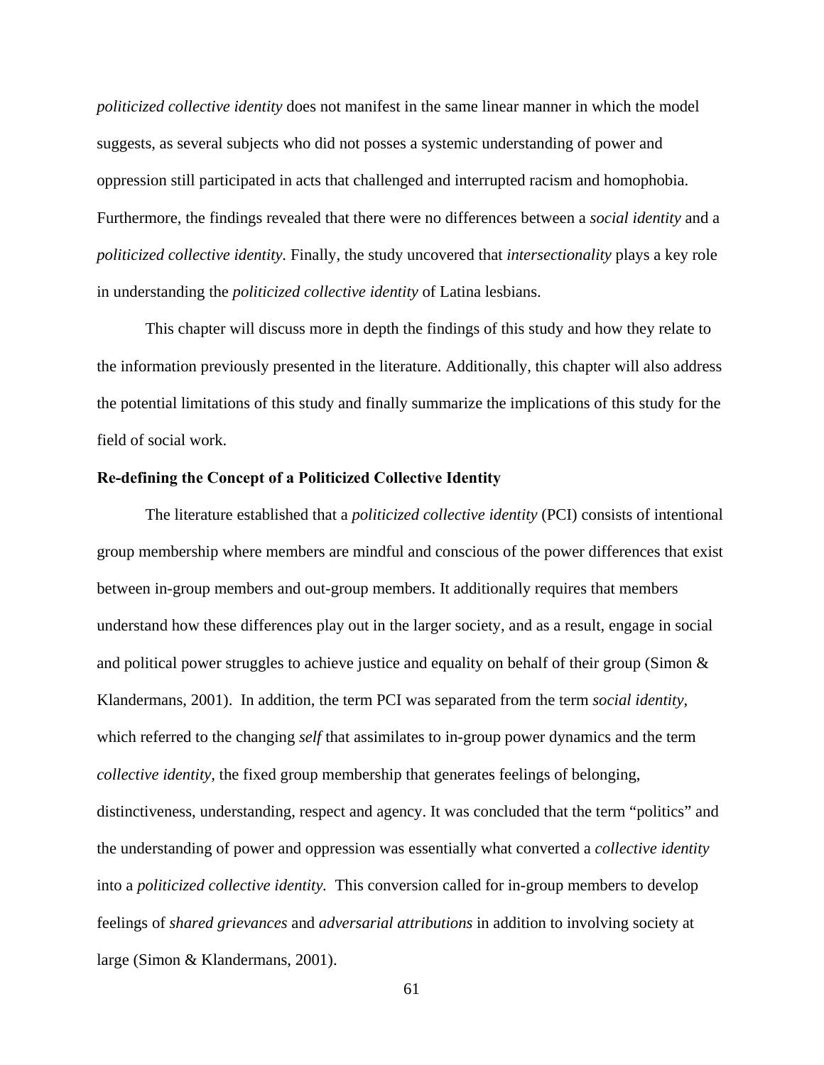*politicized collective identity* does not manifest in the same linear manner in which the model suggests, as several subjects who did not posses a systemic understanding of power and oppression still participated in acts that challenged and interrupted racism and homophobia. Furthermore, the findings revealed that there were no differences between a *social identity* and a *politicized collective identity.* Finally, the study uncovered that *intersectionality* plays a key role in understanding the *politicized collective identity* of Latina lesbians.

This chapter will discuss more in depth the findings of this study and how they relate to the information previously presented in the literature. Additionally, this chapter will also address the potential limitations of this study and finally summarize the implications of this study for the field of social work.

**Re-defining the Concept of a Politicized Collective Identity**

The literature established that a *politicized collective identity* (PCI) consists of intentional group membership where members are mindful and conscious of the power differences that exist between in-group members and out-group members. It additionally requires that members understand how these differences play out in the larger society, and as a result, engage in social and political power struggles to achieve justice and equality on behalf of their group (Simon & Klandermans, 2001). In addition, the term PCI was separated from the term *social identity*, which referred to the changing *self* that assimilates to in-group power dynamics and the term *collective identity,* the fixed group membership that generates feelings of belonging, distinctiveness, understanding, respect and agency. It was concluded that the term "politics" and the understanding of power and oppression was essentially what converted a *collective identity* into a *politicized collective identity.* This conversion called for in-group members to develop feelings of *shared grievances* and *adversarial attributions* in addition to involving society at large (Simon & Klandermans, 2001).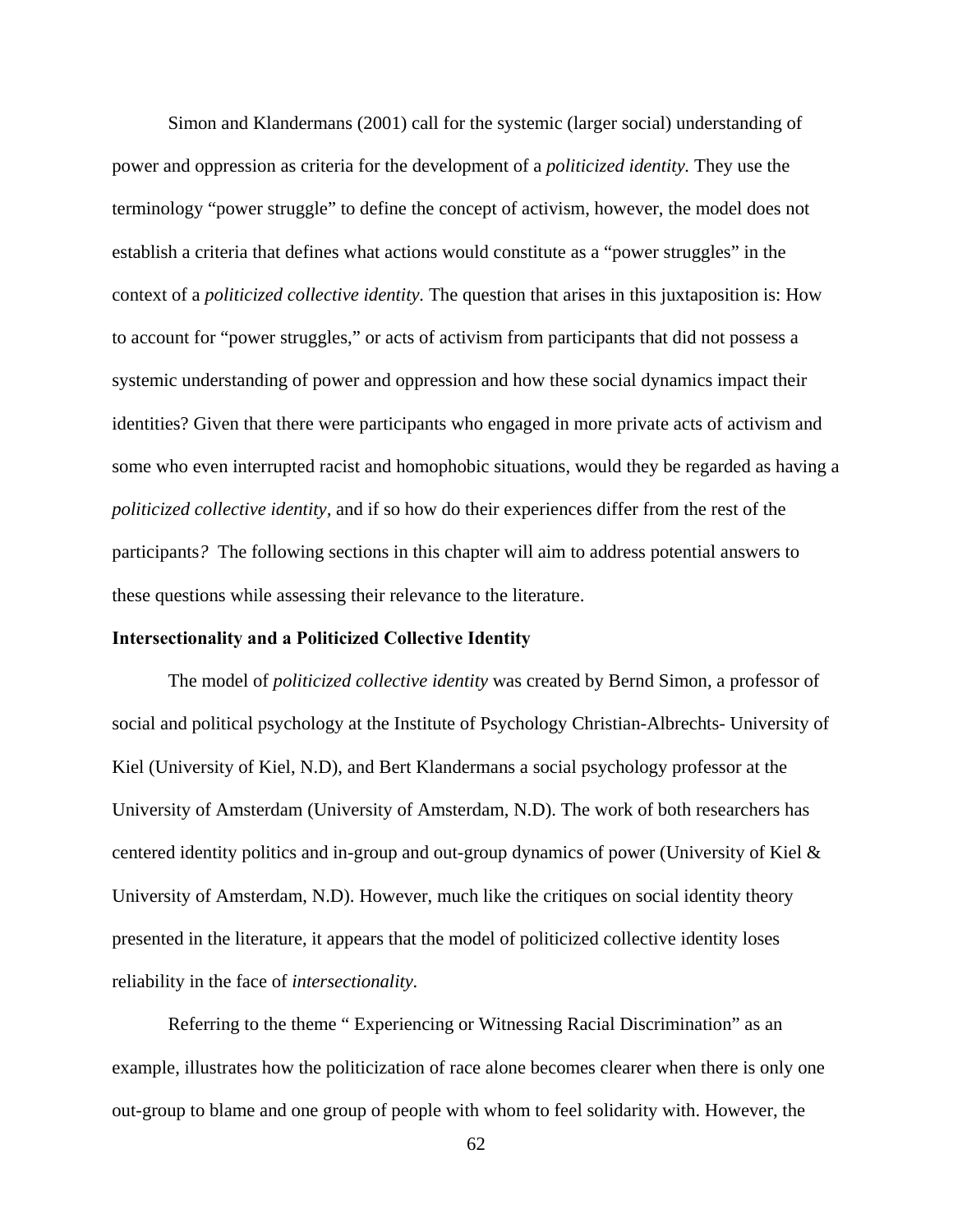Simon and Klandermans (2001) call for the systemic (larger social) understanding of power and oppression as criteria for the development of a *politicized identity.* They use the terminology "power struggle" to define the concept of activism, however, the model does not establish a criteria that defines what actions would constitute as a "power struggles" in the context of a *politicized collective identity.* The question that arises in this juxtaposition is: How to account for "power struggles," or acts of activism from participants that did not possess a systemic understanding of power and oppression and how these social dynamics impact their identities? Given that there were participants who engaged in more private acts of activism and some who even interrupted racist and homophobic situations, would they be regarded as having a *politicized collective identity*, and if so how do their experiences differ from the rest of the participants*?* The following sections in this chapter will aim to address potential answers to these questions while assessing their relevance to the literature.

**Intersectionality and a Politicized Collective Identity**

The model of *politicized collective identity* was created by Bernd Simon, a professor of social and political psychology at the Institute of Psychology Christian-Albrechts- University of Kiel (University of Kiel, N.D), and Bert Klandermans a social psychology professor at the University of Amsterdam (University of Amsterdam, N.D). The work of both researchers has centered identity politics and in-group and out-group dynamics of power (University of Kiel & University of Amsterdam, N.D). However, much like the critiques on social identity theory presented in the literature, it appears that the model of politicized collective identity loses reliability in the face of *intersectionality.*

Referring to the theme " Experiencing or Witnessing Racial Discrimination" as an example, illustrates how the politicization of race alone becomes clearer when there is only one out-group to blame and one group of people with whom to feel solidarity with. However, the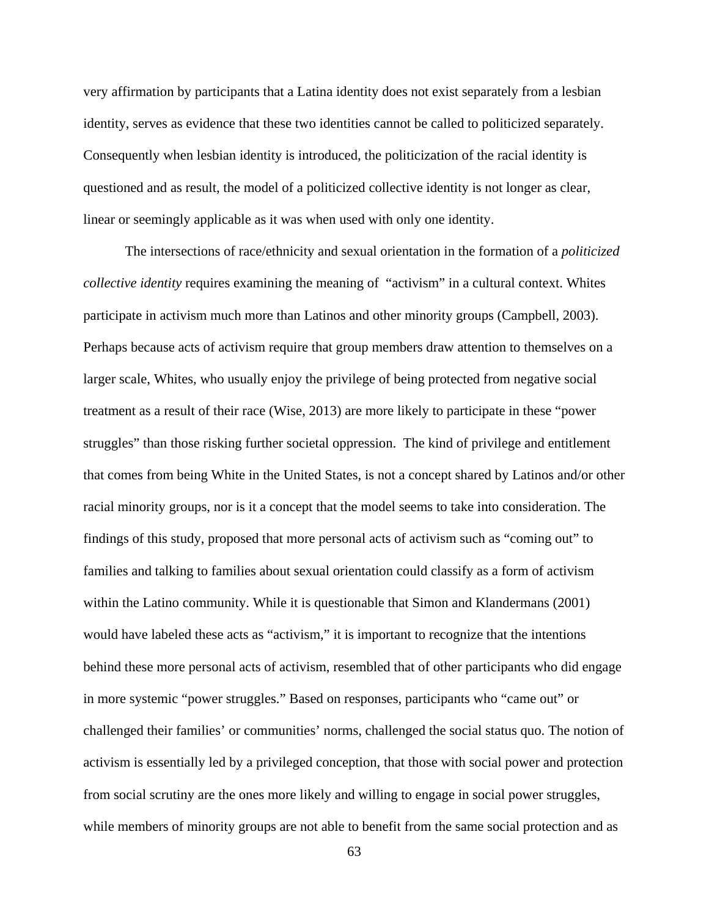very affirmation by participants that a Latina identity does not exist separately from a lesbian identity, serves as evidence that these two identities cannot be called to politicized separately. Consequently when lesbian identity is introduced, the politicization of the racial identity is questioned and as result, the model of a politicized collective identity is not longer as clear, linear or seemingly applicable as it was when used with only one identity.

The intersections of race/ethnicity and sexual orientation in the formation of a *politicized collective identity* requires examining the meaning of "activism" in a cultural context. Whites participate in activism much more than Latinos and other minority groups (Campbell, 2003). Perhaps because acts of activism require that group members draw attention to themselves on a larger scale, Whites, who usually enjoy the privilege of being protected from negative social treatment as a result of their race (Wise, 2013) are more likely to participate in these "power struggles" than those risking further societal oppression. The kind of privilege and entitlement that comes from being White in the United States, is not a concept shared by Latinos and/or other racial minority groups, nor is it a concept that the model seems to take into consideration. The findings of this study, proposed that more personal acts of activism such as "coming out" to families and talking to families about sexual orientation could classify as a form of activism within the Latino community. While it is questionable that Simon and Klandermans (2001) would have labeled these acts as "activism," it is important to recognize that the intentions behind these more personal acts of activism, resembled that of other participants who did engage in more systemic "power struggles." Based on responses, participants who "came out" or challenged their families' or communities' norms, challenged the social status quo. The notion of activism is essentially led by a privileged conception, that those with social power and protection from social scrutiny are the ones more likely and willing to engage in social power struggles, while members of minority groups are not able to benefit from the same social protection and as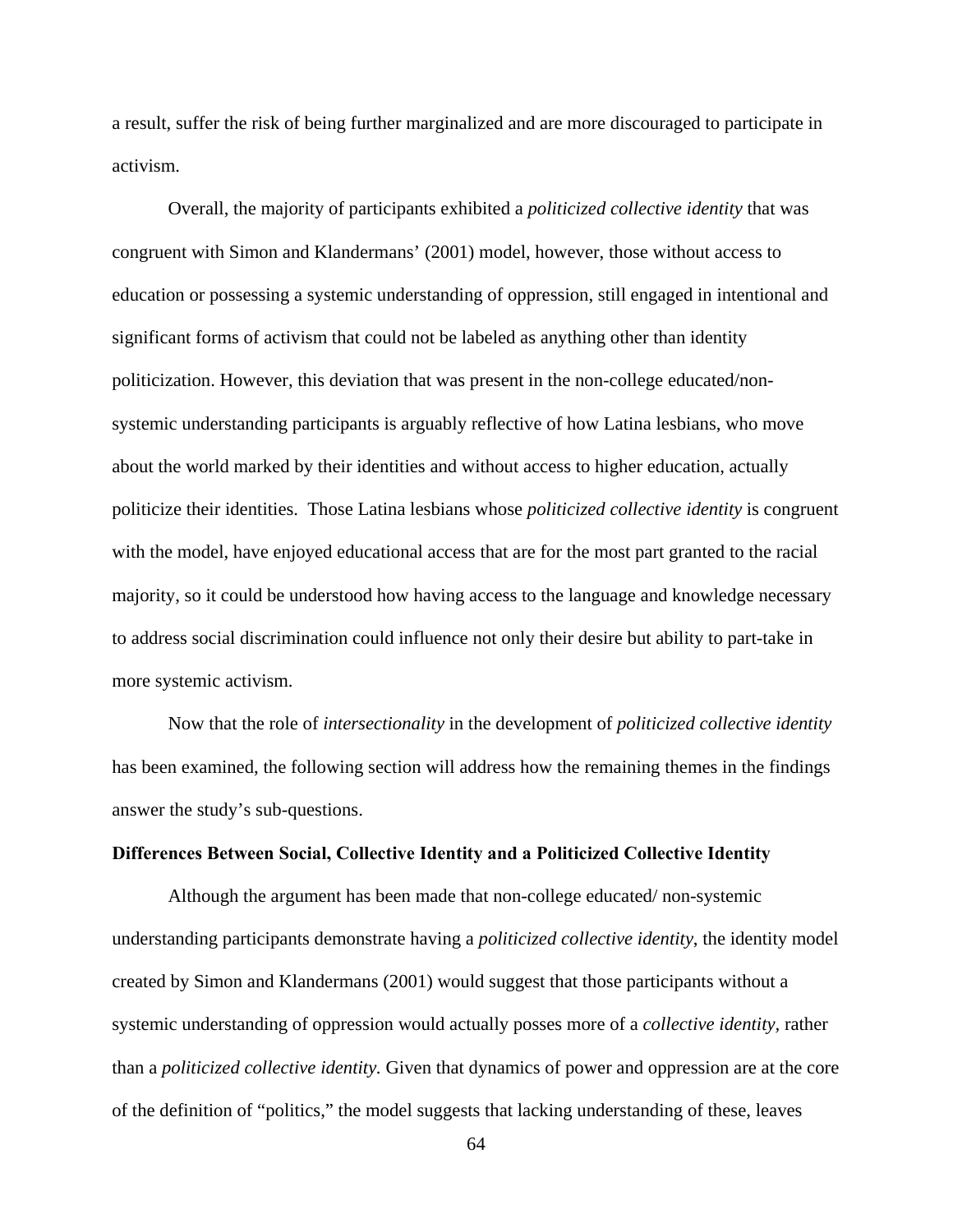a result, suffer the risk of being further marginalized and are more discouraged to participate in activism.

Overall, the majority of participants exhibited a *politicized collective identity* that was congruent with Simon and Klandermans' (2001) model, however, those without access to education or possessing a systemic understanding of oppression, still engaged in intentional and significant forms of activism that could not be labeled as anything other than identity politicization. However, this deviation that was present in the non-college educated/non-systemic understanding participants is arguably reflective of how Latina lesbians, who move about the world marked by their identities and without access to higher education, actually politicize their identities. Those Latina lesbians whose *politicized collective identity* is congruent with the model, have enjoyed educational access that are for the most part granted to the racial majority, so it could be understood how having access to the language and knowledge necessary to address social discrimination could influence not only their desire but ability to part-take in more systemic activism.

Now that the role of *intersectionality* in the development of *politicized collective identity* has been examined, the following section will address how the remaining themes in the findings answer the study's sub-questions.

**Differences Between Social, Collective Identity and a Politicized Collective Identity**

Although the argument has been made that non-college educated/ non-systemic understanding participants demonstrate having a *politicized collective identity*, the identity model created by Simon and Klandermans (2001) would suggest that those participants without a systemic understanding of oppression would actually posses more of a *collective identity*, rather than a *politicized collective identity.* Given that dynamics of power and oppression are at the core of the definition of "politics," the model suggests that lacking understanding of these, leaves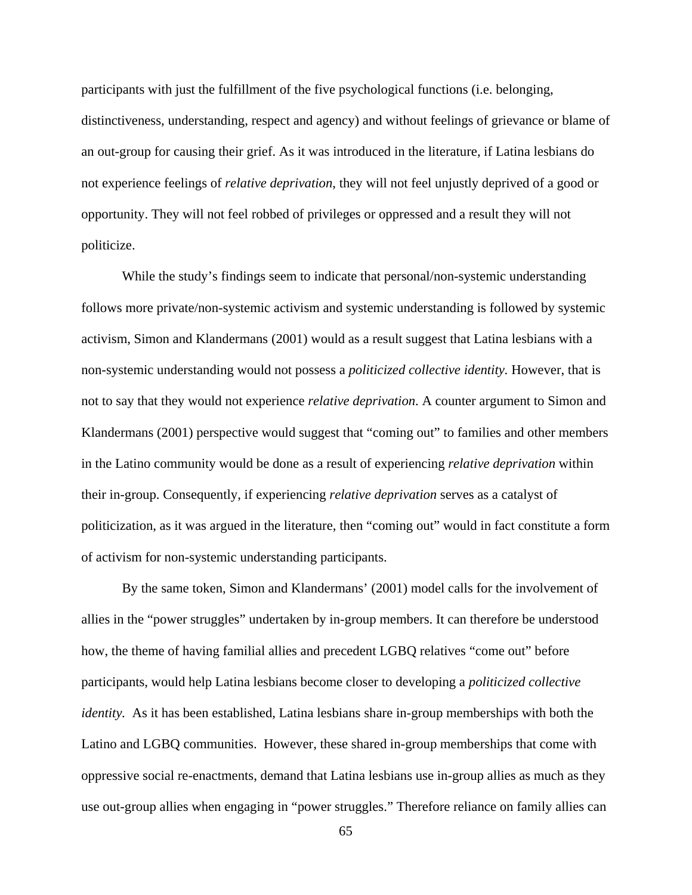participants with just the fulfillment of the five psychological functions (i.e. belonging, distinctiveness, understanding, respect and agency) and without feelings of grievance or blame of an out-group for causing their grief. As it was introduced in the literature, if Latina lesbians do not experience feelings of *relative deprivation*, they will not feel unjustly deprived of a good or opportunity. They will not feel robbed of privileges or oppressed and a result they will not politicize.

While the study's findings seem to indicate that personal/non-systemic understanding follows more private/non-systemic activism and systemic understanding is followed by systemic activism, Simon and Klandermans (2001) would as a result suggest that Latina lesbians with a non-systemic understanding would not possess a *politicized collective identity*. However, that is not to say that they would not experience *relative deprivation*. A counter argument to Simon and Klandermans (2001) perspective would suggest that "coming out" to families and other members in the Latino community would be done as a result of experiencing *relative deprivation* within their in-group. Consequently, if experiencing *relative deprivation* serves as a catalyst of politicization, as it was argued in the literature, then "coming out" would in fact constitute a form of activism for non-systemic understanding participants.

By the same token, Simon and Klandermans' (2001) model calls for the involvement of allies in the "power struggles" undertaken by in-group members. It can therefore be understood how, the theme of having familial allies and precedent LGBQ relatives "come out" before participants, would help Latina lesbians become closer to developing a *politicized collective identity*. As it has been established, Latina lesbians share in-group memberships with both the Latino and LGBQ communities. However, these shared in-group memberships that come with oppressive social re-enactments, demand that Latina lesbians use in-group allies as much as they use out-group allies when engaging in "power struggles." Therefore reliance on family allies can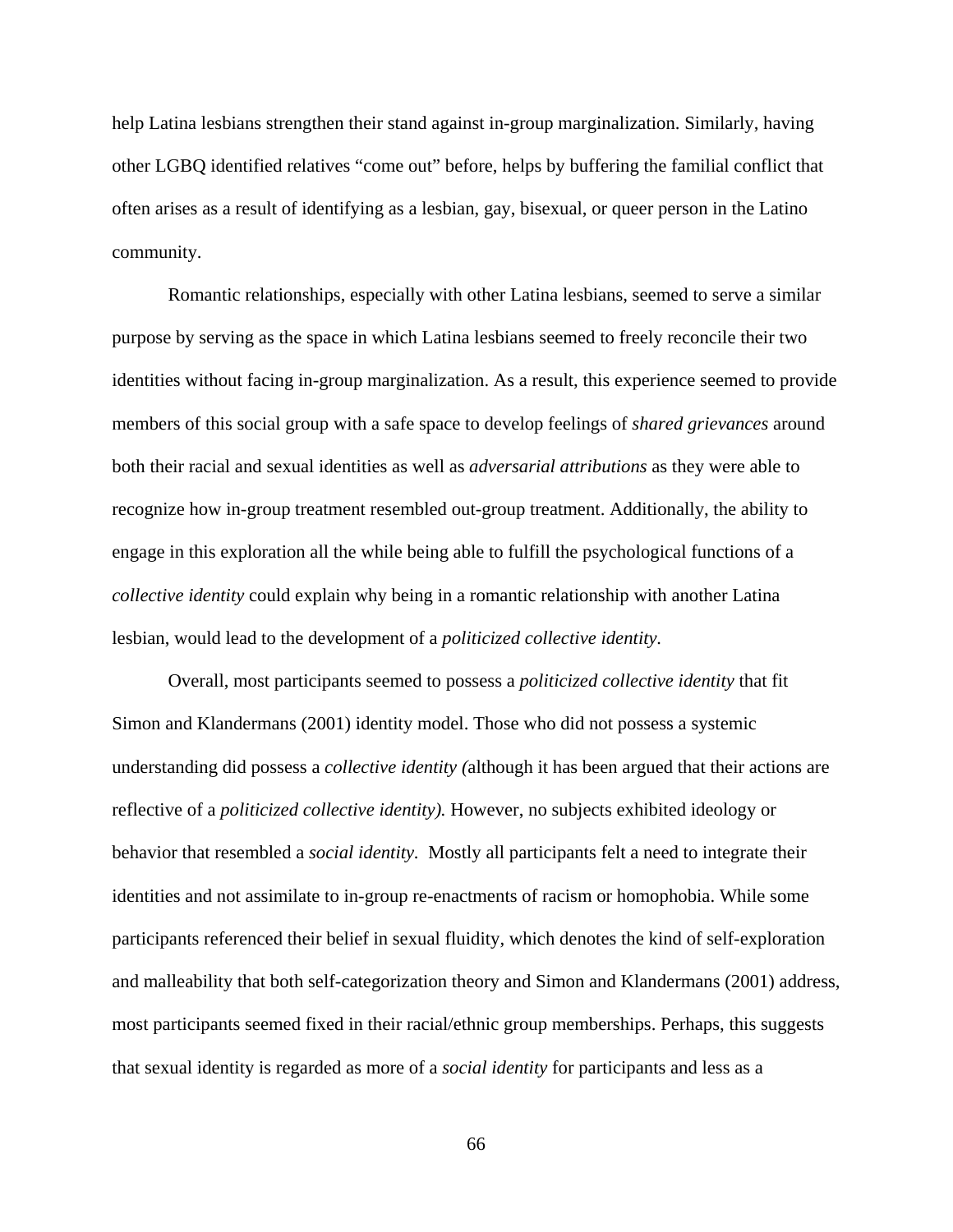help Latina lesbians strengthen their stand against in-group marginalization. Similarly, having other LGBQ identified relatives "come out" before, helps by buffering the familial conflict that often arises as a result of identifying as a lesbian, gay, bisexual, or queer person in the Latino community.

Romantic relationships, especially with other Latina lesbians, seemed to serve a similar purpose by serving as the space in which Latina lesbians seemed to freely reconcile their two identities without facing in-group marginalization. As a result, this experience seemed to provide members of this social group with a safe space to develop feelings of *shared grievances* around both their racial and sexual identities as well as *adversarial attributions* as they were able to recognize how in-group treatment resembled out-group treatment. Additionally, the ability to engage in this exploration all the while being able to fulfill the psychological functions of a *collective identity* could explain why being in a romantic relationship with another Latina lesbian, would lead to the development of a *politicized collective identity.*

Overall, most participants seemed to possess a *politicized collective identity* that fit Simon and Klandermans (2001) identity model. Those who did not possess a systemic understanding did possess a *collective identity (*although it has been argued that their actions are reflective of a *politicized collective identity).* However, no subjects exhibited ideology or behavior that resembled a *social identity.* Mostly all participants felt a need to integrate their identities and not assimilate to in-group re-enactments of racism or homophobia. While some participants referenced their belief in sexual fluidity, which denotes the kind of self-exploration and malleability that both self-categorization theory and Simon and Klandermans (2001) address, most participants seemed fixed in their racial/ethnic group memberships. Perhaps, this suggests that sexual identity is regarded as more of a *social identity* for participants and less as a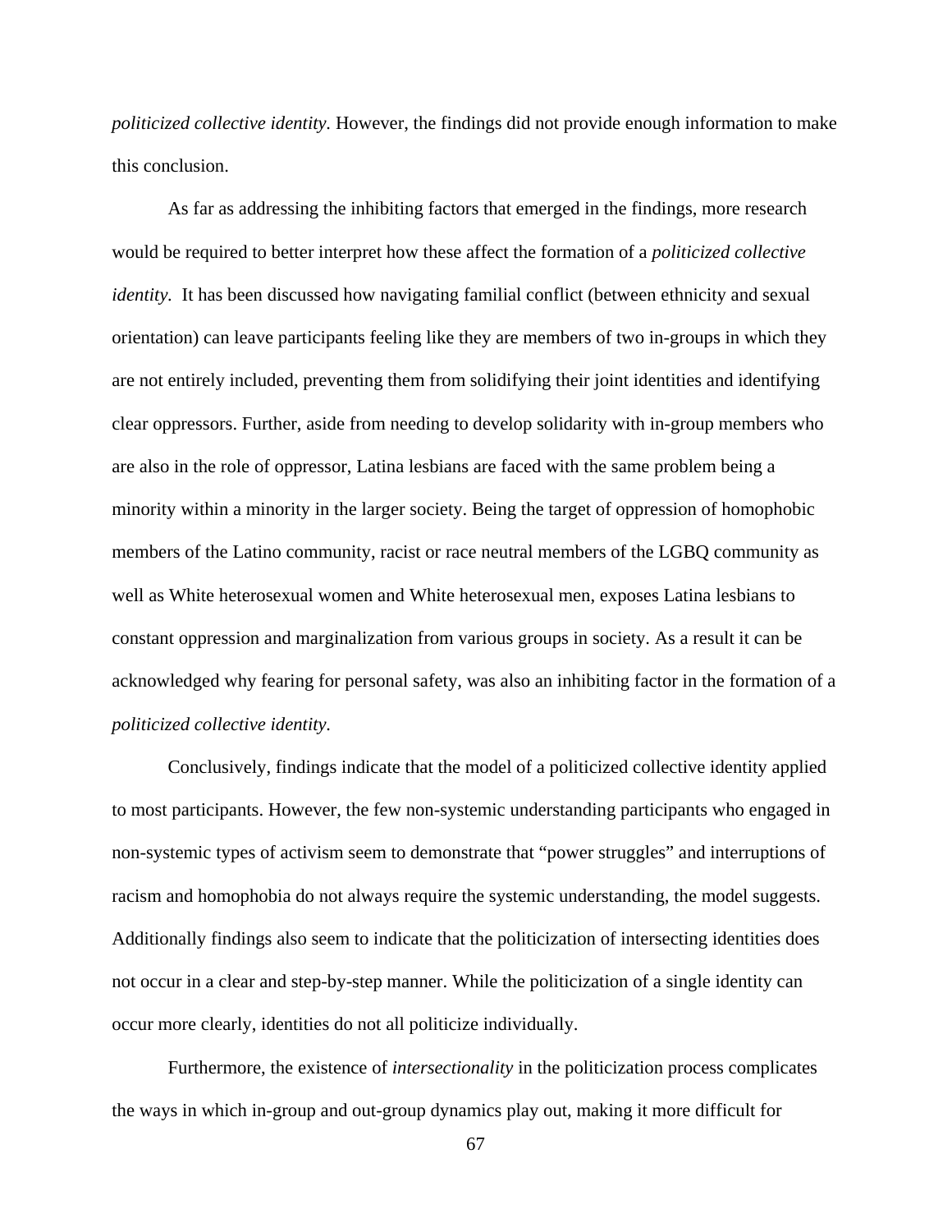*politicized collective identity*. However, the findings did not provide enough information to make this conclusion.

As far as addressing the inhibiting factors that emerged in the findings, more research would be required to better interpret how these affect the formation of a *politicized collective identity*. It has been discussed how navigating familial conflict (between ethnicity and sexual orientation) can leave participants feeling like they are members of two in-groups in which they are not entirely included, preventing them from solidifying their joint identities and identifying clear oppressors. Further, aside from needing to develop solidarity with in-group members who are also in the role of oppressor, Latina lesbians are faced with the same problem being a minority within a minority in the larger society. Being the target of oppression of homophobic members of the Latino community, racist or race neutral members of the LGBQ community as well as White heterosexual women and White heterosexual men, exposes Latina lesbians to constant oppression and marginalization from various groups in society. As a result it can be acknowledged why fearing for personal safety, was also an inhibiting factor in the formation of a *politicized collective identity*.

Conclusively, findings indicate that the model of a politicized collective identity applied to most participants. However, the few non-systemic understanding participants who engaged in non-systemic types of activism seem to demonstrate that "power struggles" and interruptions of racism and homophobia do not always require the systemic understanding, the model suggests. Additionally findings also seem to indicate that the politicization of intersecting identities does not occur in a clear and step-by-step manner. While the politicization of a single identity can occur more clearly, identities do not all politicize individually.

Furthermore, the existence of *intersectionality* in the politicization process complicates the ways in which in-group and out-group dynamics play out, making it more difficult for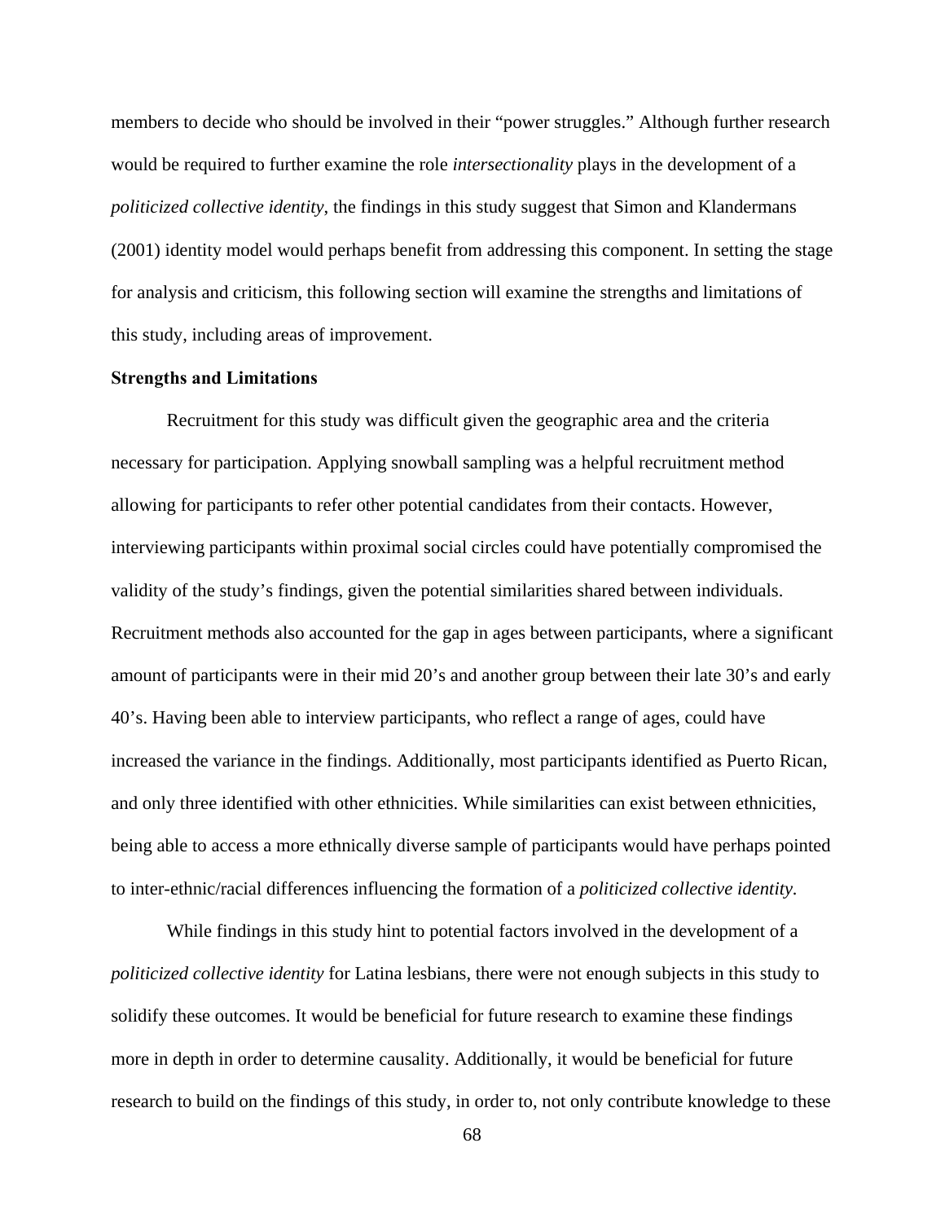members to decide who should be involved in their "power struggles." Although further research would be required to further examine the role *intersectionality* plays in the development of a *politicized collective identity*, the findings in this study suggest that Simon and Klandermans (2001) identity model would perhaps benefit from addressing this component. In setting the stage for analysis and criticism, this following section will examine the strengths and limitations of this study, including areas of improvement.

**Strengths and Limitations**

Recruitment for this study was difficult given the geographic area and the criteria necessary for participation. Applying snowball sampling was a helpful recruitment method allowing for participants to refer other potential candidates from their contacts. However, interviewing participants within proximal social circles could have potentially compromised the validity of the study's findings, given the potential similarities shared between individuals. Recruitment methods also accounted for the gap in ages between participants, where a significant amount of participants were in their mid 20's and another group between their late 30's and early 40's. Having been able to interview participants, who reflect a range of ages, could have increased the variance in the findings. Additionally, most participants identified as Puerto Rican, and only three identified with other ethnicities. While similarities can exist between ethnicities, being able to access a more ethnically diverse sample of participants would have perhaps pointed to inter-ethnic/racial differences influencing the formation of a *politicized collective identity*.

While findings in this study hint to potential factors involved in the development of a *politicized collective identity* for Latina lesbians, there were not enough subjects in this study to solidify these outcomes. It would be beneficial for future research to examine these findings more in depth in order to determine causality. Additionally, it would be beneficial for future research to build on the findings of this study, in order to, not only contribute knowledge to these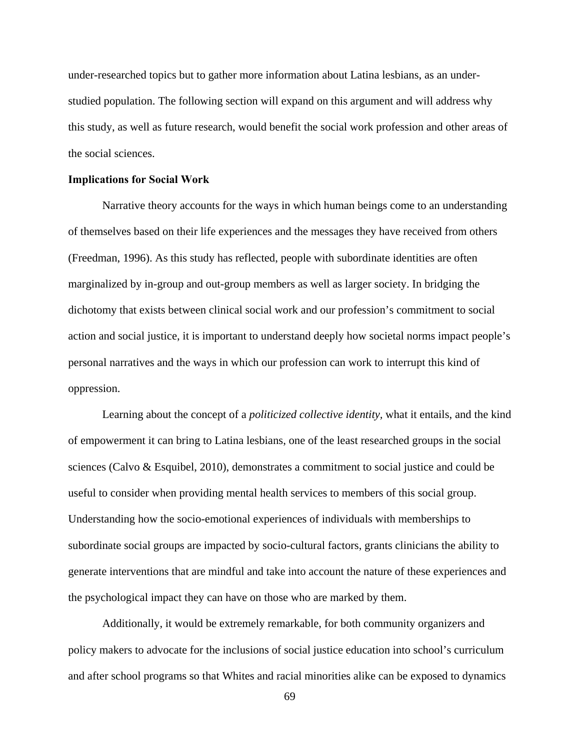under-researched topics but to gather more information about Latina lesbians, as an under-studied population. The following section will expand on this argument and will address why this study, as well as future research, would benefit the social work profession and other areas of the social sciences.

**Implications for Social Work**

Narrative theory accounts for the ways in which human beings come to an understanding of themselves based on their life experiences and the messages they have received from others (Freedman, 1996). As this study has reflected, people with subordinate identities are often marginalized by in-group and out-group members as well as larger society. In bridging the dichotomy that exists between clinical social work and our profession's commitment to social action and social justice, it is important to understand deeply how societal norms impact people's personal narratives and the ways in which our profession can work to interrupt this kind of oppression.

Learning about the concept of a *politicized collective identity*, what it entails, and the kind of empowerment it can bring to Latina lesbians, one of the least researched groups in the social sciences (Calvo & Esquibel, 2010), demonstrates a commitment to social justice and could be useful to consider when providing mental health services to members of this social group. Understanding how the socio-emotional experiences of individuals with memberships to subordinate social groups are impacted by socio-cultural factors, grants clinicians the ability to generate interventions that are mindful and take into account the nature of these experiences and the psychological impact they can have on those who are marked by them.

Additionally, it would be extremely remarkable, for both community organizers and policy makers to advocate for the inclusions of social justice education into school's curriculum and after school programs so that Whites and racial minorities alike can be exposed to dynamics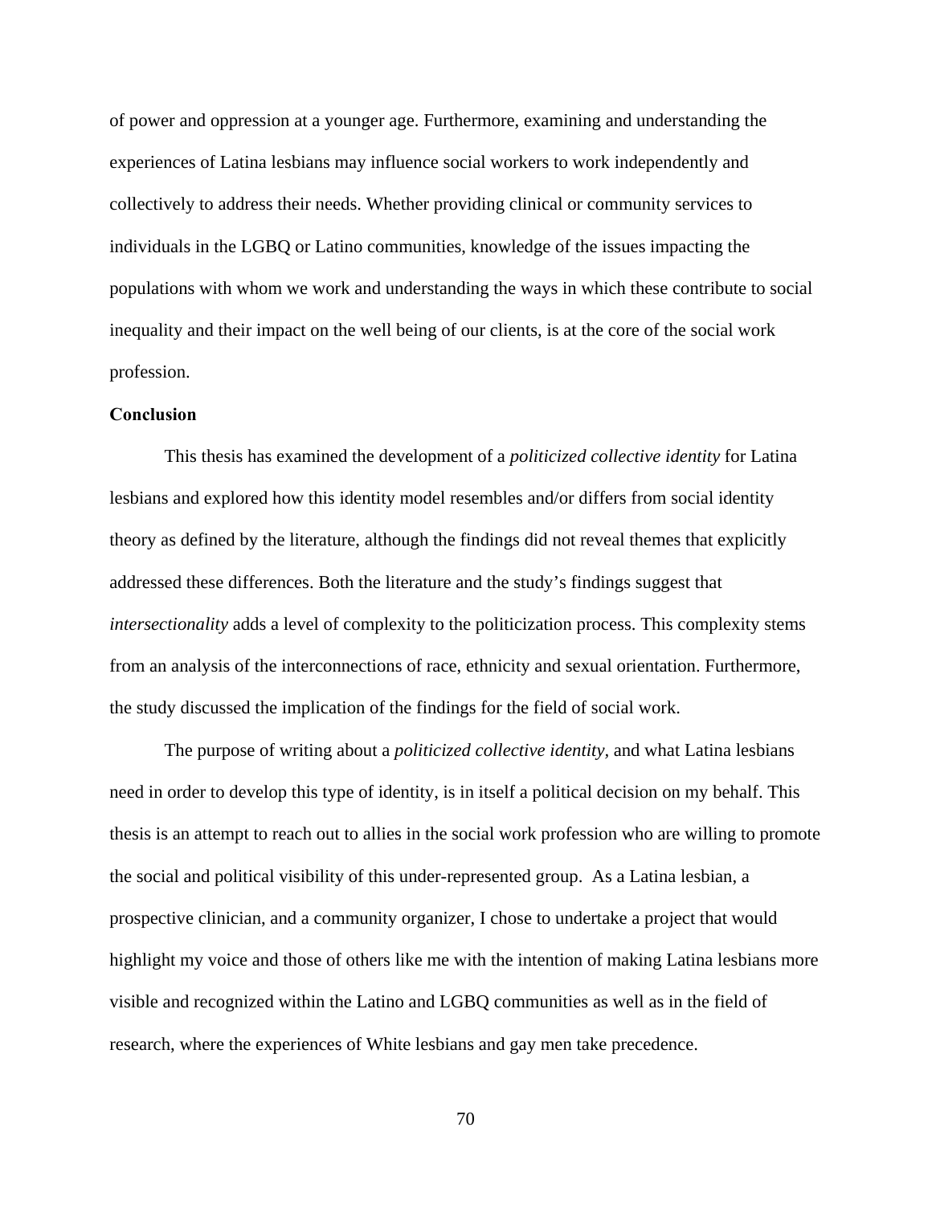of power and oppression at a younger age. Furthermore, examining and understanding the experiences of Latina lesbians may influence social workers to work independently and collectively to address their needs. Whether providing clinical or community services to individuals in the LGBQ or Latino communities, knowledge of the issues impacting the populations with whom we work and understanding the ways in which these contribute to social inequality and their impact on the well being of our clients, is at the core of the social work profession.

**Conclusion**

This thesis has examined the development of a *politicized collective identity* for Latina lesbians and explored how this identity model resembles and/or differs from social identity theory as defined by the literature, although the findings did not reveal themes that explicitly addressed these differences. Both the literature and the study's findings suggest that *intersectionality* adds a level of complexity to the politicization process. This complexity stems from an analysis of the interconnections of race, ethnicity and sexual orientation. Furthermore, the study discussed the implication of the findings for the field of social work.

The purpose of writing about a *politicized collective identity,* and what Latina lesbians need in order to develop this type of identity, is in itself a political decision on my behalf. This thesis is an attempt to reach out to allies in the social work profession who are willing to promote the social and political visibility of this under-represented group. As a Latina lesbian, a prospective clinician, and a community organizer, I chose to undertake a project that would highlight my voice and those of others like me with the intention of making Latina lesbians more visible and recognized within the Latino and LGBQ communities as well as in the field of research, where the experiences of White lesbians and gay men take precedence.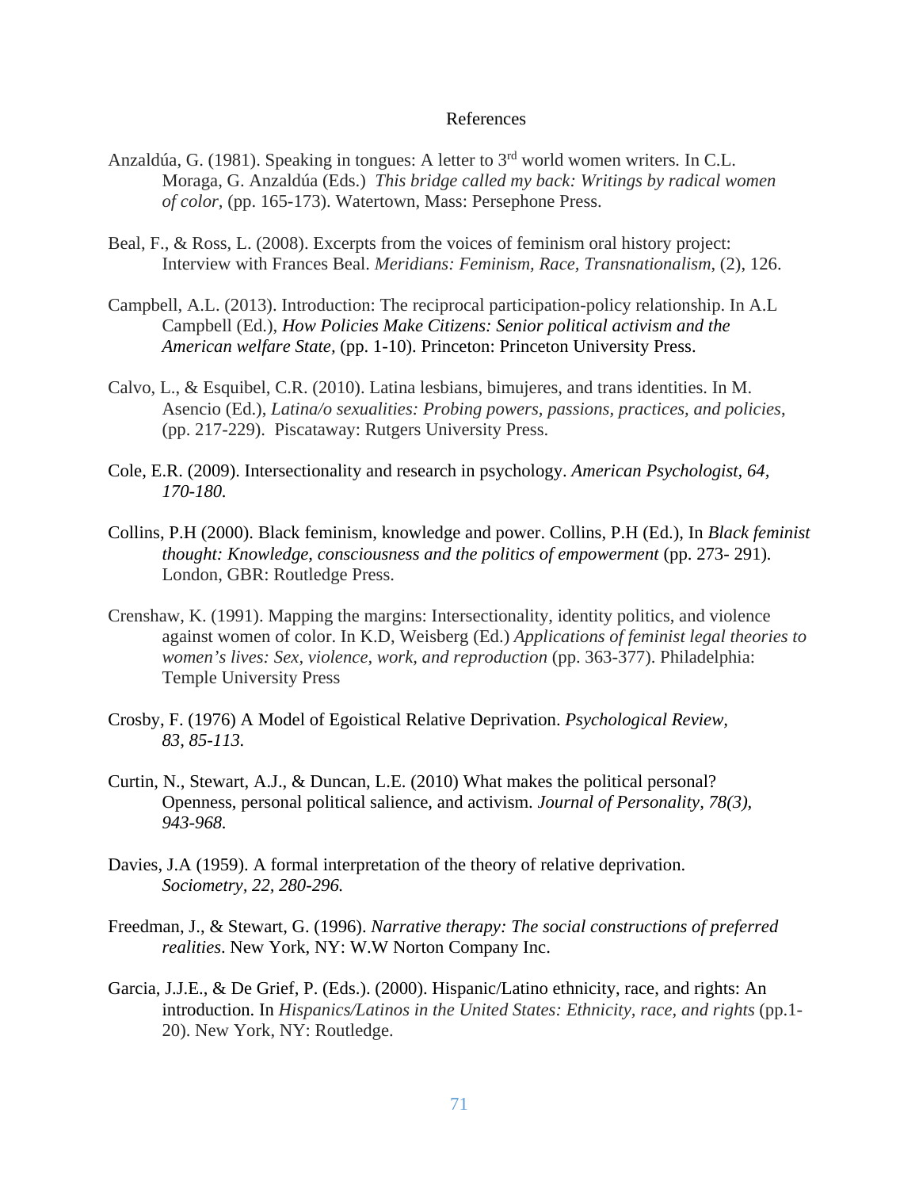# References

Anzaldúa, G. (1981). Speaking in tongues: A letter to 3rd world women writers. In C.L. Moraga, G. Anzaldúa (Eds.) *This bridge called my back: Writings by radical women of color*, (pp. 165-173). Watertown, Mass: Persephone Press.

Beal, F., & Ross, L. (2008). Excerpts from the voices of feminism oral history project: Interview with Frances Beal. *Meridians: Feminism, Race, Transnationalism*, (2), 126.

Campbell, A.L. (2013). Introduction: The reciprocal participation-policy relationship. In A.L Campbell (Ed.), *How Policies Make Citizens: Senior political activism and the American welfare State*, (pp. 1-10). Princeton: Princeton University Press.

Calvo, L., & Esquibel, C.R. (2010). Latina lesbians, bimujeres, and trans identities. In M. Asencio (Ed.), *Latina/o sexualities: Probing powers, passions, practices, and policies*, (pp. 217-229). Piscataway: Rutgers University Press.

Cole, E.R. (2009). Intersectionality and research in psychology. *American Psychologist, 64, 170-180.*

Collins, P.H (2000). Black feminism, knowledge and power. Collins, P.H (Ed.), In *Black feminist thought: Knowledge, consciousness and the politics of empowerment* (pp. 273- 291). London, GBR: Routledge Press.

Crenshaw, K. (1991). Mapping the margins: Intersectionality, identity politics, and violence against women of color. In K.D, Weisberg (Ed.) *Applications of feminist legal theories to women's lives: Sex, violence, work, and reproduction* (pp. 363-377). Philadelphia: Temple University Press

Crosby, F. (1976) A Model of Egoistical Relative Deprivation. *Psychological Review, 83, 85-113.*

Curtin, N., Stewart, A.J., & Duncan, L.E. (2010) What makes the political personal? Openness, personal political salience, and activism. *Journal of Personality, 78(3), 943-968.*

Davies, J.A (1959). A formal interpretation of the theory of relative deprivation. *Sociometry, 22, 280-296.*

Freedman, J., & Stewart, G. (1996). *Narrative therapy: The social constructions of preferred realities*. New York, NY: W.W Norton Company Inc.

Garcia, J.J.E., & De Grief, P. (Eds.). (2000). Hispanic/Latino ethnicity, race, and rights: An introduction. In *Hispanics/Latinos in the United States: Ethnicity, race, and rights* (pp.1-20). New York, NY: Routledge.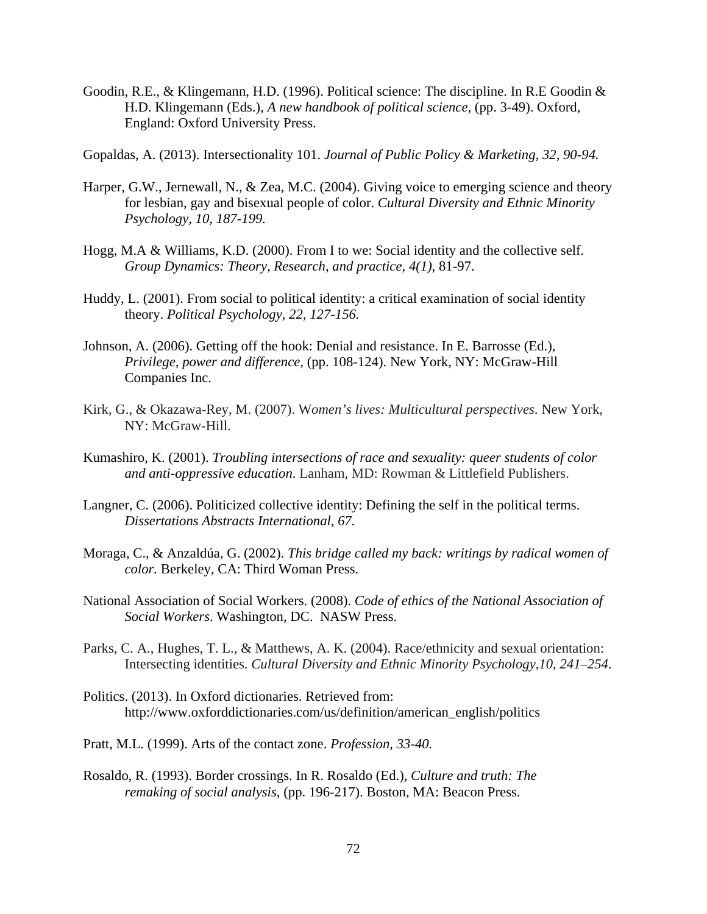Goodin, R.E., & Klingemann, H.D. (1996). Political science: The discipline. In R.E Goodin & H.D. Klingemann (Eds.), *A new handbook of political science,* (pp. 3-49). Oxford, England: Oxford University Press.

Gopaldas, A. (2013). Intersectionality 101. *Journal of Public Policy & Marketing, 32, 90-94.*

Harper, G.W., Jernewall, N., & Zea, M.C. (2004). Giving voice to emerging science and theory for lesbian, gay and bisexual people of color. *Cultural Diversity and Ethnic Minority Psychology, 10, 187-199.*

Hogg, M.A & Williams, K.D. (2000). From I to we: Social identity and the collective self. *Group Dynamics: Theory, Research, and practice, 4(1),* 81-97.

Huddy, L. (2001). From social to political identity: a critical examination of social identity theory. *Political Psychology, 22, 127-156.*

Johnson, A. (2006). Getting off the hook: Denial and resistance. In E. Barrosse (Ed.), *Privilege, power and difference,* (pp. 108-124). New York, NY: McGraw-Hill Companies Inc.

Kirk, G., & Okazawa-Rey, M. (2007). W*omen's lives: Multicultural perspectives*. New York, NY: McGraw-Hill.

Kumashiro, K. (2001). *Troubling intersections of race and sexuality: queer students of color and anti-oppressive education*. Lanham, MD: Rowman & Littlefield Publishers.

Langner, C. (2006). Politicized collective identity: Defining the self in the political terms. *Dissertations Abstracts International, 67.*

Moraga, C., & Anzaldúa, G. (2002). *This bridge called my back: writings by radical women of color.* Berkeley, CA: Third Woman Press.

National Association of Social Workers. (2008). *Code of ethics of the National Association of Social Workers*. Washington, DC. NASW Press.

Parks, C. A., Hughes, T. L., & Matthews, A. K. (2004). Race/ethnicity and sexual orientation: Intersecting identities. *Cultural Diversity and Ethnic Minority Psychology,10, 241–254*.

Politics. (2013). In Oxford dictionaries. Retrieved from: http://www.oxforddictionaries.com/us/definition/american_english/politics

Pratt, M.L. (1999). Arts of the contact zone. *Profession, 33-40.*

Rosaldo, R. (1993). Border crossings. In R. Rosaldo (Ed.), *Culture and truth: The remaking of social analysis,* (pp. 196-217). Boston, MA: Beacon Press.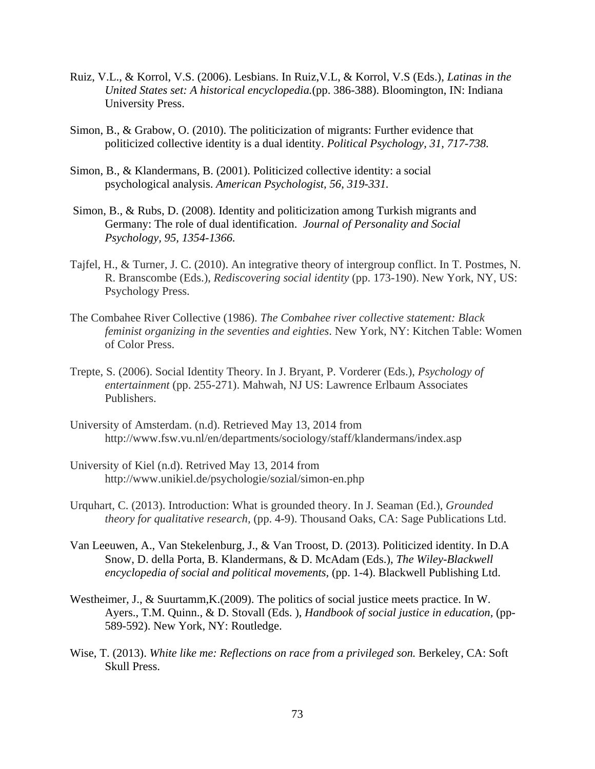Ruiz, V.L., & Korrol, V.S. (2006). Lesbians. In Ruiz,V.L, & Korrol, V.S (Eds.), *Latinas in the United States set: A historical encyclopedia.*(pp. 386-388). Bloomington, IN: Indiana University Press.

Simon, B., & Grabow, O. (2010). The politicization of migrants: Further evidence that politicized collective identity is a dual identity. *Political Psychology, 31, 717-738.*

Simon, B., & Klandermans, B. (2001). Politicized collective identity: a social psychological analysis. *American Psychologist, 56, 319-331.*

Simon, B., & Rubs, D. (2008). Identity and politicization among Turkish migrants and Germany: The role of dual identification. *Journal of Personality and Social Psychology, 95, 1354-1366.*

Tajfel, H., & Turner, J. C. (2010). An integrative theory of intergroup conflict. In T. Postmes, N. R. Branscombe (Eds.), *Rediscovering social identity* (pp. 173-190). New York, NY, US: Psychology Press.

The Combahee River Collective (1986). *The Combahee river collective statement: Black feminist organizing in the seventies and eighties*. New York, NY: Kitchen Table: Women of Color Press.

Trepte, S. (2006). Social Identity Theory. In J. Bryant, P. Vorderer (Eds.), *Psychology of entertainment* (pp. 255-271). Mahwah, NJ US: Lawrence Erlbaum Associates Publishers.

University of Amsterdam. (n.d). Retrieved May 13, 2014 from http://www.fsw.vu.nl/en/departments/sociology/staff/klandermans/index.asp

University of Kiel (n.d). Retrived May 13, 2014 from http://www.unikiel.de/psychologie/sozial/simon-en.php

Urquhart, C. (2013). Introduction: What is grounded theory. In J. Seaman (Ed.), *Grounded theory for qualitative research,* (pp. 4-9). Thousand Oaks, CA: Sage Publications Ltd.

Van Leeuwen, A., Van Stekelenburg, J., & Van Troost, D. (2013). Politicized identity. In D.A Snow, D. della Porta, B. Klandermans, & D. McAdam (Eds.), *The Wiley-Blackwell encyclopedia of social and political movements,* (pp. 1-4). Blackwell Publishing Ltd.

Westheimer, J., & Suurtamm,K.(2009). The politics of social justice meets practice. In W. Ayers., T.M. Quinn., & D. Stovall (Eds. ), *Handbook of social justice in education,* (pp-589-592). New York, NY: Routledge.

Wise, T. (2013). *White like me: Reflections on race from a privileged son.* Berkeley, CA: Soft Skull Press.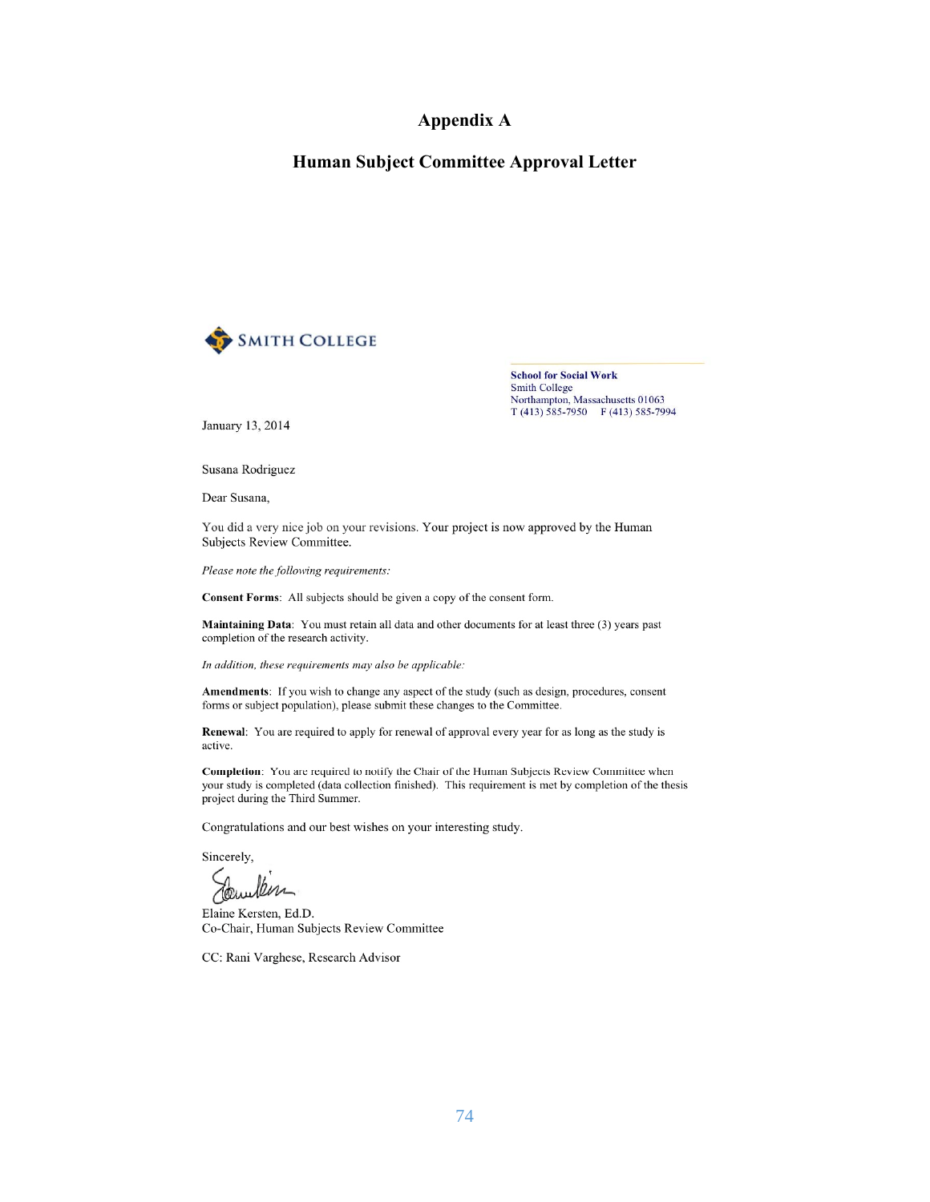# Appendix A

## Human Subject Committee Approval Letter

SMITH COLLEGE

**School for Social Work**
Smith College
Northampton, Massachusetts 01063
T (413) 585-7950 F (413) 585-7994

January 13, 2014

Susana Rodriguez

Dear Susana,

You did a very nice job on your revisions. Your project is now approved by the Human Subjects Review Committee.

*Please note the following requirements:*

**Consent Forms**: All subjects should be given a copy of the consent form.

**Maintaining Data**: You must retain all data and other documents for at least three (3) years past completion of the research activity.

*In addition, these requirements may also be applicable:*

**Amendments**: If you wish to change any aspect of the study (such as design, procedures, consent forms or subject population), please submit these changes to the Committee.

**Renewal**: You are required to apply for renewal of approval every year for as long as the study is active.

**Completion**: You are required to notify the Chair of the Human Subjects Review Committee when your study is completed (data collection finished). This requirement is met by completion of the thesis project during the Third Summer.

Congratulations and our best wishes on your interesting study.

Sincerely,

Elaine Kersten, Ed.D.
Co-Chair, Human Subjects Review Committee

CC: Rani Varghese, Research Advisor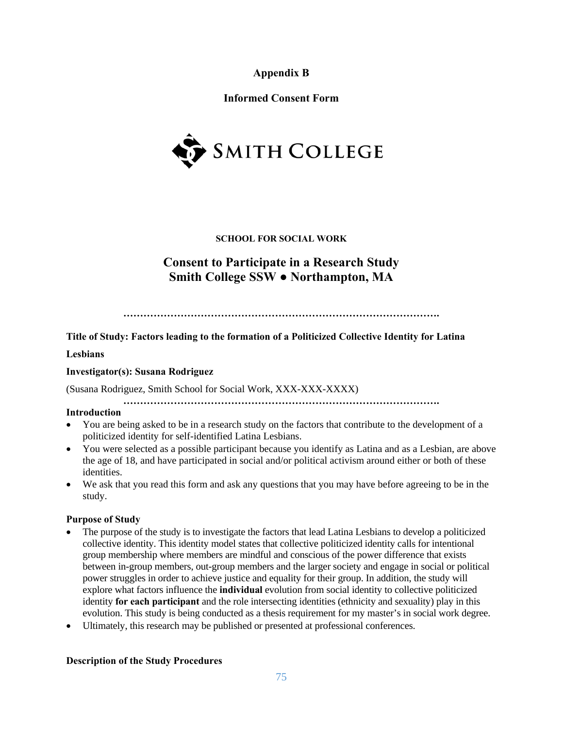**Appendix B**

**Informed Consent Form**

SMITH COLLEGE

**SCHOOL FOR SOCIAL WORK**

## Consent to Participate in a Research Study
## Smith College SSW ● Northampton, MA

…………………………………………………………………………………….

**Title of Study: Factors leading to the formation of a Politicized Collective Identity for Latina Lesbians**

**Investigator(s): Susana Rodriguez**

(Susana Rodriguez, Smith School for Social Work, XXX-XXX-XXXX)

…………………………………………………………………………………….

**Introduction**

- You are being asked to be in a research study on the factors that contribute to the development of a politicized identity for self-identified Latina Lesbians.
- You were selected as a possible participant because you identify as Latina and as a Lesbian, are above the age of 18, and have participated in social and/or political activism around either or both of these identities.
- We ask that you read this form and ask any questions that you may have before agreeing to be in the study.

**Purpose of Study**

- The purpose of the study is to investigate the factors that lead Latina Lesbians to develop a politicized collective identity. This identity model states that collective politicized identity calls for intentional group membership where members are mindful and conscious of the power difference that exists between in-group members, out-group members and the larger society and engage in social or political power struggles in order to achieve justice and equality for their group. In addition, the study will explore what factors influence the **individual** evolution from social identity to collective politicized identity **for each participant** and the role intersecting identities (ethnicity and sexuality) play in this evolution. This study is being conducted as a thesis requirement for my master's in social work degree.
- Ultimately, this research may be published or presented at professional conferences.

**Description of the Study Procedures**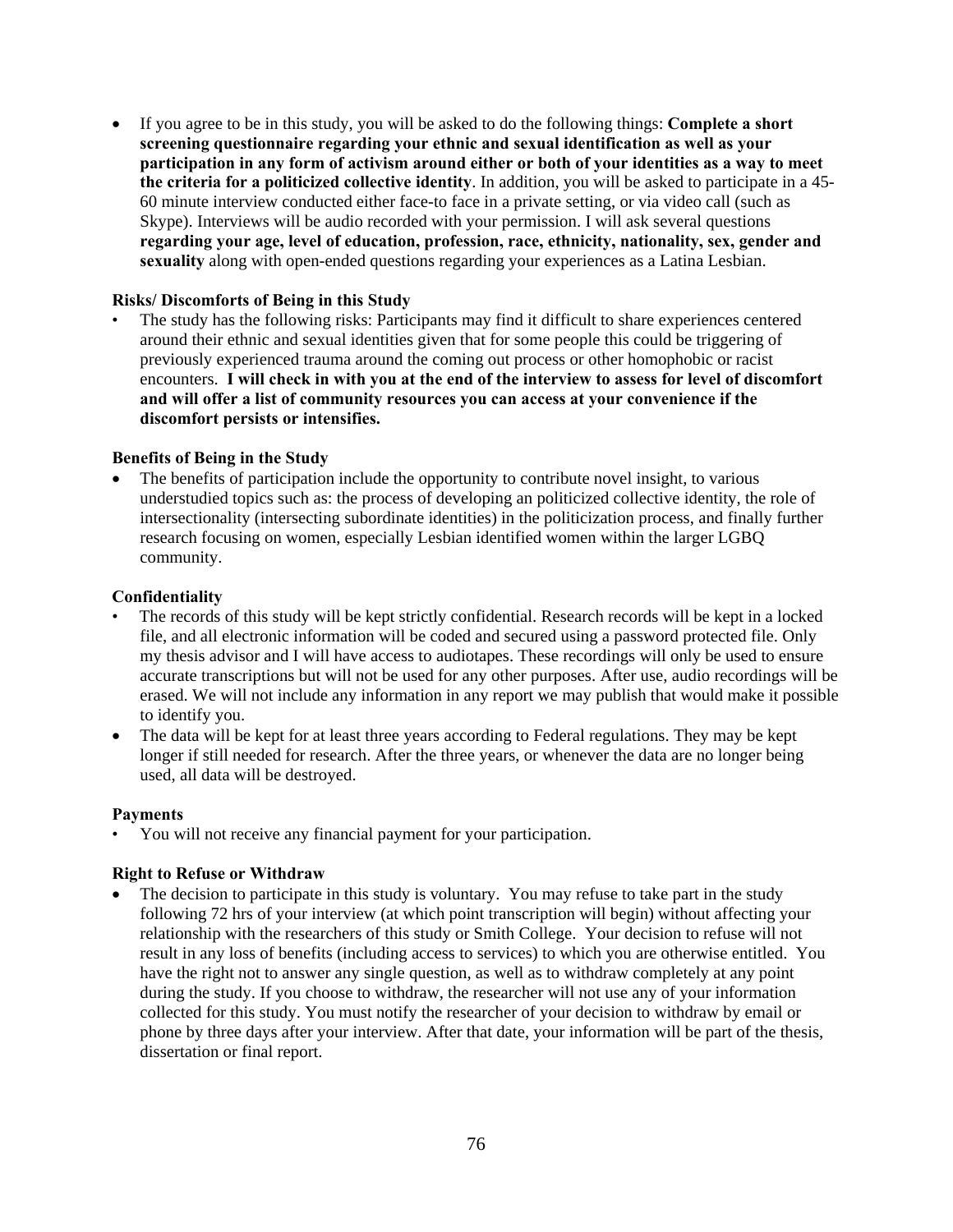- If you agree to be in this study, you will be asked to do the following things: **Complete a short screening questionnaire regarding your ethnic and sexual identification as well as your participation in any form of activism around either or both of your identities as a way to meet the criteria for a politicized collective identity**. In addition, you will be asked to participate in a 45-60 minute interview conducted either face-to face in a private setting, or via video call (such as Skype). Interviews will be audio recorded with your permission. I will ask several questions **regarding your age, level of education, profession, race, ethnicity, nationality, sex, gender and sexuality** along with open-ended questions regarding your experiences as a Latina Lesbian.

**Risks/ Discomforts of Being in this Study**

- The study has the following risks: Participants may find it difficult to share experiences centered around their ethnic and sexual identities given that for some people this could be triggering of previously experienced trauma around the coming out process or other homophobic or racist encounters. **I will check in with you at the end of the interview to assess for level of discomfort and will offer a list of community resources you can access at your convenience if the discomfort persists or intensifies.**

**Benefits of Being in the Study**

- The benefits of participation include the opportunity to contribute novel insight, to various understudied topics such as: the process of developing an politicized collective identity, the role of intersectionality (intersecting subordinate identities) in the politicization process, and finally further research focusing on women, especially Lesbian identified women within the larger LGBQ community.

**Confidentiality**

- The records of this study will be kept strictly confidential. Research records will be kept in a locked file, and all electronic information will be coded and secured using a password protected file. Only my thesis advisor and I will have access to audiotapes. These recordings will only be used to ensure accurate transcriptions but will not be used for any other purposes. After use, audio recordings will be erased. We will not include any information in any report we may publish that would make it possible to identify you.
- The data will be kept for at least three years according to Federal regulations. They may be kept longer if still needed for research. After the three years, or whenever the data are no longer being used, all data will be destroyed.

**Payments**

- You will not receive any financial payment for your participation.

**Right to Refuse or Withdraw**

- The decision to participate in this study is voluntary. You may refuse to take part in the study following 72 hrs of your interview (at which point transcription will begin) without affecting your relationship with the researchers of this study or Smith College. Your decision to refuse will not result in any loss of benefits (including access to services) to which you are otherwise entitled. You have the right not to answer any single question, as well as to withdraw completely at any point during the study. If you choose to withdraw, the researcher will not use any of your information collected for this study. You must notify the researcher of your decision to withdraw by email or phone by three days after your interview. After that date, your information will be part of the thesis, dissertation or final report.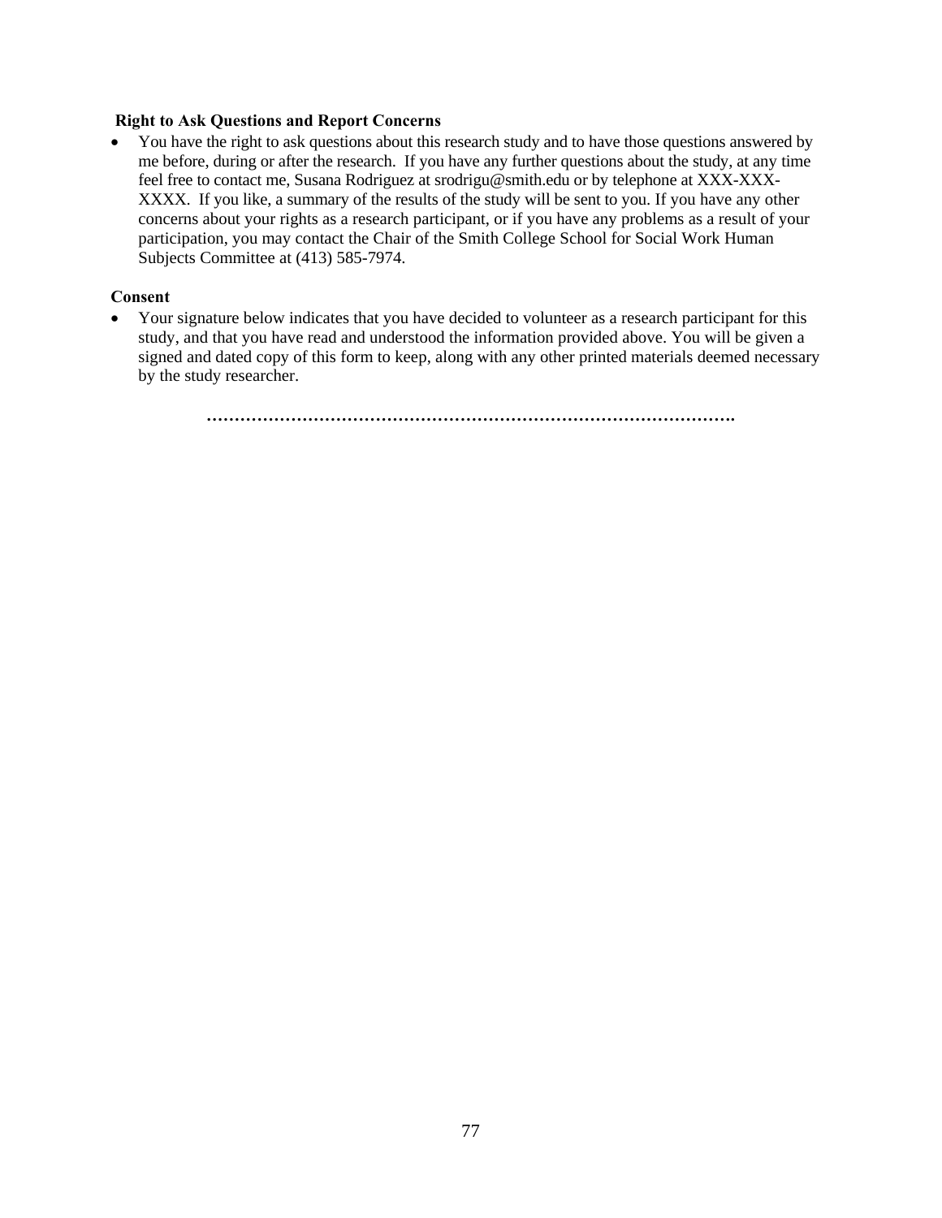**Right to Ask Questions and Report Concerns**

- You have the right to ask questions about this research study and to have those questions answered by me before, during or after the research. If you have any further questions about the study, at any time feel free to contact me, Susana Rodriguez at srodrigu@smith.edu or by telephone at XXX-XXX-XXXX. If you like, a summary of the results of the study will be sent to you. If you have any other concerns about your rights as a research participant, or if you have any problems as a result of your participation, you may contact the Chair of the Smith College School for Social Work Human Subjects Committee at (413) 585-7974.

**Consent**

- Your signature below indicates that you have decided to volunteer as a research participant for this study, and that you have read and understood the information provided above. You will be given a signed and dated copy of this form to keep, along with any other printed materials deemed necessary by the study researcher.

……………………………………………………………………………………….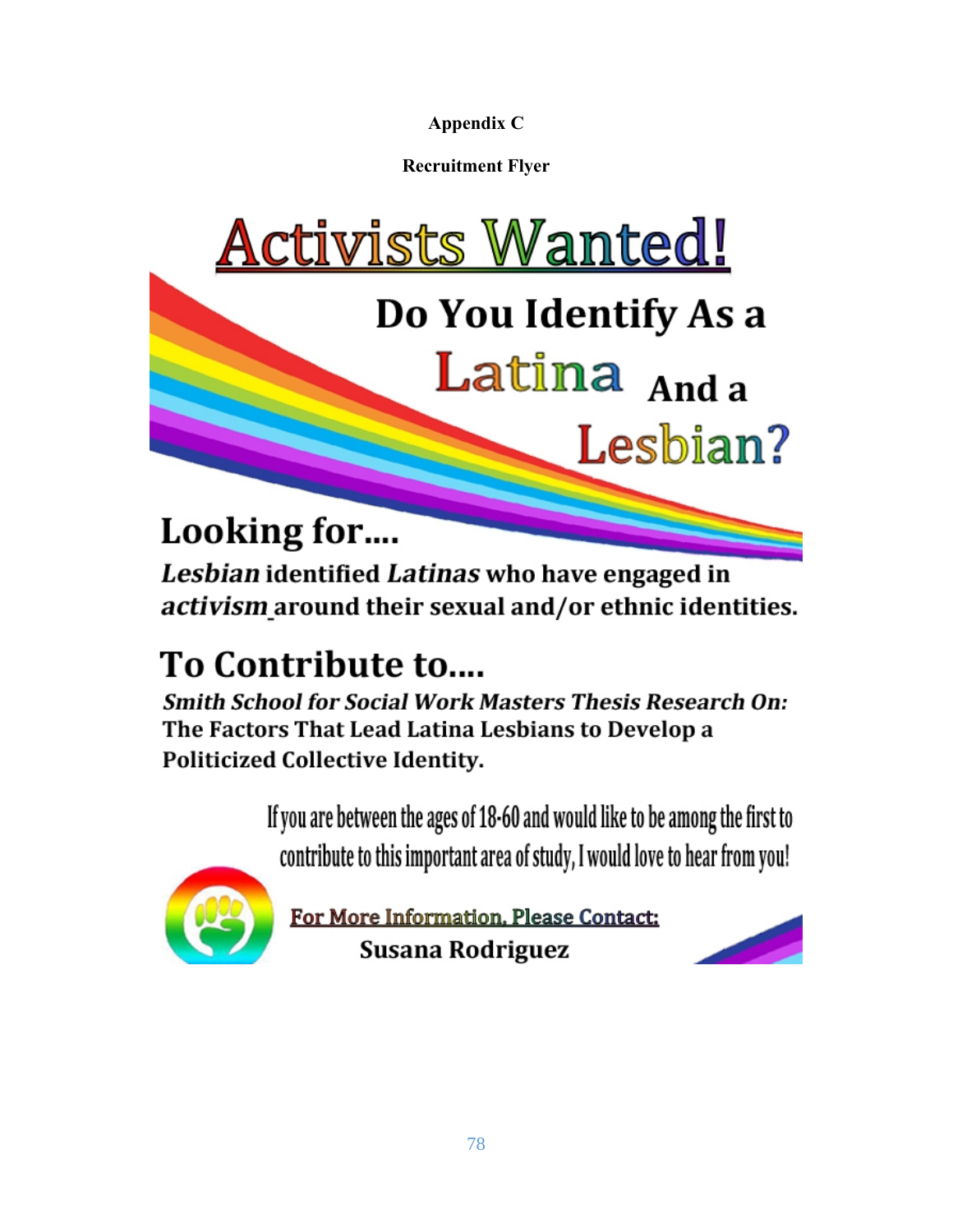**Appendix C**

**Recruitment Flyer**

# Activists Wanted!

## Do You Identify As a Latina And a Lesbian?

## Looking for....

***Lesbian*** **identified** ***Latinas*** **who have engaged in** ***activism*** **around their sexual and/or ethnic identities.**

## To Contribute to....

***Smith School for Social Work Masters Thesis Research On:***
**The Factors That Lead Latina Lesbians to Develop a Politicized Collective Identity.**

If you are between the ages of 18-60 and would like to be among the first to contribute to this important area of study, I would love to hear from you!

For More Information, Please Contact:

**Susana Rodriguez**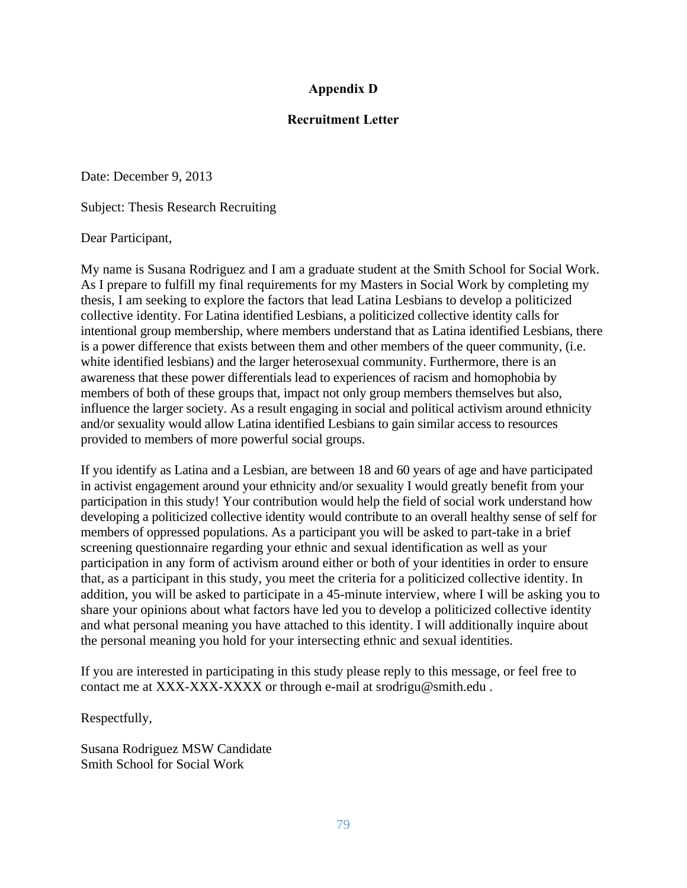## Appendix D

## Recruitment Letter

Date: December 9, 2013

Subject: Thesis Research Recruiting

Dear Participant,

My name is Susana Rodriguez and I am a graduate student at the Smith School for Social Work. As I prepare to fulfill my final requirements for my Masters in Social Work by completing my thesis, I am seeking to explore the factors that lead Latina Lesbians to develop a politicized collective identity. For Latina identified Lesbians, a politicized collective identity calls for intentional group membership, where members understand that as Latina identified Lesbians, there is a power difference that exists between them and other members of the queer community, (i.e. white identified lesbians) and the larger heterosexual community. Furthermore, there is an awareness that these power differentials lead to experiences of racism and homophobia by members of both of these groups that, impact not only group members themselves but also, influence the larger society. As a result engaging in social and political activism around ethnicity and/or sexuality would allow Latina identified Lesbians to gain similar access to resources provided to members of more powerful social groups.

If you identify as Latina and a Lesbian, are between 18 and 60 years of age and have participated in activist engagement around your ethnicity and/or sexuality I would greatly benefit from your participation in this study! Your contribution would help the field of social work understand how developing a politicized collective identity would contribute to an overall healthy sense of self for members of oppressed populations. As a participant you will be asked to part-take in a brief screening questionnaire regarding your ethnic and sexual identification as well as your participation in any form of activism around either or both of your identities in order to ensure that, as a participant in this study, you meet the criteria for a politicized collective identity. In addition, you will be asked to participate in a 45-minute interview, where I will be asking you to share your opinions about what factors have led you to develop a politicized collective identity and what personal meaning you have attached to this identity. I will additionally inquire about the personal meaning you hold for your intersecting ethnic and sexual identities.

If you are interested in participating in this study please reply to this message, or feel free to contact me at XXX-XXX-XXXX or through e-mail at srodrigu@smith.edu .

Respectfully,

Susana Rodriguez MSW Candidate
Smith School for Social Work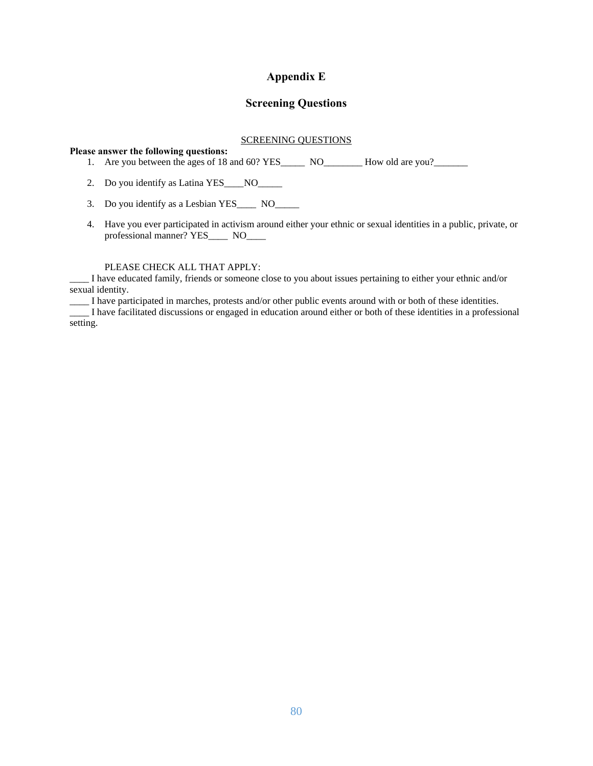# Appendix E

## Screening Questions

SCREENING QUESTIONS

**Please answer the following questions:**

1. Are you between the ages of 18 and 60? YES_____ NO________ How old are you?_______
2. Do you identify as Latina YES____NO_____
3. Do you identify as a Lesbian YES____ NO_____
4. Have you ever participated in activism around either your ethnic or sexual identities in a public, private, or professional manner? YES____ NO____

PLEASE CHECK ALL THAT APPLY:

____ I have educated family, friends or someone close to you about issues pertaining to either your ethnic and/or sexual identity.

____ I have participated in marches, protests and/or other public events around with or both of these identities.

____ I have facilitated discussions or engaged in education around either or both of these identities in a professional setting.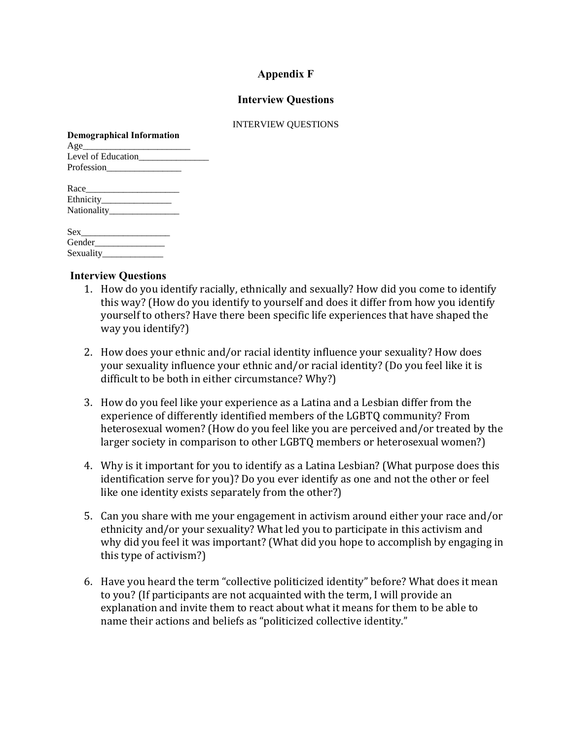# Appendix F

## Interview Questions

INTERVIEW QUESTIONS

**Demographical Information**

Age________________________
Level of Education________________
Profession_________________

Race_____________________
Ethnicity________________
Nationality________________

Sex____________________
Gender________________
Sexuality______________

### Interview Questions

1. How do you identify racially, ethnically and sexually? How did you come to identify this way? (How do you identify to yourself and does it differ from how you identify yourself to others? Have there been specific life experiences that have shaped the way you identify?)

2. How does your ethnic and/or racial identity influence your sexuality? How does your sexuality influence your ethnic and/or racial identity? (Do you feel like it is difficult to be both in either circumstance? Why?)

3. How do you feel like your experience as a Latina and a Lesbian differ from the experience of differently identified members of the LGBTQ community? From heterosexual women? (How do you feel like you are perceived and/or treated by the larger society in comparison to other LGBTQ members or heterosexual women?)

4. Why is it important for you to identify as a Latina Lesbian? (What purpose does this identification serve for you)? Do you ever identify as one and not the other or feel like one identity exists separately from the other?)

5. Can you share with me your engagement in activism around either your race and/or ethnicity and/or your sexuality? What led you to participate in this activism and why did you feel it was important? (What did you hope to accomplish by engaging in this type of activism?)

6. Have you heard the term "collective politicized identity" before? What does it mean to you? (If participants are not acquainted with the term, I will provide an explanation and invite them to react about what it means for them to be able to name their actions and beliefs as "politicized collective identity."